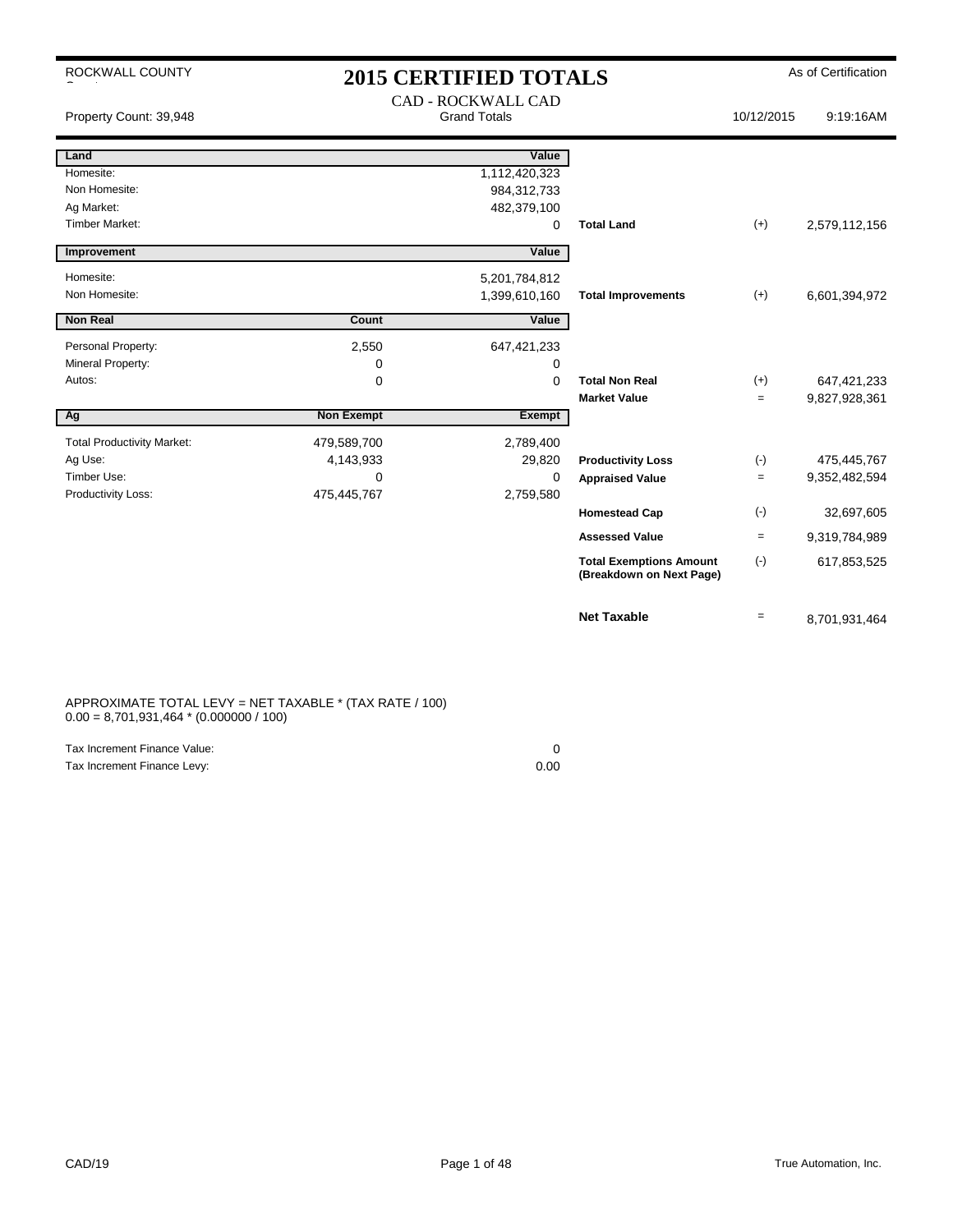ROCKWALL COUNTY

# 2015 CERTIFIED TOTALS

As of Certification

CAD - ROCKWALL CAD
Grand Totals

Property Count: 39,948

10/12/2015 9:19:16AM

| Land | | Value | | | |
|---|---|---|---|---|---|
| Homesite: | | 1,112,420,323 | | | |
| Non Homesite: | | 984,312,733 | | | |
| Ag Market: | | 482,379,100 | | | |
| Timber Market: | | 0 | **Total Land** | (+) | 2,579,112,156 |

| Improvement | | Value | | | |
|---|---|---|---|---|---|
| Homesite: | | 5,201,784,812 | | | |
| Non Homesite: | | 1,399,610,160 | **Total Improvements** | (+) | 6,601,394,972 |

| Non Real | Count | Value | | | |
|---|---|---|---|---|---|
| Personal Property: | 2,550 | 647,421,233 | | | |
| Mineral Property: | 0 | 0 | | | |
| Autos: | 0 | 0 | **Total Non Real** | (+) | 647,421,233 |
| | | | **Market Value** | = | 9,827,928,361 |

| Ag | Non Exempt | Exempt | | | |
|---|---|---|---|---|---|
| Total Productivity Market: | 479,589,700 | 2,789,400 | | | |
| Ag Use: | 4,143,933 | 29,820 | **Productivity Loss** | (-) | 475,445,767 |
| Timber Use: | 0 | 0 | **Appraised Value** | = | 9,352,482,594 |
| Productivity Loss: | 475,445,767 | 2,759,580 | | | |
| | | | **Homestead Cap** | (-) | 32,697,605 |
| | | | **Assessed Value** | = | 9,319,784,989 |
| | | | **Total Exemptions Amount (Breakdown on Next Page)** | (-) | 617,853,525 |
| | | | **Net Taxable** | = | 8,701,931,464 |

APPROXIMATE TOTAL LEVY = NET TAXABLE * (TAX RATE / 100)
0.00 = 8,701,931,464 * (0.000000 / 100)

| | |
|---|---|
| Tax Increment Finance Value: | 0 |
| Tax Increment Finance Levy: | 0.00 |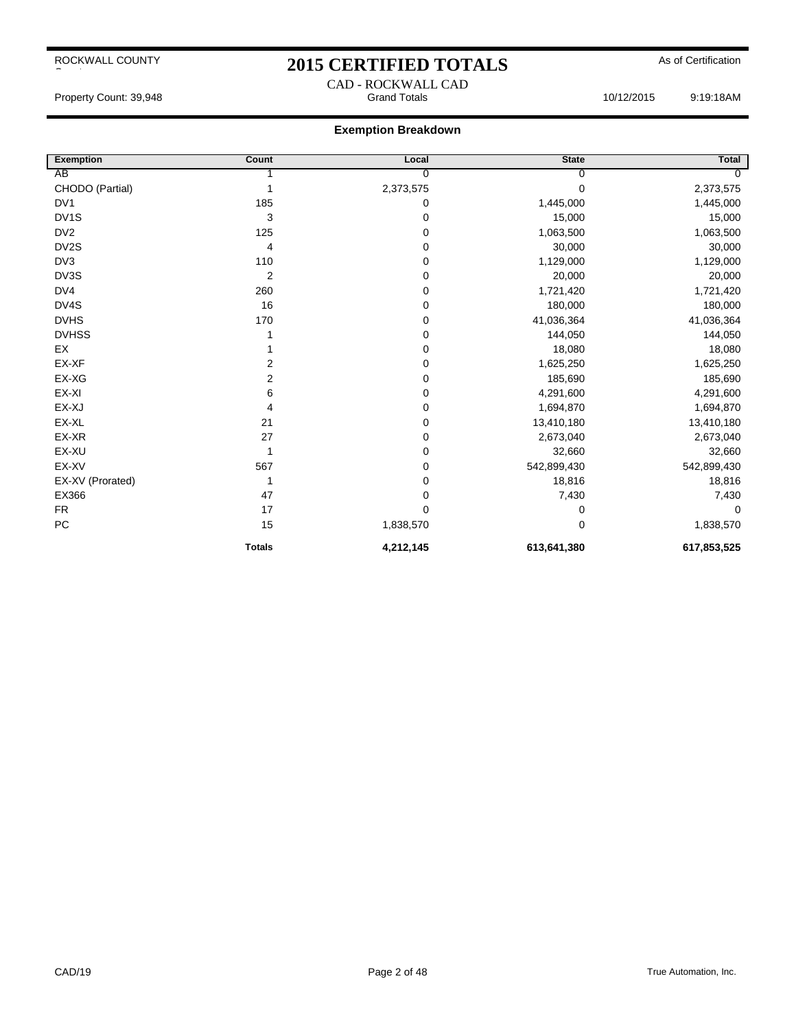ROCKWALL COUNTY

# 2015 CERTIFIED TOTALS

As of Certification

CAD - ROCKWALL CAD

Property Count: 39,948 | Grand Totals | 10/12/2015 9:19:18AM

## Exemption Breakdown

| Exemption | Count | Local | State | Total |
|---|---|---|---|---|
| AB | 1 | 0 | 0 | 0 |
| CHODO (Partial) | 1 | 2,373,575 | 0 | 2,373,575 |
| DV1 | 185 | 0 | 1,445,000 | 1,445,000 |
| DV1S | 3 | 0 | 15,000 | 15,000 |
| DV2 | 125 | 0 | 1,063,500 | 1,063,500 |
| DV2S | 4 | 0 | 30,000 | 30,000 |
| DV3 | 110 | 0 | 1,129,000 | 1,129,000 |
| DV3S | 2 | 0 | 20,000 | 20,000 |
| DV4 | 260 | 0 | 1,721,420 | 1,721,420 |
| DV4S | 16 | 0 | 180,000 | 180,000 |
| DVHS | 170 | 0 | 41,036,364 | 41,036,364 |
| DVHSS | 1 | 0 | 144,050 | 144,050 |
| EX | 1 | 0 | 18,080 | 18,080 |
| EX-XF | 2 | 0 | 1,625,250 | 1,625,250 |
| EX-XG | 2 | 0 | 185,690 | 185,690 |
| EX-XI | 6 | 0 | 4,291,600 | 4,291,600 |
| EX-XJ | 4 | 0 | 1,694,870 | 1,694,870 |
| EX-XL | 21 | 0 | 13,410,180 | 13,410,180 |
| EX-XR | 27 | 0 | 2,673,040 | 2,673,040 |
| EX-XU | 1 | 0 | 32,660 | 32,660 |
| EX-XV | 567 | 0 | 542,899,430 | 542,899,430 |
| EX-XV (Prorated) | 1 | 0 | 18,816 | 18,816 |
| EX366 | 47 | 0 | 7,430 | 7,430 |
| FR | 17 | 0 | 0 | 0 |
| PC | 15 | 1,838,570 | 0 | 1,838,570 |
| | **Totals** | **4,212,145** | **613,641,380** | **617,853,525** |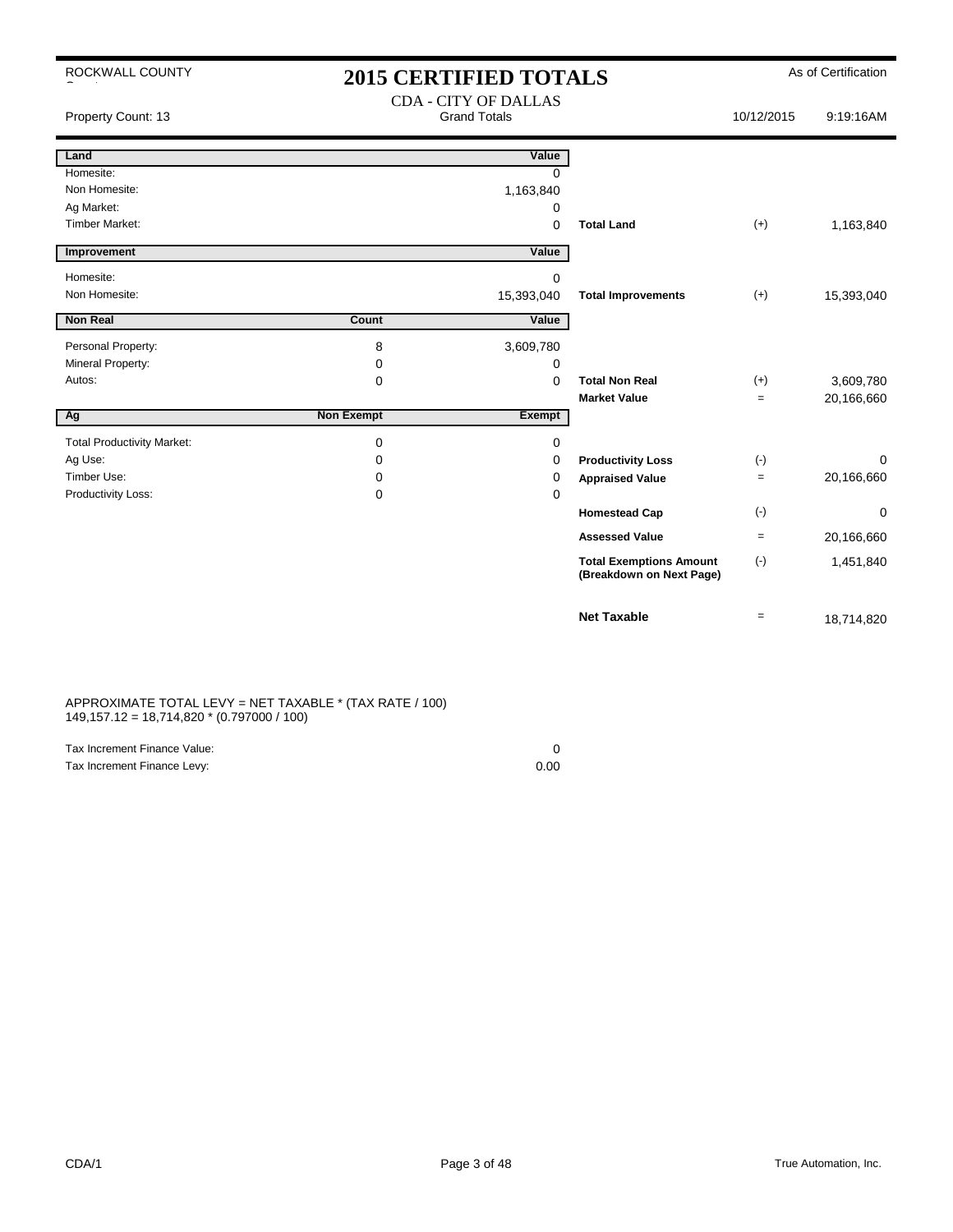ROCKWALL COUNTY

# 2015 CERTIFIED TOTALS

As of Certification

CDA - CITY OF DALLAS
Grand Totals

Property Count: 13 — 10/12/2015 9:19:16AM

| Land | | Value | | | |
|---|---|---|---|---|---|
| Homesite: | | 0 | | | |
| Non Homesite: | | 1,163,840 | | | |
| Ag Market: | | 0 | | | |
| Timber Market: | | 0 | **Total Land** | (+) | 1,163,840 |

| Improvement | | Value | | | |
|---|---|---|---|---|---|
| Homesite: | | 0 | | | |
| Non Homesite: | | 15,393,040 | **Total Improvements** | (+) | 15,393,040 |

| Non Real | Count | Value | | | |
|---|---|---|---|---|---|
| Personal Property: | 8 | 3,609,780 | | | |
| Mineral Property: | 0 | 0 | | | |
| Autos: | 0 | 0 | **Total Non Real** | (+) | 3,609,780 |
| | | | **Market Value** | = | 20,166,660 |

| Ag | Non Exempt | Exempt | | | |
|---|---|---|---|---|---|
| Total Productivity Market: | 0 | 0 | | | |
| Ag Use: | 0 | 0 | **Productivity Loss** | (-) | 0 |
| Timber Use: | 0 | 0 | **Appraised Value** | = | 20,166,660 |
| Productivity Loss: | 0 | 0 | | | |
| | | | **Homestead Cap** | (-) | 0 |
| | | | **Assessed Value** | = | 20,166,660 |
| | | | **Total Exemptions Amount (Breakdown on Next Page)** | (-) | 1,451,840 |
| | | | **Net Taxable** | = | 18,714,820 |

APPROXIMATE TOTAL LEVY = NET TAXABLE * (TAX RATE / 100)
149,157.12 = 18,714,820 * (0.797000 / 100)

| | |
|---|---|
| Tax Increment Finance Value: | 0 |
| Tax Increment Finance Levy: | 0.00 |

CDA/1 — True Automation, Inc.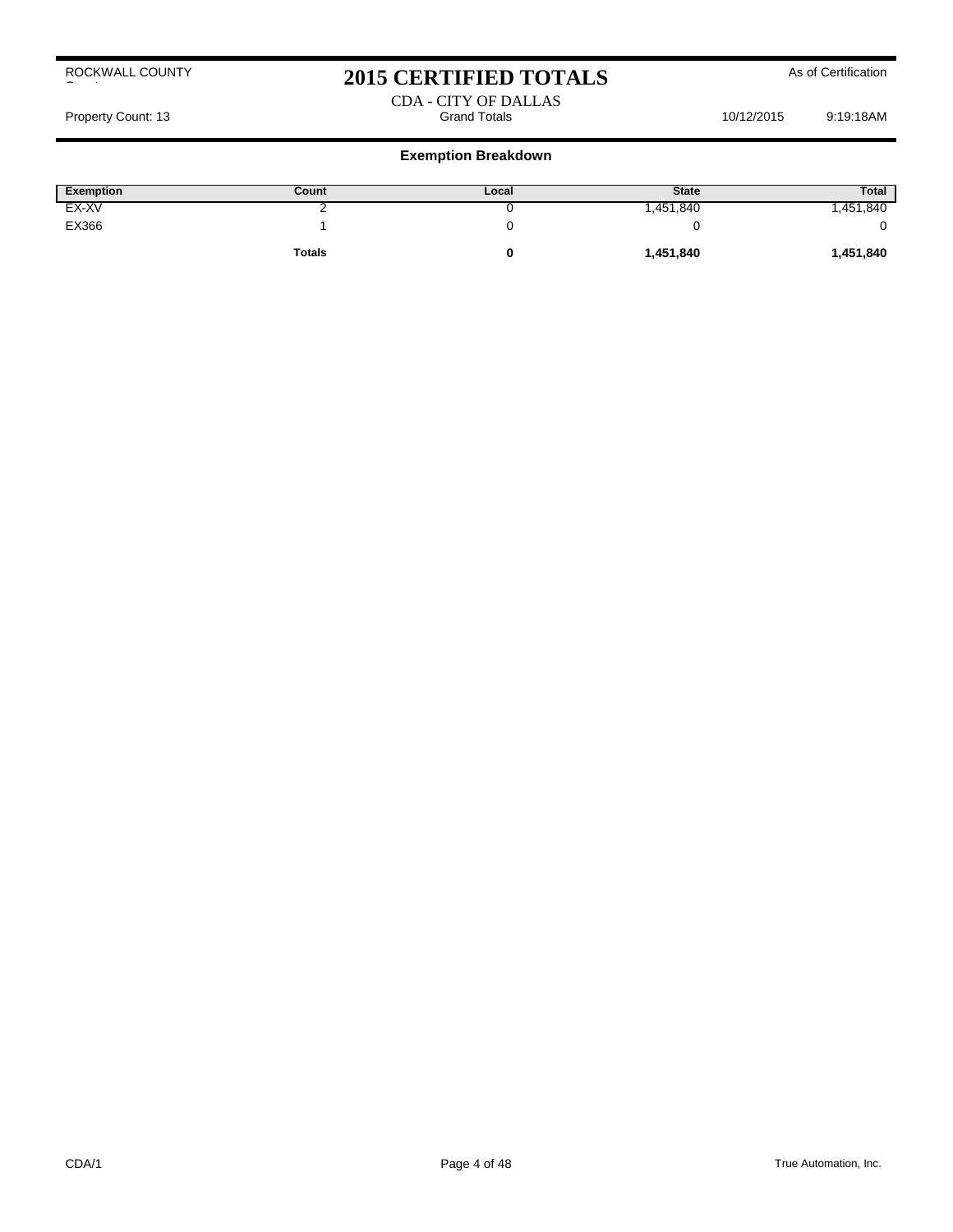# 2015 CERTIFIED TOTALS

ROCKWALL COUNTY

As of Certification

CDA - CITY OF DALLAS
Grand Totals

Property Count: 13

10/12/2015 9:19:18AM

## Exemption Breakdown

| Exemption | Count | Local | State | Total |
|---|---|---|---|---|
| EX-XV | 2 | 0 | 1,451,840 | 1,451,840 |
| EX366 | 1 | 0 | 0 | 0 |
| | **Totals** | **0** | **1,451,840** | **1,451,840** |

CDA/1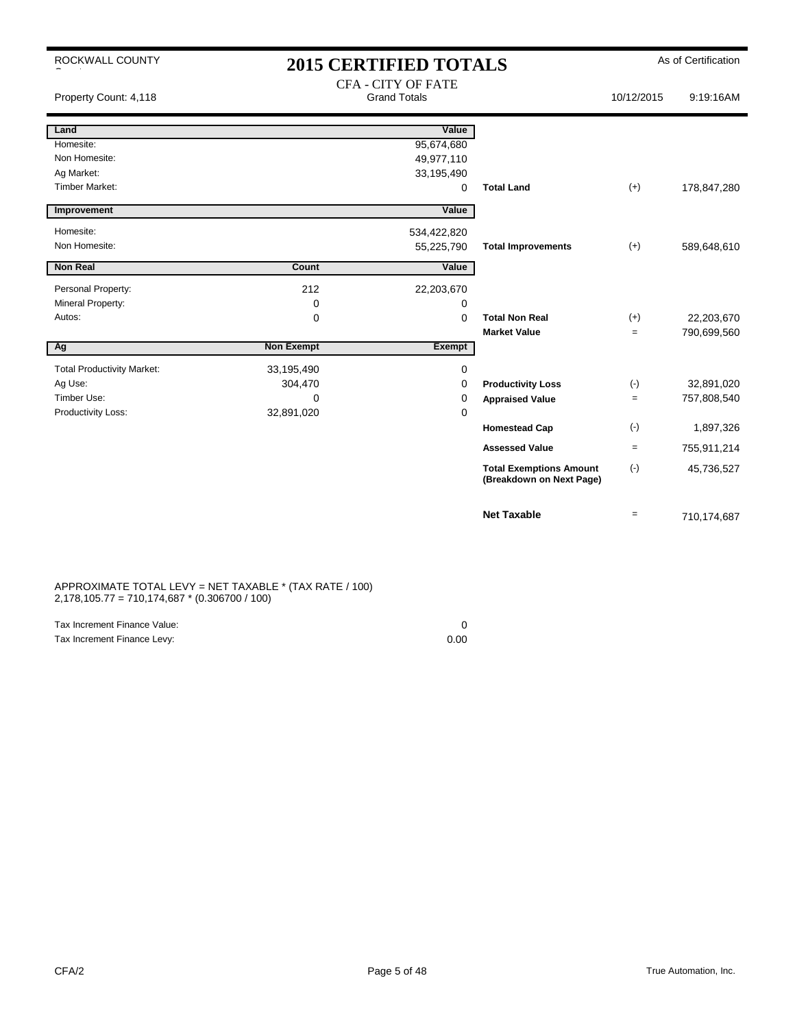ROCKWALL COUNTY

# 2015 CERTIFIED TOTALS

As of Certification

Property Count: 4,118

CFA - CITY OF FATE
Grand Totals

10/12/2015 9:19:16AM

| Land | | Value | | | |
|---|---|---|---|---|---|
| Homesite: | | 95,674,680 | | | |
| Non Homesite: | | 49,977,110 | | | |
| Ag Market: | | 33,195,490 | | | |
| Timber Market: | | 0 | **Total Land** | (+) | 178,847,280 |

| Improvement | | Value | | | |
|---|---|---|---|---|---|
| Homesite: | | 534,422,820 | | | |
| Non Homesite: | | 55,225,790 | **Total Improvements** | (+) | 589,648,610 |

| Non Real | Count | Value | | | |
|---|---|---|---|---|---|
| Personal Property: | 212 | 22,203,670 | | | |
| Mineral Property: | 0 | 0 | | | |
| Autos: | 0 | 0 | **Total Non Real** | (+) | 22,203,670 |
| | | | **Market Value** | = | 790,699,560 |

| Ag | Non Exempt | Exempt | | | |
|---|---|---|---|---|---|
| Total Productivity Market: | 33,195,490 | 0 | | | |
| Ag Use: | 304,470 | 0 | **Productivity Loss** | (-) | 32,891,020 |
| Timber Use: | 0 | 0 | **Appraised Value** | = | 757,808,540 |
| Productivity Loss: | 32,891,020 | 0 | | | |
| | | | **Homestead Cap** | (-) | 1,897,326 |
| | | | **Assessed Value** | = | 755,911,214 |
| | | | **Total Exemptions Amount (Breakdown on Next Page)** | (-) | 45,736,527 |
| | | | **Net Taxable** | = | 710,174,687 |

APPROXIMATE TOTAL LEVY = NET TAXABLE * (TAX RATE / 100)
2,178,105.77 = 710,174,687 * (0.306700 / 100)

| | |
|---|---|
| Tax Increment Finance Value: | 0 |
| Tax Increment Finance Levy: | 0.00 |

CFA/2

True Automation, Inc.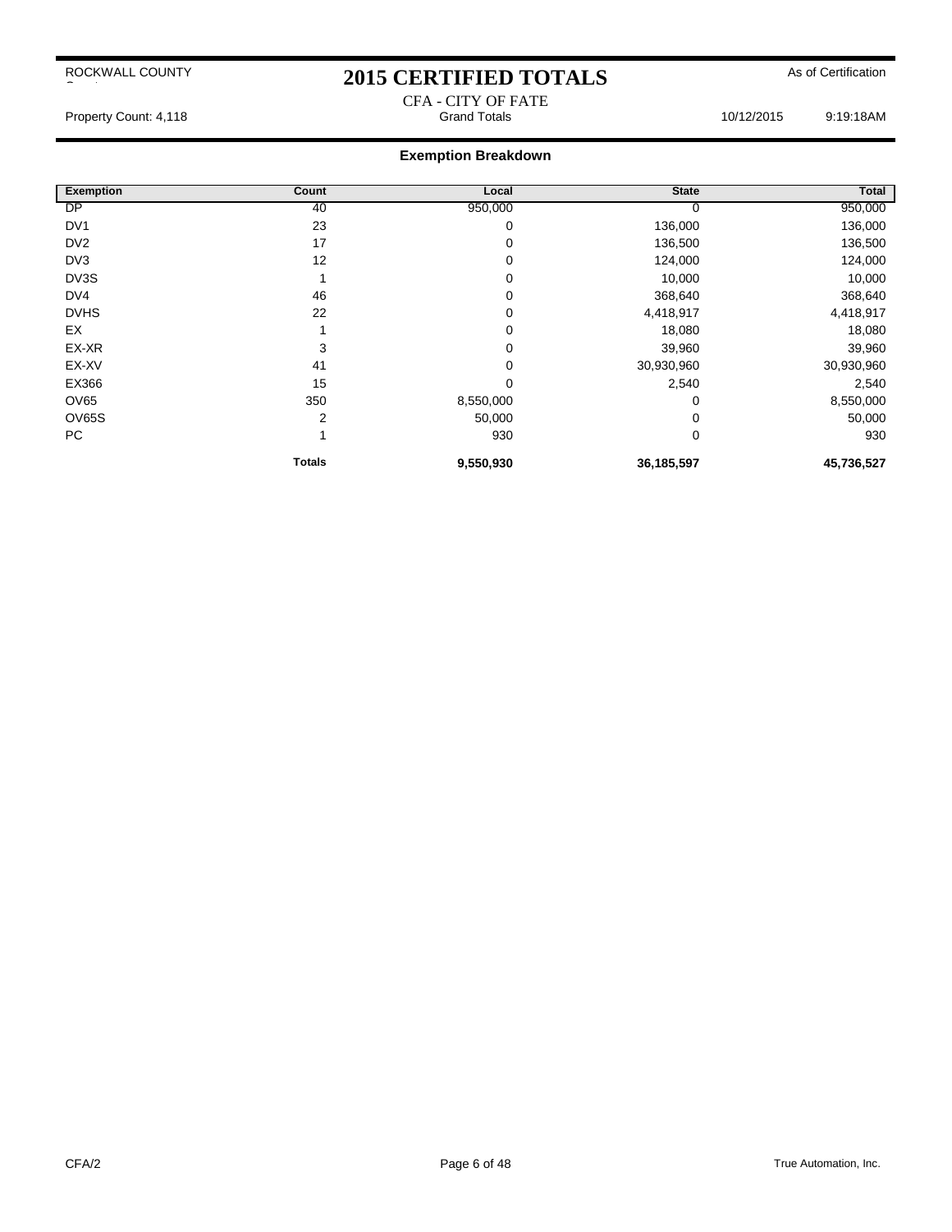ROCKWALL COUNTY

# 2015 CERTIFIED TOTALS

As of Certification

CFA - CITY OF FATE

Property Count: 4,118 | Grand Totals | 10/12/2015 9:19:18AM

## Exemption Breakdown

| Exemption | Count | Local | State | Total |
|---|---|---|---|---|
| DP | 40 | 950,000 | 0 | 950,000 |
| DV1 | 23 | 0 | 136,000 | 136,000 |
| DV2 | 17 | 0 | 136,500 | 136,500 |
| DV3 | 12 | 0 | 124,000 | 124,000 |
| DV3S | 1 | 0 | 10,000 | 10,000 |
| DV4 | 46 | 0 | 368,640 | 368,640 |
| DVHS | 22 | 0 | 4,418,917 | 4,418,917 |
| EX | 1 | 0 | 18,080 | 18,080 |
| EX-XR | 3 | 0 | 39,960 | 39,960 |
| EX-XV | 41 | 0 | 30,930,960 | 30,930,960 |
| EX366 | 15 | 0 | 2,540 | 2,540 |
| OV65 | 350 | 8,550,000 | 0 | 8,550,000 |
| OV65S | 2 | 50,000 | 0 | 50,000 |
| PC | 1 | 930 | 0 | 930 |
| | **Totals** | **9,550,930** | **36,185,597** | **45,736,527** |

CFA/2 | True Automation, Inc.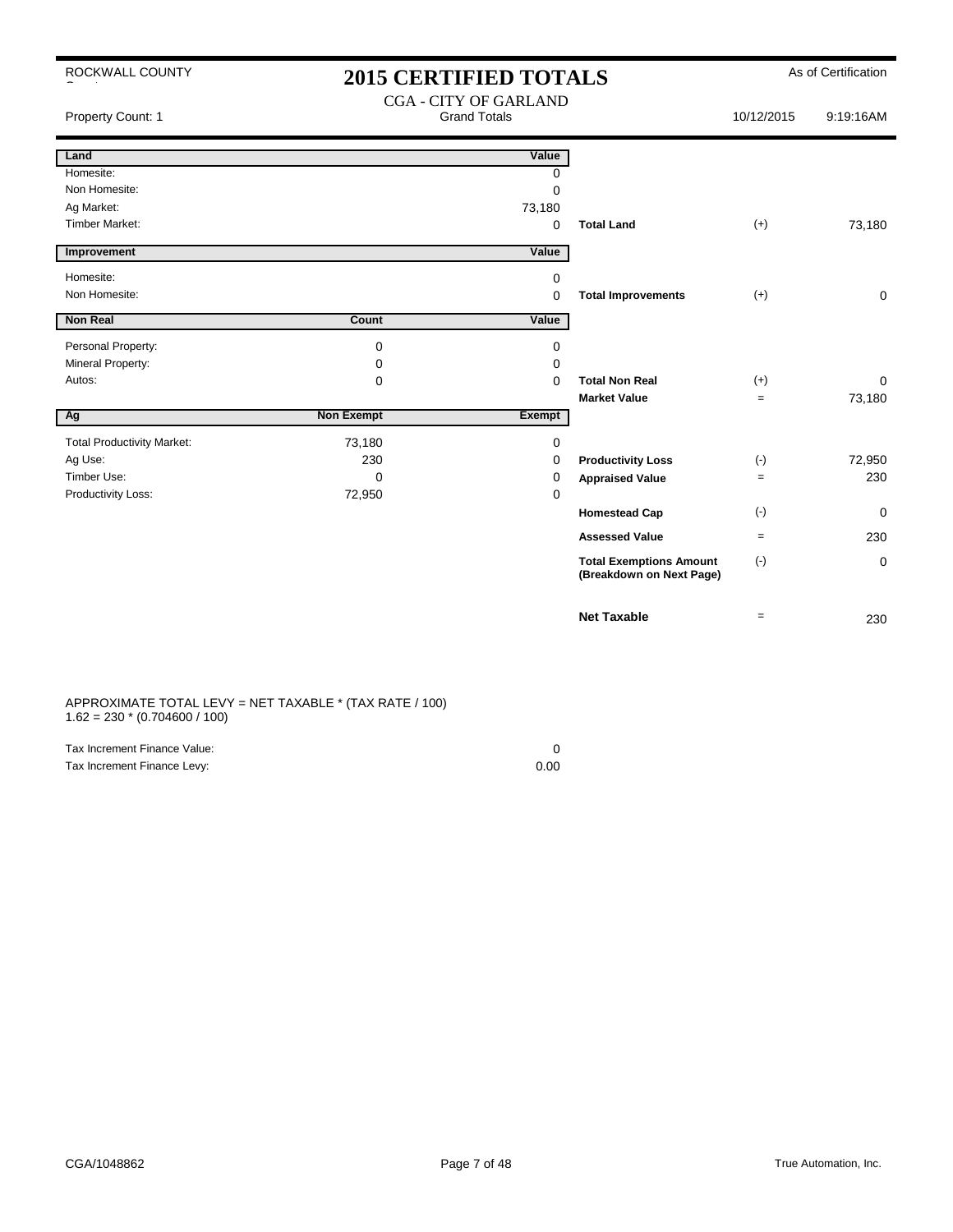ROCKWALL COUNTY

# 2015 CERTIFIED TOTALS

As of Certification

CGA - CITY OF GARLAND
Grand Totals

Property Count: 1 | 10/12/2015 | 9:19:16AM

| Land | | Value | | | |
|---|---|---|---|---|---|
| Homesite: | | 0 | | | |
| Non Homesite: | | 0 | | | |
| Ag Market: | | 73,180 | | | |
| Timber Market: | | 0 | **Total Land** | (+) | 73,180 |

| Improvement | | Value | | | |
|---|---|---|---|---|---|
| Homesite: | | 0 | | | |
| Non Homesite: | | 0 | **Total Improvements** | (+) | 0 |

| Non Real | Count | Value | | | |
|---|---|---|---|---|---|
| Personal Property: | 0 | 0 | | | |
| Mineral Property: | 0 | 0 | | | |
| Autos: | 0 | 0 | **Total Non Real** | (+) | 0 |
| | | | **Market Value** | = | 73,180 |

| Ag | Non Exempt | Exempt | | | |
|---|---|---|---|---|---|
| Total Productivity Market: | 73,180 | 0 | | | |
| Ag Use: | 230 | 0 | **Productivity Loss** | (-) | 72,950 |
| Timber Use: | 0 | 0 | **Appraised Value** | = | 230 |
| Productivity Loss: | 72,950 | 0 | | | |
| | | | **Homestead Cap** | (-) | 0 |
| | | | **Assessed Value** | = | 230 |
| | | | **Total Exemptions Amount (Breakdown on Next Page)** | (-) | 0 |
| | | | **Net Taxable** | = | 230 |

APPROXIMATE TOTAL LEVY = NET TAXABLE * (TAX RATE / 100)
1.62 = 230 * (0.704600 / 100)

| | |
|---|---|
| Tax Increment Finance Value: | 0 |
| Tax Increment Finance Levy: | 0.00 |

CGA/1048862

True Automation, Inc.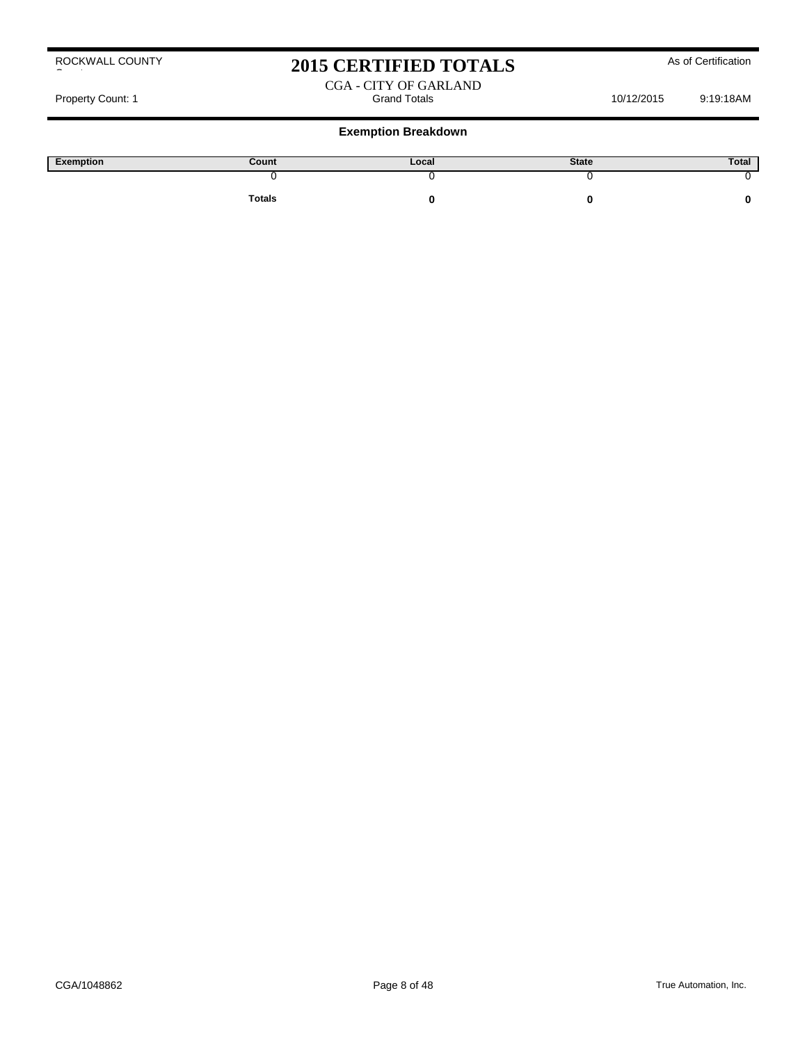ROCKWALL COUNTY

# 2015 CERTIFIED TOTALS

As of Certification

CGA - CITY OF GARLAND

Property Count: 1 | Grand Totals | 10/12/2015 9:19:18AM

## Exemption Breakdown

| Exemption | Count | Local | State | Total |
|---|---|---|---|---|
| | 0 | 0 | 0 | 0 |
| | **Totals** | **0** | **0** | **0** |

CGA/1048862

True Automation, Inc.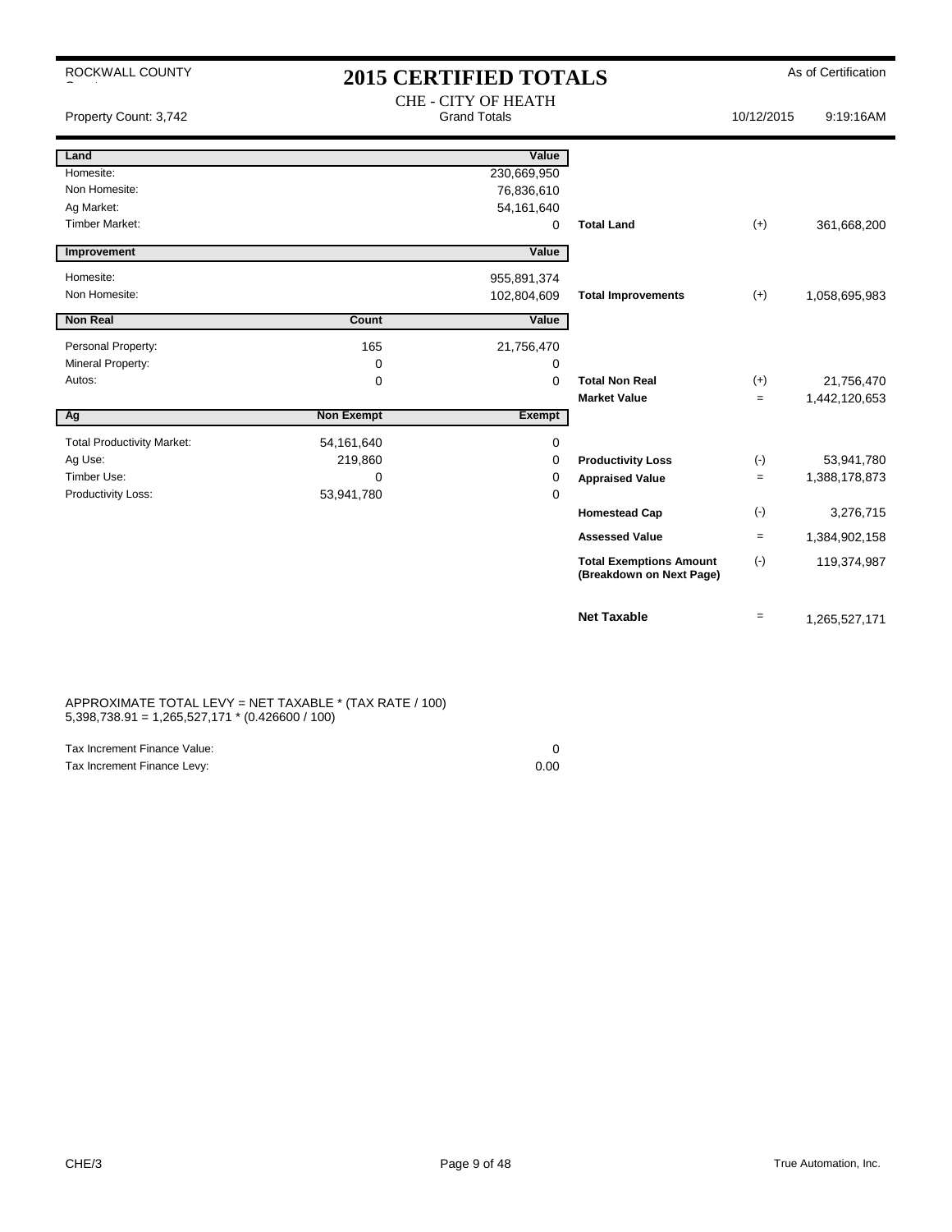ROCKWALL COUNTY

# 2015 CERTIFIED TOTALS

As of Certification

Property Count: 3,742

CHE - CITY OF HEATH
Grand Totals

10/12/2015 9:19:16AM

| Land | | Value | | | |
|---|---|---|---|---|---|
| Homesite: | | 230,669,950 | | | |
| Non Homesite: | | 76,836,610 | | | |
| Ag Market: | | 54,161,640 | | | |
| Timber Market: | | 0 | **Total Land** | (+) | 361,668,200 |

| Improvement | | Value | | | |
|---|---|---|---|---|---|
| Homesite: | | 955,891,374 | | | |
| Non Homesite: | | 102,804,609 | **Total Improvements** | (+) | 1,058,695,983 |

| Non Real | Count | Value | | | |
|---|---|---|---|---|---|
| Personal Property: | 165 | 21,756,470 | | | |
| Mineral Property: | 0 | 0 | | | |
| Autos: | 0 | 0 | **Total Non Real** | (+) | 21,756,470 |
| | | | **Market Value** | = | 1,442,120,653 |

| Ag | Non Exempt | Exempt | | | |
|---|---|---|---|---|---|
| Total Productivity Market: | 54,161,640 | 0 | | | |
| Ag Use: | 219,860 | 0 | **Productivity Loss** | (-) | 53,941,780 |
| Timber Use: | 0 | 0 | **Appraised Value** | = | 1,388,178,873 |
| Productivity Loss: | 53,941,780 | 0 | | | |
| | | | **Homestead Cap** | (-) | 3,276,715 |
| | | | **Assessed Value** | = | 1,384,902,158 |
| | | | **Total Exemptions Amount (Breakdown on Next Page)** | (-) | 119,374,987 |
| | | | **Net Taxable** | = | 1,265,527,171 |

APPROXIMATE TOTAL LEVY = NET TAXABLE * (TAX RATE / 100)
5,398,738.91 = 1,265,527,171 * (0.426600 / 100)

| | |
|---|---|
| Tax Increment Finance Value: | 0 |
| Tax Increment Finance Levy: | 0.00 |

CHE/3

True Automation, Inc.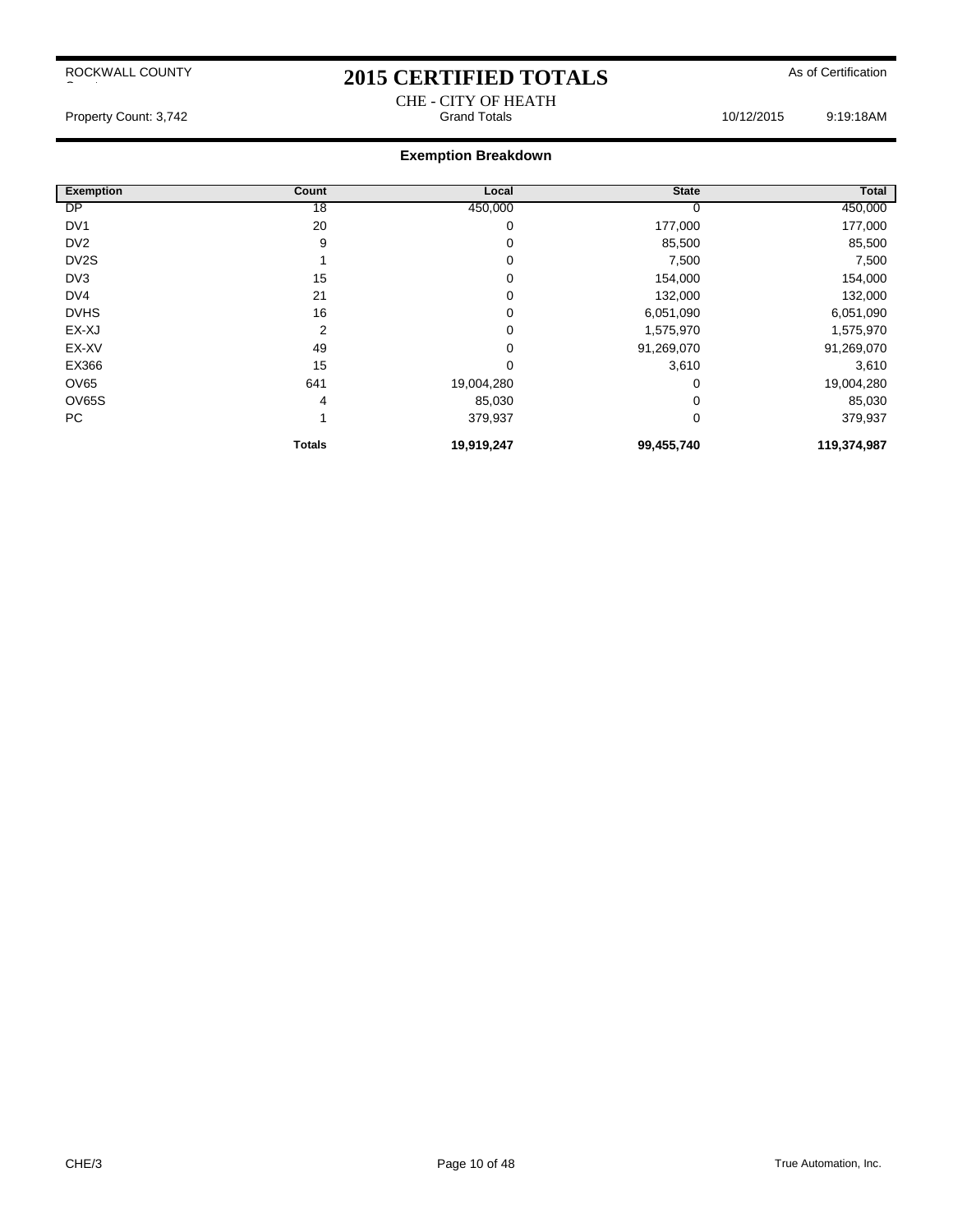ROCKWALL COUNTY

# 2015 CERTIFIED TOTALS

As of Certification

CHE - CITY OF HEATH

Property Count: 3,742 | Grand Totals | 10/12/2015 9:19:18AM

## Exemption Breakdown

| Exemption | Count | Local | State | Total |
|---|---|---|---|---|
| DP | 18 | 450,000 | 0 | 450,000 |
| DV1 | 20 | 0 | 177,000 | 177,000 |
| DV2 | 9 | 0 | 85,500 | 85,500 |
| DV2S | 1 | 0 | 7,500 | 7,500 |
| DV3 | 15 | 0 | 154,000 | 154,000 |
| DV4 | 21 | 0 | 132,000 | 132,000 |
| DVHS | 16 | 0 | 6,051,090 | 6,051,090 |
| EX-XJ | 2 | 0 | 1,575,970 | 1,575,970 |
| EX-XV | 49 | 0 | 91,269,070 | 91,269,070 |
| EX366 | 15 | 0 | 3,610 | 3,610 |
| OV65 | 641 | 19,004,280 | 0 | 19,004,280 |
| OV65S | 4 | 85,030 | 0 | 85,030 |
| PC | 1 | 379,937 | 0 | 379,937 |
| | **Totals** | **19,919,247** | **99,455,740** | **119,374,987** |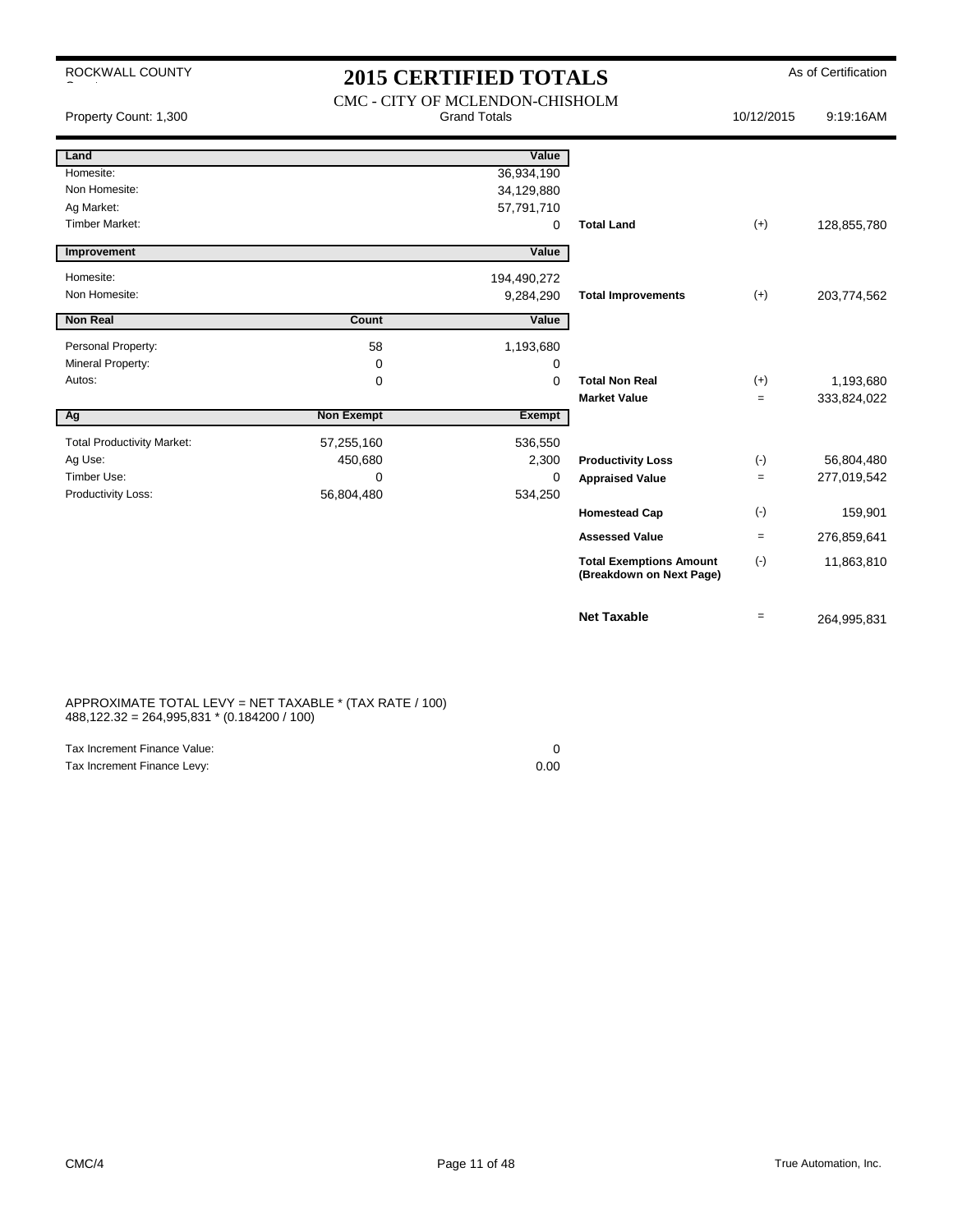ROCKWALL COUNTY

# 2015 CERTIFIED TOTALS

As of Certification

## CMC - CITY OF MCLENDON-CHISHOLM

Property Count: 1,300 | Grand Totals | 10/12/2015 | 9:19:16AM

| Land | | Value | | | |
|---|---|---|---|---|---|
| Homesite: | | 36,934,190 | | | |
| Non Homesite: | | 34,129,880 | | | |
| Ag Market: | | 57,791,710 | | | |
| Timber Market: | | 0 | **Total Land** | (+) | 128,855,780 |

| Improvement | | Value | | | |
|---|---|---|---|---|---|
| Homesite: | | 194,490,272 | | | |
| Non Homesite: | | 9,284,290 | **Total Improvements** | (+) | 203,774,562 |

| Non Real | Count | Value | | | |
|---|---|---|---|---|---|
| Personal Property: | 58 | 1,193,680 | | | |
| Mineral Property: | 0 | 0 | | | |
| Autos: | 0 | 0 | **Total Non Real** | (+) | 1,193,680 |
| | | | **Market Value** | = | 333,824,022 |

| Ag | Non Exempt | Exempt | | | |
|---|---|---|---|---|---|
| Total Productivity Market: | 57,255,160 | 536,550 | | | |
| Ag Use: | 450,680 | 2,300 | **Productivity Loss** | (-) | 56,804,480 |
| Timber Use: | 0 | 0 | **Appraised Value** | = | 277,019,542 |
| Productivity Loss: | 56,804,480 | 534,250 | | | |
| | | | **Homestead Cap** | (-) | 159,901 |
| | | | **Assessed Value** | = | 276,859,641 |
| | | | **Total Exemptions Amount (Breakdown on Next Page)** | (-) | 11,863,810 |
| | | | **Net Taxable** | = | 264,995,831 |

APPROXIMATE TOTAL LEVY = NET TAXABLE * (TAX RATE / 100)
488,122.32 = 264,995,831 * (0.184200 / 100)

| | |
|---|---|
| Tax Increment Finance Value: | 0 |
| Tax Increment Finance Levy: | 0.00 |

CMC/4

True Automation, Inc.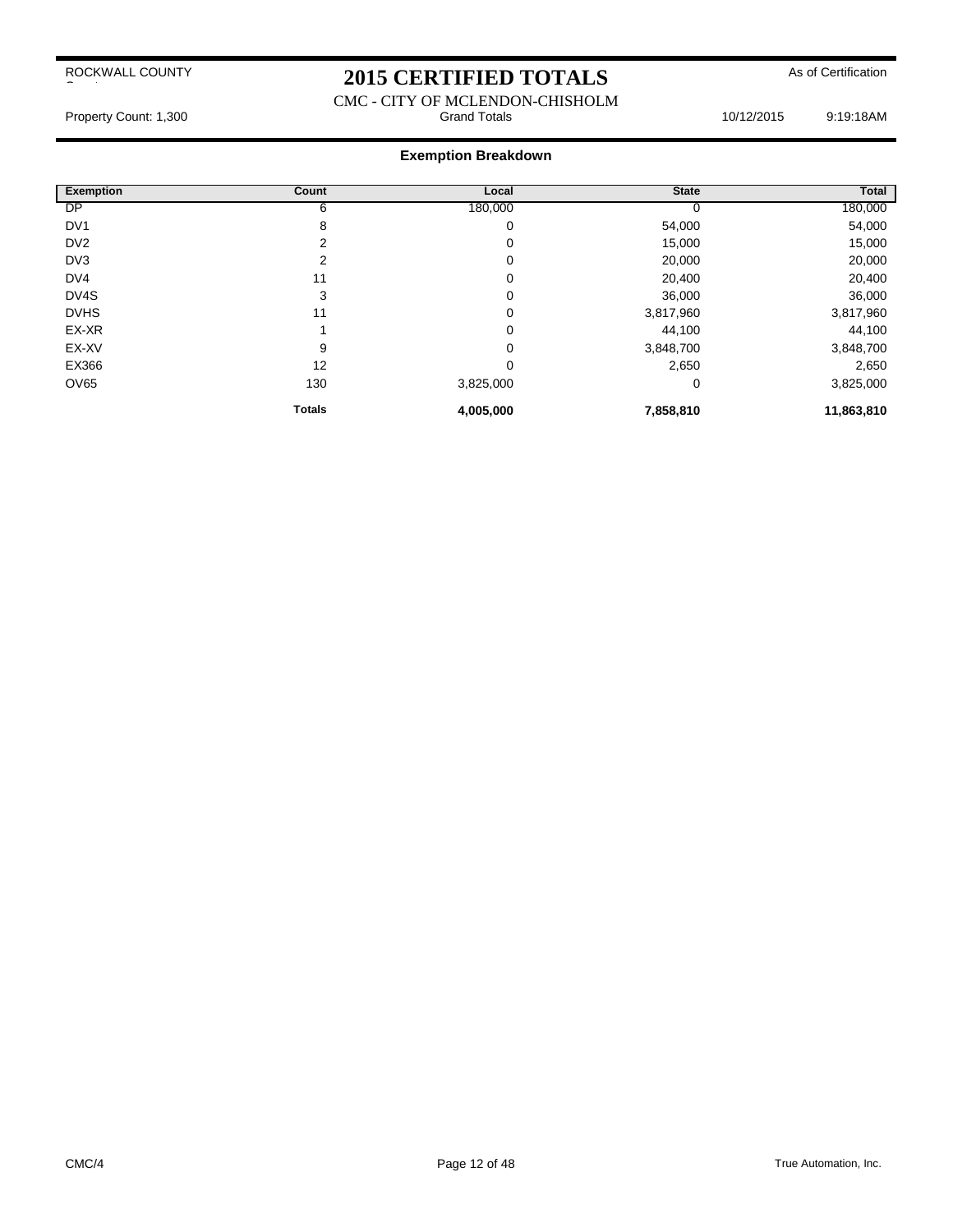ROCKWALL COUNTY

# 2015 CERTIFIED TOTALS

As of Certification

CMC - CITY OF MCLENDON-CHISHOLM

Property Count: 1,300 | Grand Totals | 10/12/2015 9:19:18AM

## Exemption Breakdown

| Exemption | Count | Local | State | Total |
|---|---|---|---|---|
| DP | 6 | 180,000 | 0 | 180,000 |
| DV1 | 8 | 0 | 54,000 | 54,000 |
| DV2 | 2 | 0 | 15,000 | 15,000 |
| DV3 | 2 | 0 | 20,000 | 20,000 |
| DV4 | 11 | 0 | 20,400 | 20,400 |
| DV4S | 3 | 0 | 36,000 | 36,000 |
| DVHS | 11 | 0 | 3,817,960 | 3,817,960 |
| EX-XR | 1 | 0 | 44,100 | 44,100 |
| EX-XV | 9 | 0 | 3,848,700 | 3,848,700 |
| EX366 | 12 | 0 | 2,650 | 2,650 |
| OV65 | 130 | 3,825,000 | 0 | 3,825,000 |
| | **Totals** | **4,005,000** | **7,858,810** | **11,863,810** |

CMC/4

True Automation, Inc.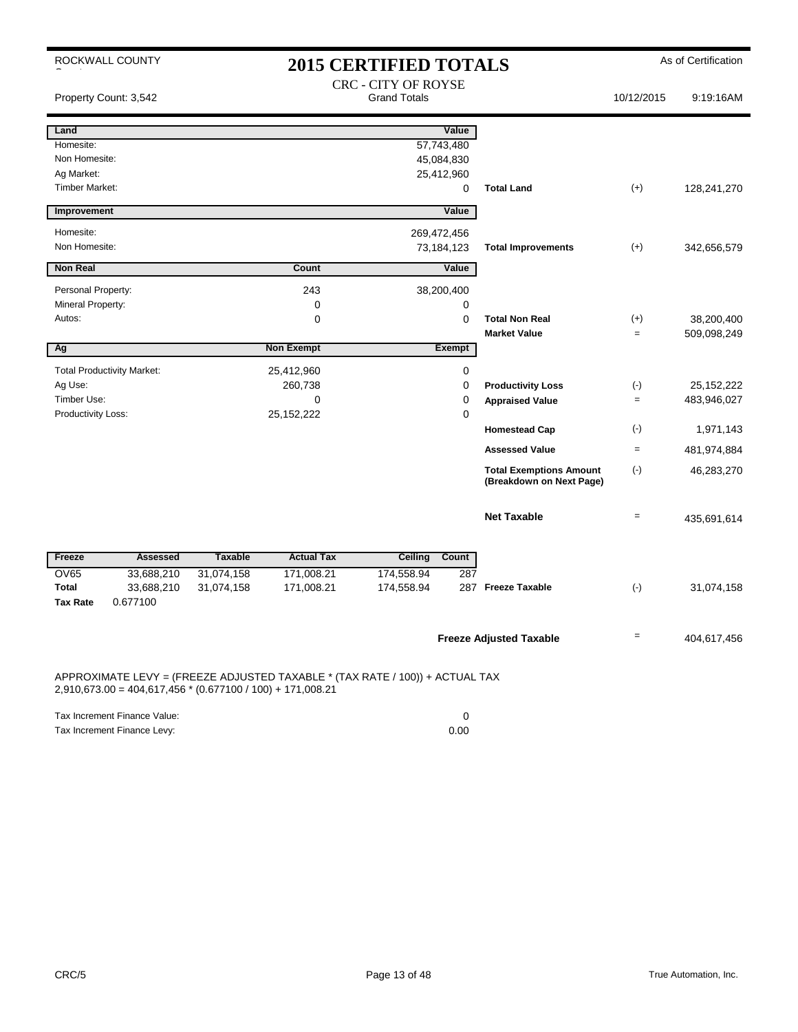ROCKWALL COUNTY

# 2015 CERTIFIED TOTALS

As of Certification

CRC - CITY OF ROYSE
Grand Totals

Property Count: 3,542 | 10/12/2015 9:19:16AM

| Land | | Value | | | |
|---|---|---|---|---|---|
| Homesite: | | 57,743,480 | | | |
| Non Homesite: | | 45,084,830 | | | |
| Ag Market: | | 25,412,960 | | | |
| Timber Market: | | 0 | **Total Land** | (+) | 128,241,270 |

| Improvement | | Value | | | |
|---|---|---|---|---|---|
| Homesite: | | 269,472,456 | | | |
| Non Homesite: | | 73,184,123 | **Total Improvements** | (+) | 342,656,579 |

| Non Real | Count | Value | | | |
|---|---|---|---|---|---|
| Personal Property: | 243 | 38,200,400 | | | |
| Mineral Property: | 0 | 0 | | | |
| Autos: | 0 | 0 | **Total Non Real** | (+) | 38,200,400 |
| | | | **Market Value** | = | 509,098,249 |

| Ag | Non Exempt | Exempt | | | |
|---|---|---|---|---|---|
| Total Productivity Market: | 25,412,960 | 0 | | | |
| Ag Use: | 260,738 | 0 | **Productivity Loss** | (-) | 25,152,222 |
| Timber Use: | 0 | 0 | **Appraised Value** | = | 483,946,027 |
| Productivity Loss: | 25,152,222 | 0 | | | |
| | | | **Homestead Cap** | (-) | 1,971,143 |
| | | | **Assessed Value** | = | 481,974,884 |
| | | | **Total Exemptions Amount (Breakdown on Next Page)** | (-) | 46,283,270 |
| | | | **Net Taxable** | = | 435,691,614 |

| Freeze | Assessed | Taxable | Actual Tax | Ceiling | Count | | | |
|---|---|---|---|---|---|---|---|---|
| OV65 | 33,688,210 | 31,074,158 | 171,008.21 | 174,558.94 | 287 | | | |
| **Total** | 33,688,210 | 31,074,158 | 171,008.21 | 174,558.94 | 287 | **Freeze Taxable** | (-) | 31,074,158 |
| **Tax Rate** | 0.677100 | | | | | | | |

| | | |
|---|---|---|
| **Freeze Adjusted Taxable** | = | 404,617,456 |

APPROXIMATE LEVY = (FREEZE ADJUSTED TAXABLE * (TAX RATE / 100)) + ACTUAL TAX
2,910,673.00 = 404,617,456 * (0.677100 / 100) + 171,008.21

| | |
|---|---|
| Tax Increment Finance Value: | 0 |
| Tax Increment Finance Levy: | 0.00 |

CRC/5 | True Automation, Inc.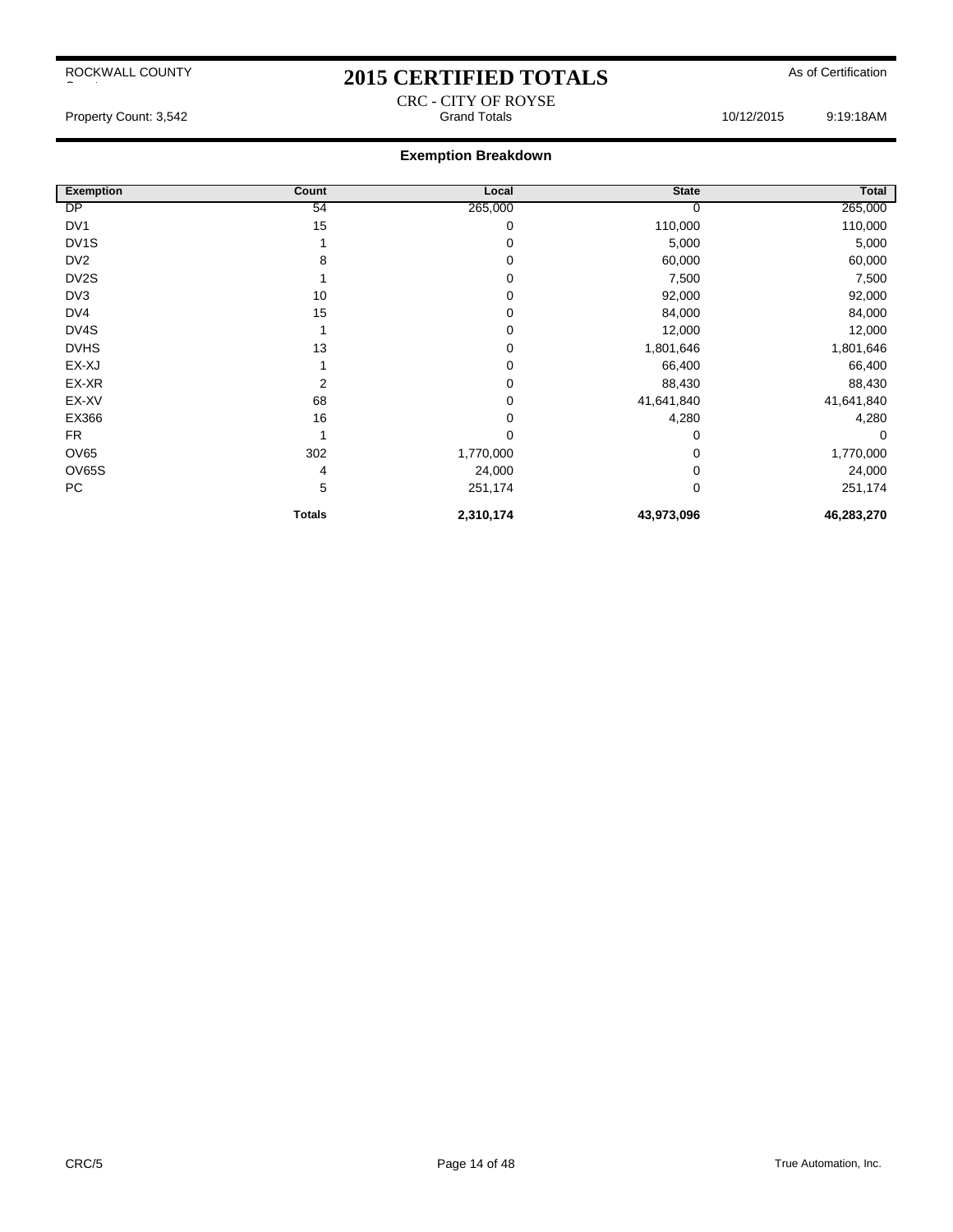# 2015 CERTIFIED TOTALS

ROCKWALL COUNTY

As of Certification

CRC - CITY OF ROYSE

Property Count: 3,542

Grand Totals

10/12/2015 9:19:18AM

## Exemption Breakdown

| Exemption | Count | Local | State | Total |
|---|---|---|---|---|
| DP | 54 | 265,000 | 0 | 265,000 |
| DV1 | 15 | 0 | 110,000 | 110,000 |
| DV1S | 1 | 0 | 5,000 | 5,000 |
| DV2 | 8 | 0 | 60,000 | 60,000 |
| DV2S | 1 | 0 | 7,500 | 7,500 |
| DV3 | 10 | 0 | 92,000 | 92,000 |
| DV4 | 15 | 0 | 84,000 | 84,000 |
| DV4S | 1 | 0 | 12,000 | 12,000 |
| DVHS | 13 | 0 | 1,801,646 | 1,801,646 |
| EX-XJ | 1 | 0 | 66,400 | 66,400 |
| EX-XR | 2 | 0 | 88,430 | 88,430 |
| EX-XV | 68 | 0 | 41,641,840 | 41,641,840 |
| EX366 | 16 | 0 | 4,280 | 4,280 |
| FR | 1 | 0 | 0 | 0 |
| OV65 | 302 | 1,770,000 | 0 | 1,770,000 |
| OV65S | 4 | 24,000 | 0 | 24,000 |
| PC | 5 | 251,174 | 0 | 251,174 |
| | **Totals** | **2,310,174** | **43,973,096** | **46,283,270** |

CRC/5

True Automation, Inc.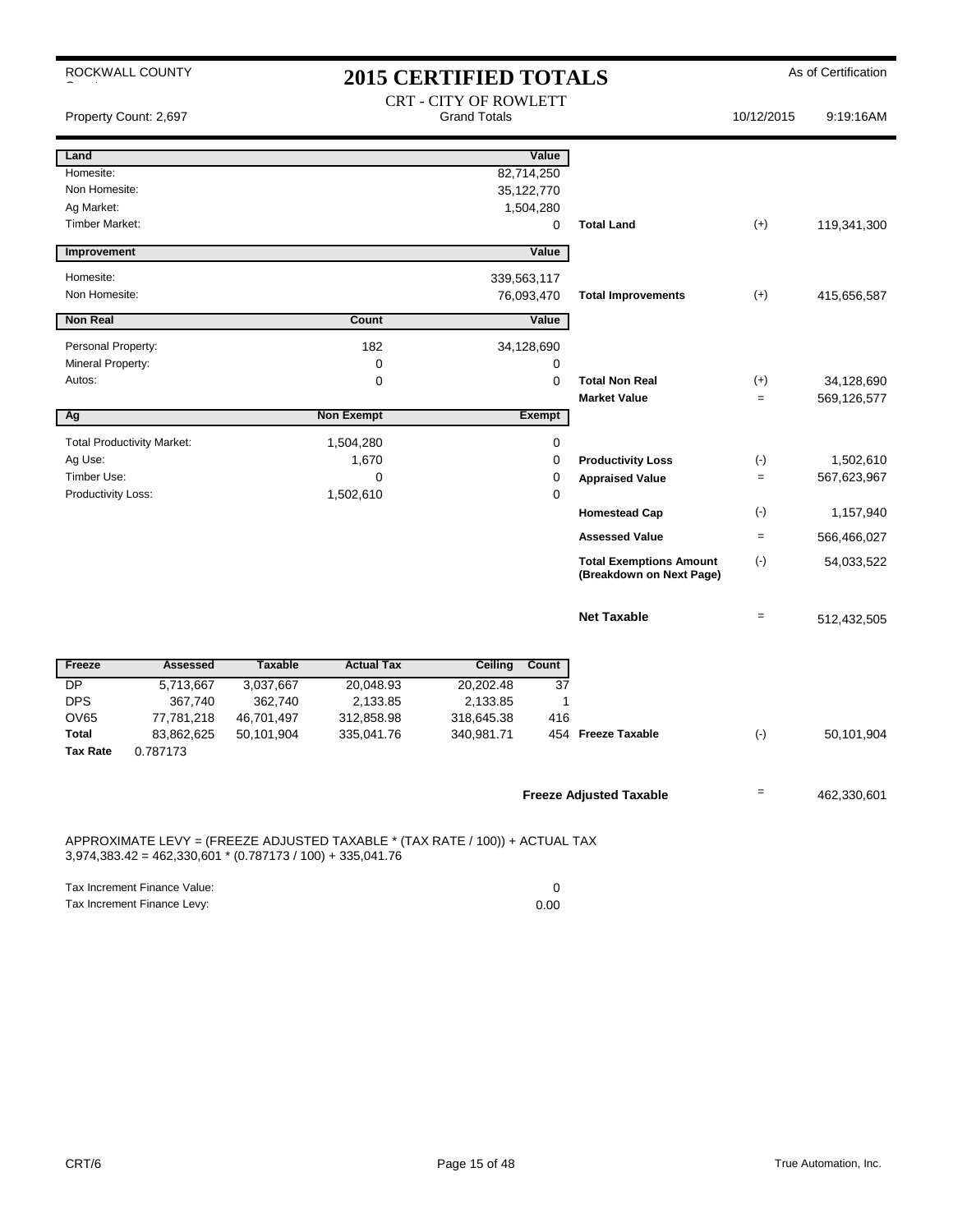ROCKWALL COUNTY

# 2015 CERTIFIED TOTALS

As of Certification

Property Count: 2,697

CRT - CITY OF ROWLETT
Grand Totals

10/12/2015 9:19:16AM

| Land | | Value | | | |
|---|---|---|---|---|---|
| Homesite: | | 82,714,250 | | | |
| Non Homesite: | | 35,122,770 | | | |
| Ag Market: | | 1,504,280 | | | |
| Timber Market: | | 0 | **Total Land** | (+) | 119,341,300 |

| Improvement | | Value | | | |
|---|---|---|---|---|---|
| Homesite: | | 339,563,117 | | | |
| Non Homesite: | | 76,093,470 | **Total Improvements** | (+) | 415,656,587 |

| Non Real | Count | Value | | | |
|---|---|---|---|---|---|
| Personal Property: | 182 | 34,128,690 | | | |
| Mineral Property: | 0 | 0 | | | |
| Autos: | 0 | 0 | **Total Non Real** | (+) | 34,128,690 |
| | | | **Market Value** | = | 569,126,577 |

| Ag | Non Exempt | Exempt | | | |
|---|---|---|---|---|---|
| Total Productivity Market: | 1,504,280 | 0 | | | |
| Ag Use: | 1,670 | 0 | **Productivity Loss** | (-) | 1,502,610 |
| Timber Use: | 0 | 0 | **Appraised Value** | = | 567,623,967 |
| Productivity Loss: | 1,502,610 | 0 | | | |
| | | | **Homestead Cap** | (-) | 1,157,940 |
| | | | **Assessed Value** | = | 566,466,027 |
| | | | **Total Exemptions Amount (Breakdown on Next Page)** | (-) | 54,033,522 |
| | | | **Net Taxable** | = | 512,432,505 |

| Freeze | Assessed | Taxable | Actual Tax | Ceiling | Count | | | |
|---|---|---|---|---|---|---|---|---|
| DP | 5,713,667 | 3,037,667 | 20,048.93 | 20,202.48 | 37 | | | |
| DPS | 367,740 | 362,740 | 2,133.85 | 2,133.85 | 1 | | | |
| OV65 | 77,781,218 | 46,701,497 | 312,858.98 | 318,645.38 | 416 | | | |
| **Total** | 83,862,625 | 50,101,904 | 335,041.76 | 340,981.71 | 454 | **Freeze Taxable** | (-) | 50,101,904 |
| **Tax Rate** | 0.787173 | | | | | | | |

**Freeze Adjusted Taxable** = 462,330,601

APPROXIMATE LEVY = (FREEZE ADJUSTED TAXABLE * (TAX RATE / 100)) + ACTUAL TAX
3,974,383.42 = 462,330,601 * (0.787173 / 100) + 335,041.76

| | |
|---|---|
| Tax Increment Finance Value: | 0 |
| Tax Increment Finance Levy: | 0.00 |

CRT/6

True Automation, Inc.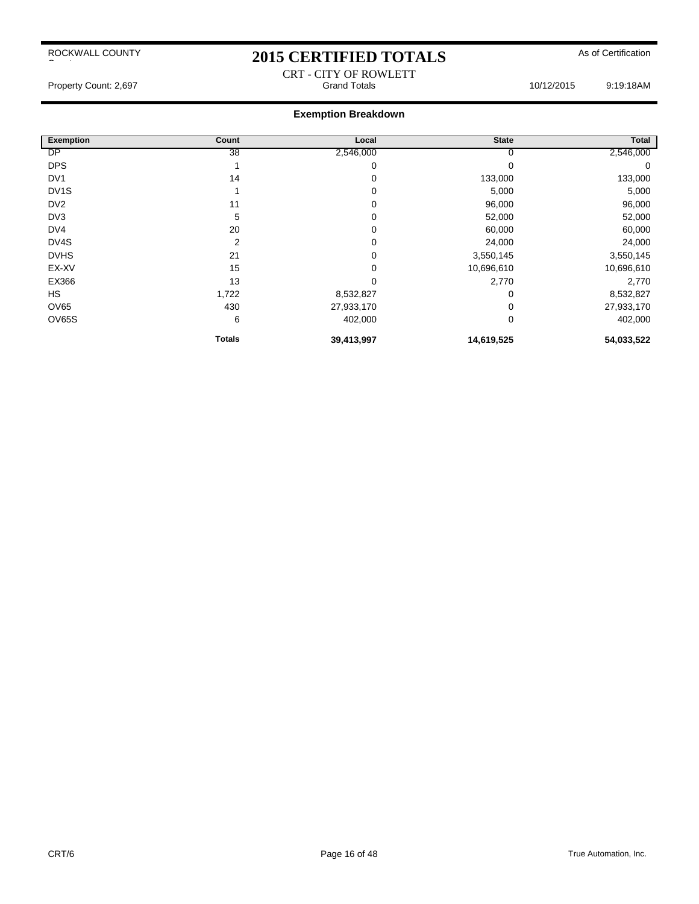ROCKWALL COUNTY

# 2015 CERTIFIED TOTALS

As of Certification

CRT - CITY OF ROWLETT

Property Count: 2,697 Grand Totals 10/12/2015 9:19:18AM

## Exemption Breakdown

| Exemption | Count | Local | State | Total |
|---|---|---|---|---|
| DP | 38 | 2,546,000 | 0 | 2,546,000 |
| DPS | 1 | 0 | 0 | 0 |
| DV1 | 14 | 0 | 133,000 | 133,000 |
| DV1S | 1 | 0 | 5,000 | 5,000 |
| DV2 | 11 | 0 | 96,000 | 96,000 |
| DV3 | 5 | 0 | 52,000 | 52,000 |
| DV4 | 20 | 0 | 60,000 | 60,000 |
| DV4S | 2 | 0 | 24,000 | 24,000 |
| DVHS | 21 | 0 | 3,550,145 | 3,550,145 |
| EX-XV | 15 | 0 | 10,696,610 | 10,696,610 |
| EX366 | 13 | 0 | 2,770 | 2,770 |
| HS | 1,722 | 8,532,827 | 0 | 8,532,827 |
| OV65 | 430 | 27,933,170 | 0 | 27,933,170 |
| OV65S | 6 | 402,000 | 0 | 402,000 |
| | **Totals** | **39,413,997** | **14,619,525** | **54,033,522** |

CRT/6 True Automation, Inc.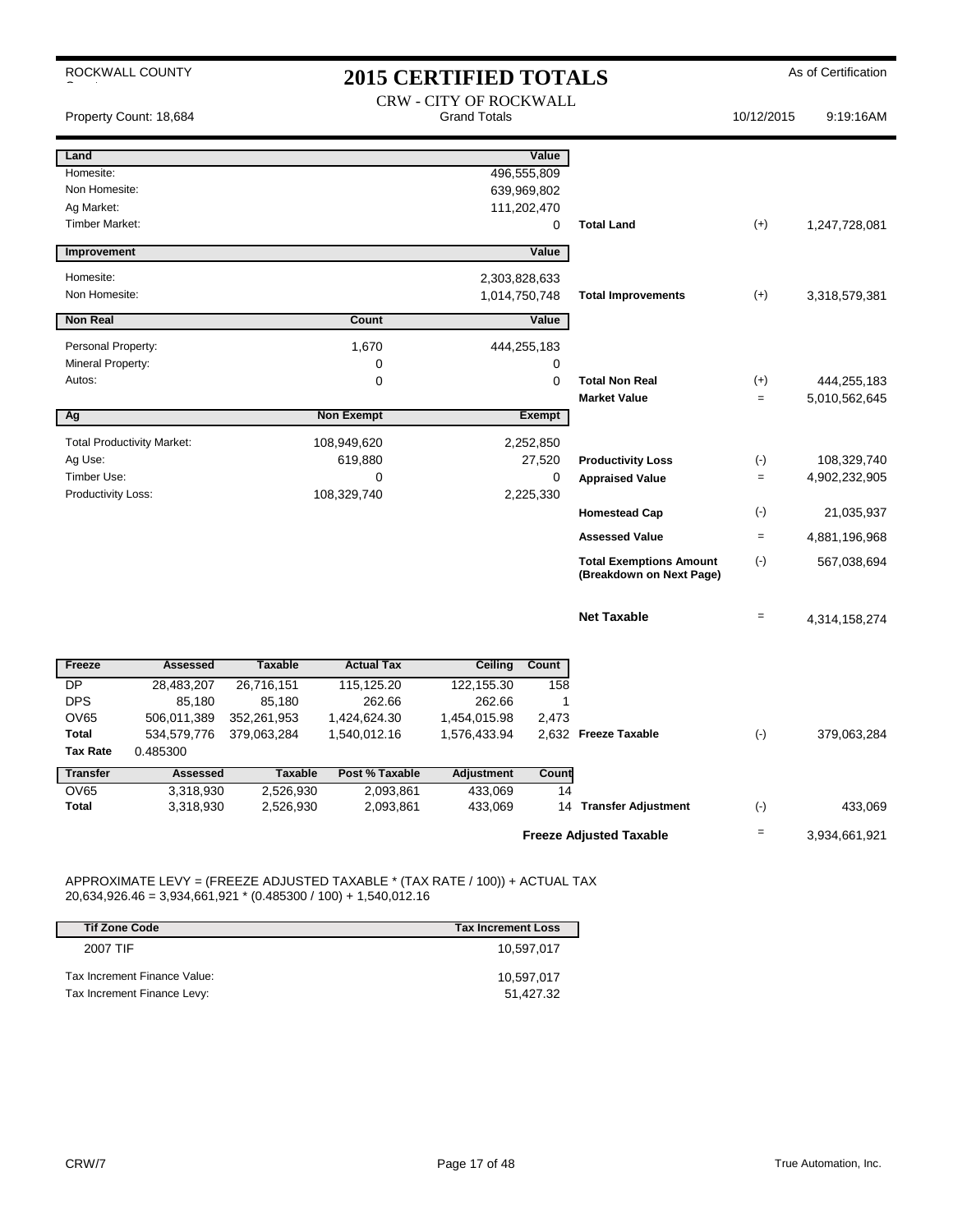ROCKWALL COUNTY

# 2015 CERTIFIED TOTALS

As of Certification

Property Count: 18,684

CRW - CITY OF ROCKWALL
Grand Totals

10/12/2015 9:19:16AM

| Land | | Value | | | |
|---|---|---|---|---|---|
| Homesite: | | 496,555,809 | | | |
| Non Homesite: | | 639,969,802 | | | |
| Ag Market: | | 111,202,470 | | | |
| Timber Market: | | 0 | **Total Land** | (+) | 1,247,728,081 |

| Improvement | | Value | | | |
|---|---|---|---|---|---|
| Homesite: | | 2,303,828,633 | | | |
| Non Homesite: | | 1,014,750,748 | **Total Improvements** | (+) | 3,318,579,381 |

| Non Real | Count | Value | | | |
|---|---|---|---|---|---|
| Personal Property: | 1,670 | 444,255,183 | | | |
| Mineral Property: | 0 | 0 | | | |
| Autos: | 0 | 0 | **Total Non Real** | (+) | 444,255,183 |
| | | | **Market Value** | = | 5,010,562,645 |

| Ag | Non Exempt | Exempt | | | |
|---|---|---|---|---|---|
| Total Productivity Market: | 108,949,620 | 2,252,850 | | | |
| Ag Use: | 619,880 | 27,520 | **Productivity Loss** | (-) | 108,329,740 |
| Timber Use: | 0 | 0 | **Appraised Value** | = | 4,902,232,905 |
| Productivity Loss: | 108,329,740 | 2,225,330 | | | |
| | | | **Homestead Cap** | (-) | 21,035,937 |
| | | | **Assessed Value** | = | 4,881,196,968 |
| | | | **Total Exemptions Amount (Breakdown on Next Page)** | (-) | 567,038,694 |
| | | | **Net Taxable** | = | 4,314,158,274 |

| Freeze | Assessed | Taxable | Actual Tax | Ceiling | Count | | | |
|---|---|---|---|---|---|---|---|---|
| DP | 28,483,207 | 26,716,151 | 115,125.20 | 122,155.30 | 158 | | | |
| DPS | 85,180 | 85,180 | 262.66 | 262.66 | 1 | | | |
| OV65 | 506,011,389 | 352,261,953 | 1,424,624.30 | 1,454,015.98 | 2,473 | | | |
| **Total** | 534,579,776 | 379,063,284 | 1,540,012.16 | 1,576,433.94 | 2,632 | **Freeze Taxable** | (-) | 379,063,284 |
| **Tax Rate** | 0.485300 | | | | | | | |

| Transfer | Assessed | Taxable | Post % Taxable | Adjustment | Count | | | |
|---|---|---|---|---|---|---|---|---|
| OV65 | 3,318,930 | 2,526,930 | 2,093,861 | 433,069 | 14 | | | |
| **Total** | 3,318,930 | 2,526,930 | 2,093,861 | 433,069 | 14 | **Transfer Adjustment** | (-) | 433,069 |
| | | | | | | **Freeze Adjusted Taxable** | = | 3,934,661,921 |

APPROXIMATE LEVY = (FREEZE ADJUSTED TAXABLE * (TAX RATE / 100)) + ACTUAL TAX
20,634,926.46 = 3,934,661,921 * (0.485300 / 100) + 1,540,012.16

| Tif Zone Code | Tax Increment Loss |
|---|---|
| 2007 TIF | 10,597,017 |
| Tax Increment Finance Value: | 10,597,017 |
| Tax Increment Finance Levy: | 51,427.32 |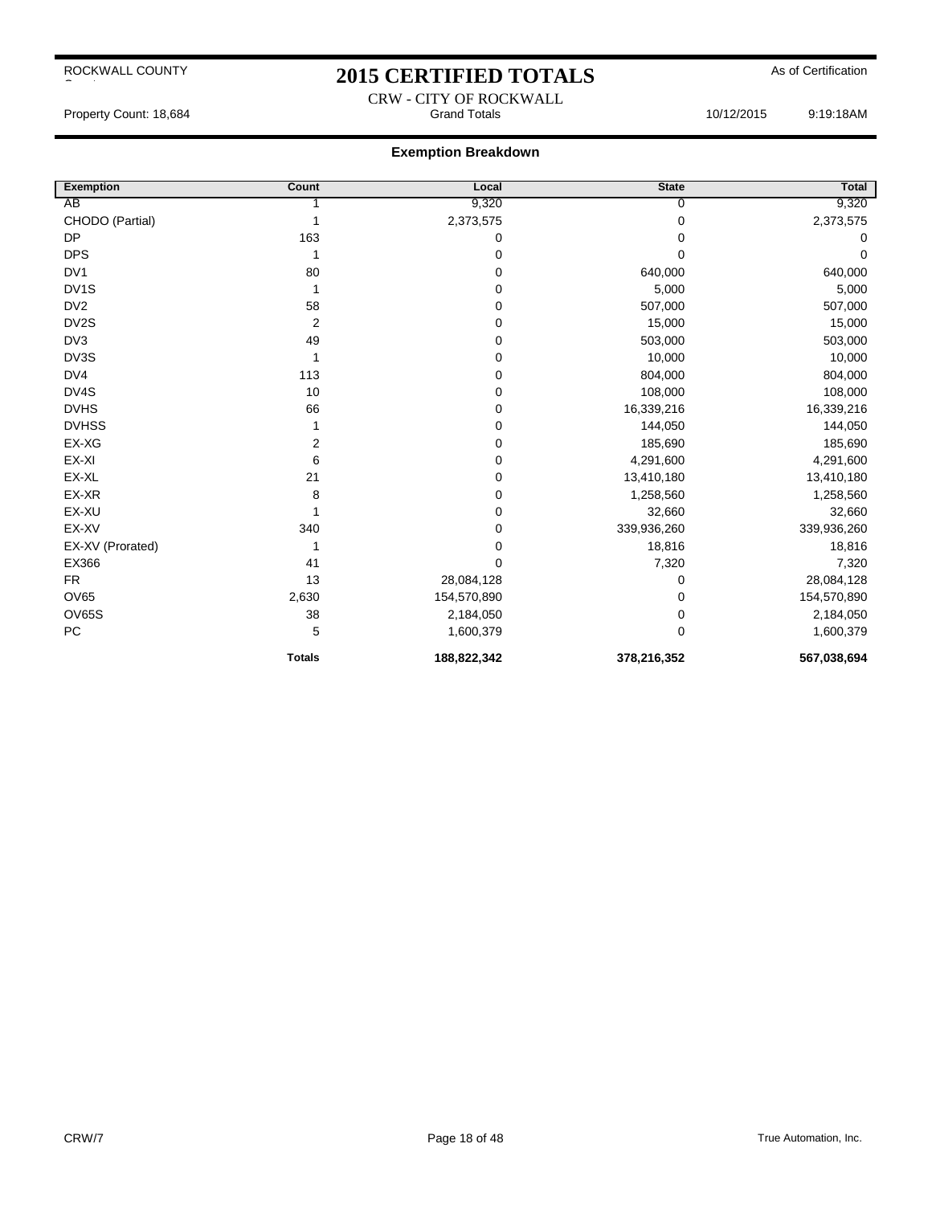ROCKWALL COUNTY

# 2015 CERTIFIED TOTALS

As of Certification

CRW - CITY OF ROCKWALL

Property Count: 18,684 | Grand Totals | 10/12/2015 9:19:18AM

## Exemption Breakdown

| Exemption | Count | Local | State | Total |
|---|---|---|---|---|
| AB | 1 | 9,320 | 0 | 9,320 |
| CHODO (Partial) | 1 | 2,373,575 | 0 | 2,373,575 |
| DP | 163 | 0 | 0 | 0 |
| DPS | 1 | 0 | 0 | 0 |
| DV1 | 80 | 0 | 640,000 | 640,000 |
| DV1S | 1 | 0 | 5,000 | 5,000 |
| DV2 | 58 | 0 | 507,000 | 507,000 |
| DV2S | 2 | 0 | 15,000 | 15,000 |
| DV3 | 49 | 0 | 503,000 | 503,000 |
| DV3S | 1 | 0 | 10,000 | 10,000 |
| DV4 | 113 | 0 | 804,000 | 804,000 |
| DV4S | 10 | 0 | 108,000 | 108,000 |
| DVHS | 66 | 0 | 16,339,216 | 16,339,216 |
| DVHSS | 1 | 0 | 144,050 | 144,050 |
| EX-XG | 2 | 0 | 185,690 | 185,690 |
| EX-XI | 6 | 0 | 4,291,600 | 4,291,600 |
| EX-XL | 21 | 0 | 13,410,180 | 13,410,180 |
| EX-XR | 8 | 0 | 1,258,560 | 1,258,560 |
| EX-XU | 1 | 0 | 32,660 | 32,660 |
| EX-XV | 340 | 0 | 339,936,260 | 339,936,260 |
| EX-XV (Prorated) | 1 | 0 | 18,816 | 18,816 |
| EX366 | 41 | 0 | 7,320 | 7,320 |
| FR | 13 | 28,084,128 | 0 | 28,084,128 |
| OV65 | 2,630 | 154,570,890 | 0 | 154,570,890 |
| OV65S | 38 | 2,184,050 | 0 | 2,184,050 |
| PC | 5 | 1,600,379 | 0 | 1,600,379 |
| | **Totals** | **188,822,342** | **378,216,352** | **567,038,694** |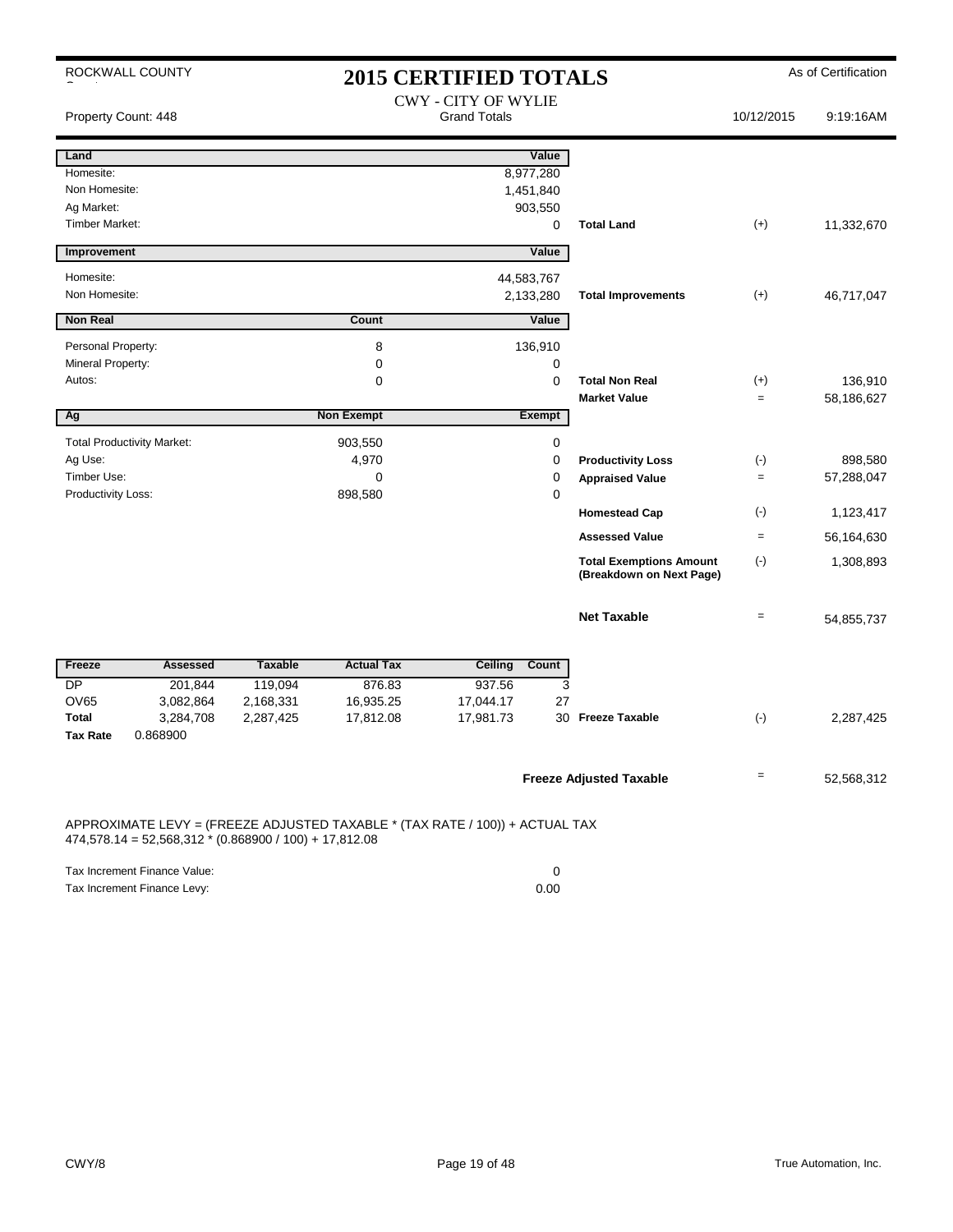ROCKWALL COUNTY

# 2015 CERTIFIED TOTALS

As of Certification

CWY - CITY OF WYLIE
Grand Totals

Property Count: 448 | 10/12/2015 | 9:19:16AM

| Land | | Value | | | |
|---|---|---|---|---|---|
| Homesite: | | 8,977,280 | | | |
| Non Homesite: | | 1,451,840 | | | |
| Ag Market: | | 903,550 | | | |
| Timber Market: | | 0 | **Total Land** | (+) | 11,332,670 |
| **Improvement** | | **Value** | | | |
| Homesite: | | 44,583,767 | | | |
| Non Homesite: | | 2,133,280 | **Total Improvements** | (+) | 46,717,047 |
| **Non Real** | **Count** | **Value** | | | |
| Personal Property: | 8 | 136,910 | | | |
| Mineral Property: | 0 | 0 | | | |
| Autos: | 0 | 0 | **Total Non Real** | (+) | 136,910 |
| | | | **Market Value** | = | 58,186,627 |
| **Ag** | **Non Exempt** | **Exempt** | | | |
| Total Productivity Market: | 903,550 | 0 | | | |
| Ag Use: | 4,970 | 0 | **Productivity Loss** | (-) | 898,580 |
| Timber Use: | 0 | 0 | **Appraised Value** | = | 57,288,047 |
| Productivity Loss: | 898,580 | 0 | | | |
| | | | **Homestead Cap** | (-) | 1,123,417 |
| | | | **Assessed Value** | = | 56,164,630 |
| | | | **Total Exemptions Amount (Breakdown on Next Page)** | (-) | 1,308,893 |
| | | | **Net Taxable** | = | 54,855,737 |

| Freeze | Assessed | Taxable | Actual Tax | Ceiling | Count | | | |
|---|---|---|---|---|---|---|---|---|
| DP | 201,844 | 119,094 | 876.83 | 937.56 | 3 | | | |
| OV65 | 3,082,864 | 2,168,331 | 16,935.25 | 17,044.17 | 27 | | | |
| **Total** | 3,284,708 | 2,287,425 | 17,812.08 | 17,981.73 | 30 | **Freeze Taxable** | (-) | 2,287,425 |
| **Tax Rate** | 0.868900 | | | | | | | |

**Freeze Adjusted Taxable** = 52,568,312

APPROXIMATE LEVY = (FREEZE ADJUSTED TAXABLE * (TAX RATE / 100)) + ACTUAL TAX
474,578.14 = 52,568,312 * (0.868900 / 100) + 17,812.08

| | |
|---|---|
| Tax Increment Finance Value: | 0 |
| Tax Increment Finance Levy: | 0.00 |

CWY/8 | True Automation, Inc.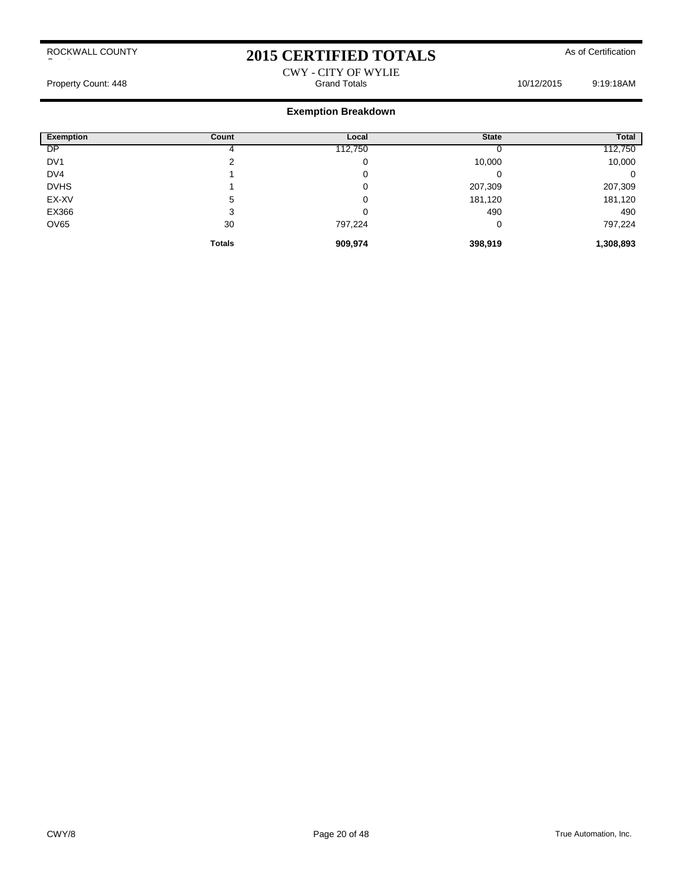ROCKWALL COUNTY

# 2015 CERTIFIED TOTALS

As of Certification

CWY - CITY OF WYLIE

Property Count: 448 Grand Totals 10/12/2015 9:19:18AM

## Exemption Breakdown

| Exemption | Count | Local | State | Total |
|---|---|---|---|---|
| DP | 4 | 112,750 | 0 | 112,750 |
| DV1 | 2 | 0 | 10,000 | 10,000 |
| DV4 | 1 | 0 | 0 | 0 |
| DVHS | 1 | 0 | 207,309 | 207,309 |
| EX-XV | 5 | 0 | 181,120 | 181,120 |
| EX366 | 3 | 0 | 490 | 490 |
| OV65 | 30 | 797,224 | 0 | 797,224 |
| | **Totals** | **909,974** | **398,919** | **1,308,893** |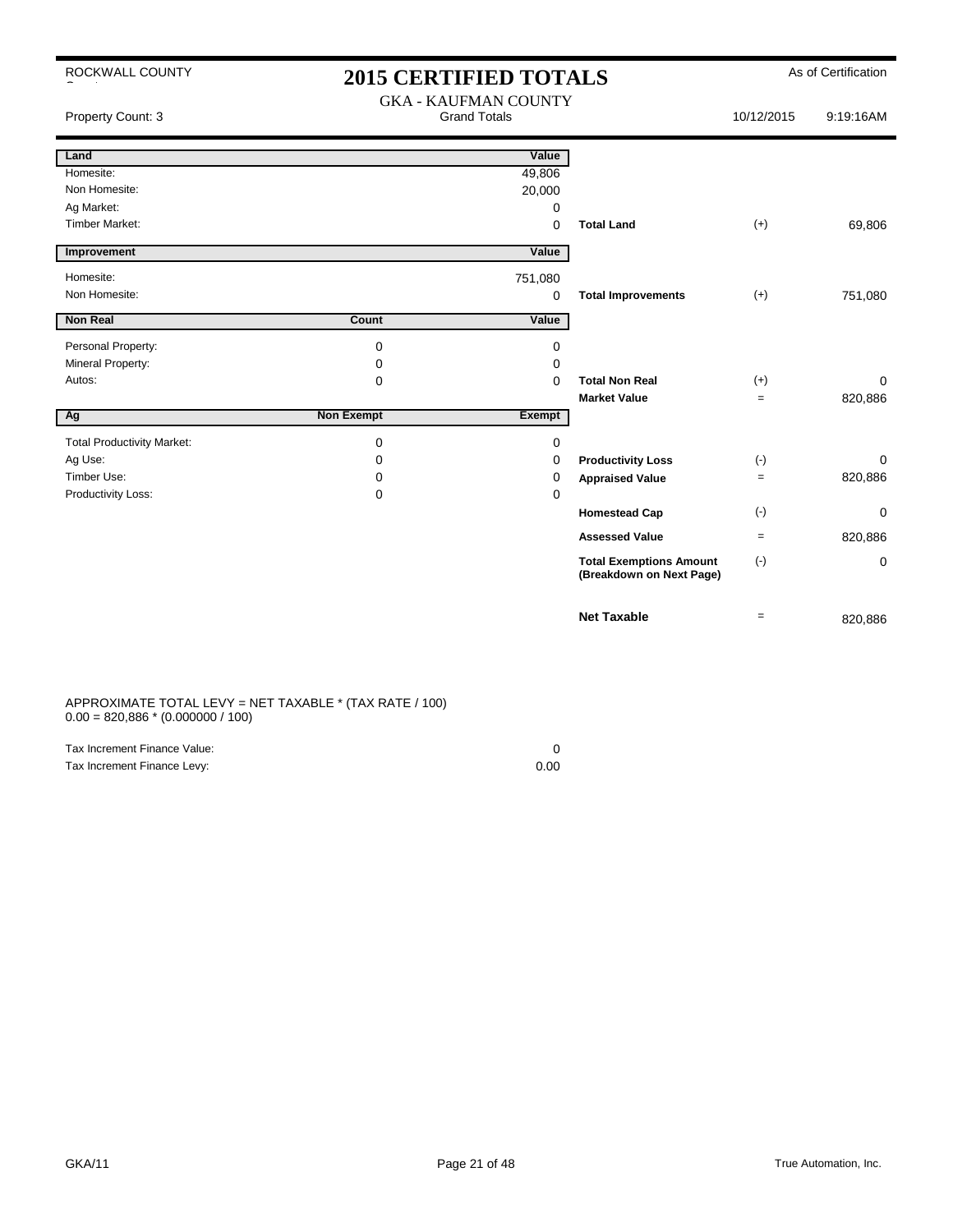ROCKWALL COUNTY

# 2015 CERTIFIED TOTALS

As of Certification

GKA - KAUFMAN COUNTY

Property Count: 3 | Grand Totals | 10/12/2015 9:19:16AM

| Land | | Value | | | |
|---|---|---|---|---|---|
| Homesite: | | 49,806 | | | |
| Non Homesite: | | 20,000 | | | |
| Ag Market: | | 0 | | | |
| Timber Market: | | 0 | **Total Land** | (+) | 69,806 |

| Improvement | | Value | | | |
|---|---|---|---|---|---|
| Homesite: | | 751,080 | | | |
| Non Homesite: | | 0 | **Total Improvements** | (+) | 751,080 |

| Non Real | Count | Value | | | |
|---|---|---|---|---|---|
| Personal Property: | 0 | 0 | | | |
| Mineral Property: | 0 | 0 | | | |
| Autos: | 0 | 0 | **Total Non Real** | (+) | 0 |
| | | | **Market Value** | = | 820,886 |

| Ag | Non Exempt | Exempt | | | |
|---|---|---|---|---|---|
| Total Productivity Market: | 0 | 0 | | | |
| Ag Use: | 0 | 0 | **Productivity Loss** | (-) | 0 |
| Timber Use: | 0 | 0 | **Appraised Value** | = | 820,886 |
| Productivity Loss: | 0 | 0 | | | |
| | | | **Homestead Cap** | (-) | 0 |
| | | | **Assessed Value** | = | 820,886 |
| | | | **Total Exemptions Amount (Breakdown on Next Page)** | (-) | 0 |
| | | | **Net Taxable** | = | 820,886 |

APPROXIMATE TOTAL LEVY = NET TAXABLE * (TAX RATE / 100)
0.00 = 820,886 * (0.000000 / 100)

| | |
|---|---|
| Tax Increment Finance Value: | 0 |
| Tax Increment Finance Levy: | 0.00 |

GKA/11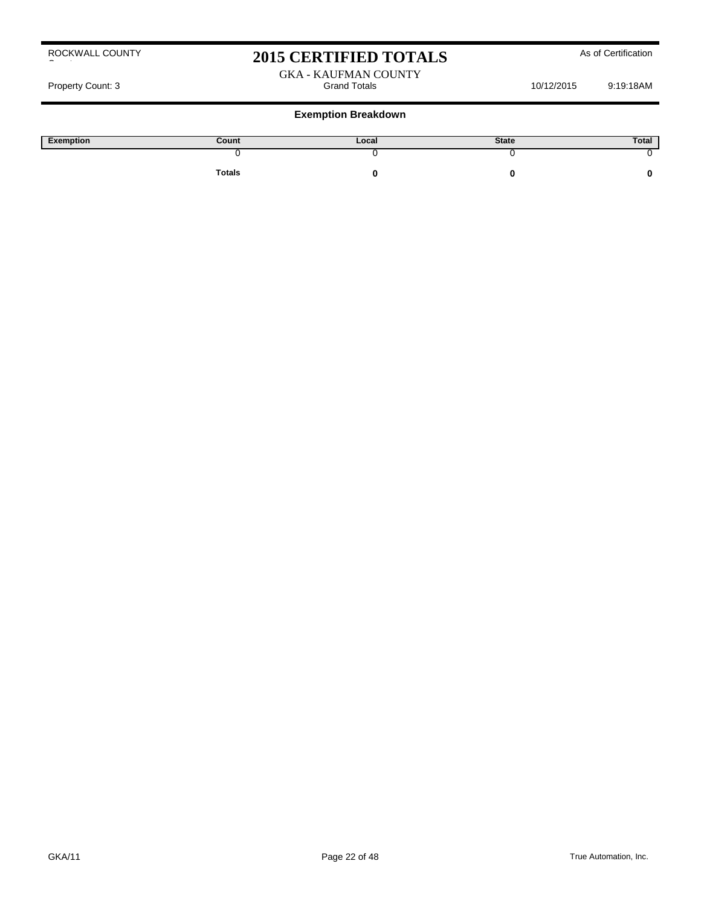ROCKWALL COUNTY

# 2015 CERTIFIED TOTALS

As of Certification

GKA - KAUFMAN COUNTY

Property Count: 3 | Grand Totals | 10/12/2015 | 9:19:18AM

## Exemption Breakdown

| Exemption | Count | Local | State | Total |
|---|---|---|---|---|
| | 0 | 0 | 0 | 0 |
| | **Totals** | **0** | **0** | **0** |

GKA/11

True Automation, Inc.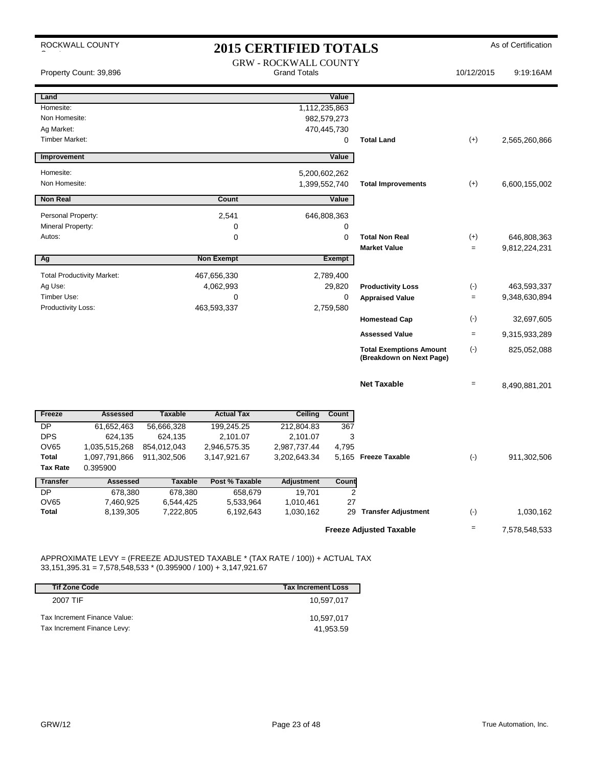ROCKWALL COUNTY

# 2015 CERTIFIED TOTALS

As of Certification

Property Count: 39,896

GRW - ROCKWALL COUNTY
Grand Totals

10/12/2015 9:19:16AM

| Land | | Value | | | |
|---|---|---|---|---|---|
| Homesite: | | 1,112,235,863 | | | |
| Non Homesite: | | 982,579,273 | | | |
| Ag Market: | | 470,445,730 | | | |
| Timber Market: | | 0 | **Total Land** | (+) | 2,565,260,866 |

| Improvement | | Value | | | |
|---|---|---|---|---|---|
| Homesite: | | 5,200,602,262 | | | |
| Non Homesite: | | 1,399,552,740 | **Total Improvements** | (+) | 6,600,155,002 |

| Non Real | Count | Value | | | |
|---|---|---|---|---|---|
| Personal Property: | 2,541 | 646,808,363 | | | |
| Mineral Property: | 0 | 0 | | | |
| Autos: | 0 | 0 | **Total Non Real** | (+) | 646,808,363 |
| | | | **Market Value** | = | 9,812,224,231 |

| Ag | Non Exempt | Exempt | | | |
|---|---|---|---|---|---|
| Total Productivity Market: | 467,656,330 | 2,789,400 | | | |
| Ag Use: | 4,062,993 | 29,820 | **Productivity Loss** | (-) | 463,593,337 |
| Timber Use: | 0 | 0 | **Appraised Value** | = | 9,348,630,894 |
| Productivity Loss: | 463,593,337 | 2,759,580 | | | |
| | | | **Homestead Cap** | (-) | 32,697,605 |
| | | | **Assessed Value** | = | 9,315,933,289 |
| | | | **Total Exemptions Amount (Breakdown on Next Page)** | (-) | 825,052,088 |
| | | | **Net Taxable** | = | 8,490,881,201 |

| Freeze | Assessed | Taxable | Actual Tax | Ceiling | Count | | | |
|---|---|---|---|---|---|---|---|---|
| DP | 61,652,463 | 56,666,328 | 199,245.25 | 212,804.83 | 367 | | | |
| DPS | 624,135 | 624,135 | 2,101.07 | 2,101.07 | 3 | | | |
| OV65 | 1,035,515,268 | 854,012,043 | 2,946,575.35 | 2,987,737.44 | 4,795 | | | |
| **Total** | 1,097,791,866 | 911,302,506 | 3,147,921.67 | 3,202,643.34 | 5,165 | **Freeze Taxable** | (-) | 911,302,506 |
| **Tax Rate** | 0.395900 | | | | | | | |

| Transfer | Assessed | Taxable | Post % Taxable | Adjustment | Count | | | |
|---|---|---|---|---|---|---|---|---|
| DP | 678,380 | 678,380 | 658,679 | 19,701 | 2 | | | |
| OV65 | 7,460,925 | 6,544,425 | 5,533,964 | 1,010,461 | 27 | | | |
| **Total** | 8,139,305 | 7,222,805 | 6,192,643 | 1,030,162 | 29 | **Transfer Adjustment** | (-) | 1,030,162 |
| | | | | | | **Freeze Adjusted Taxable** | = | 7,578,548,533 |

APPROXIMATE LEVY = (FREEZE ADJUSTED TAXABLE * (TAX RATE / 100)) + ACTUAL TAX
33,151,395.31 = 7,578,548,533 * (0.395900 / 100) + 3,147,921.67

| Tif Zone Code | Tax Increment Loss |
|---|---|
| 2007 TIF | 10,597,017 |
| Tax Increment Finance Value: | 10,597,017 |
| Tax Increment Finance Levy: | 41,953.59 |

GRW/12

True Automation, Inc.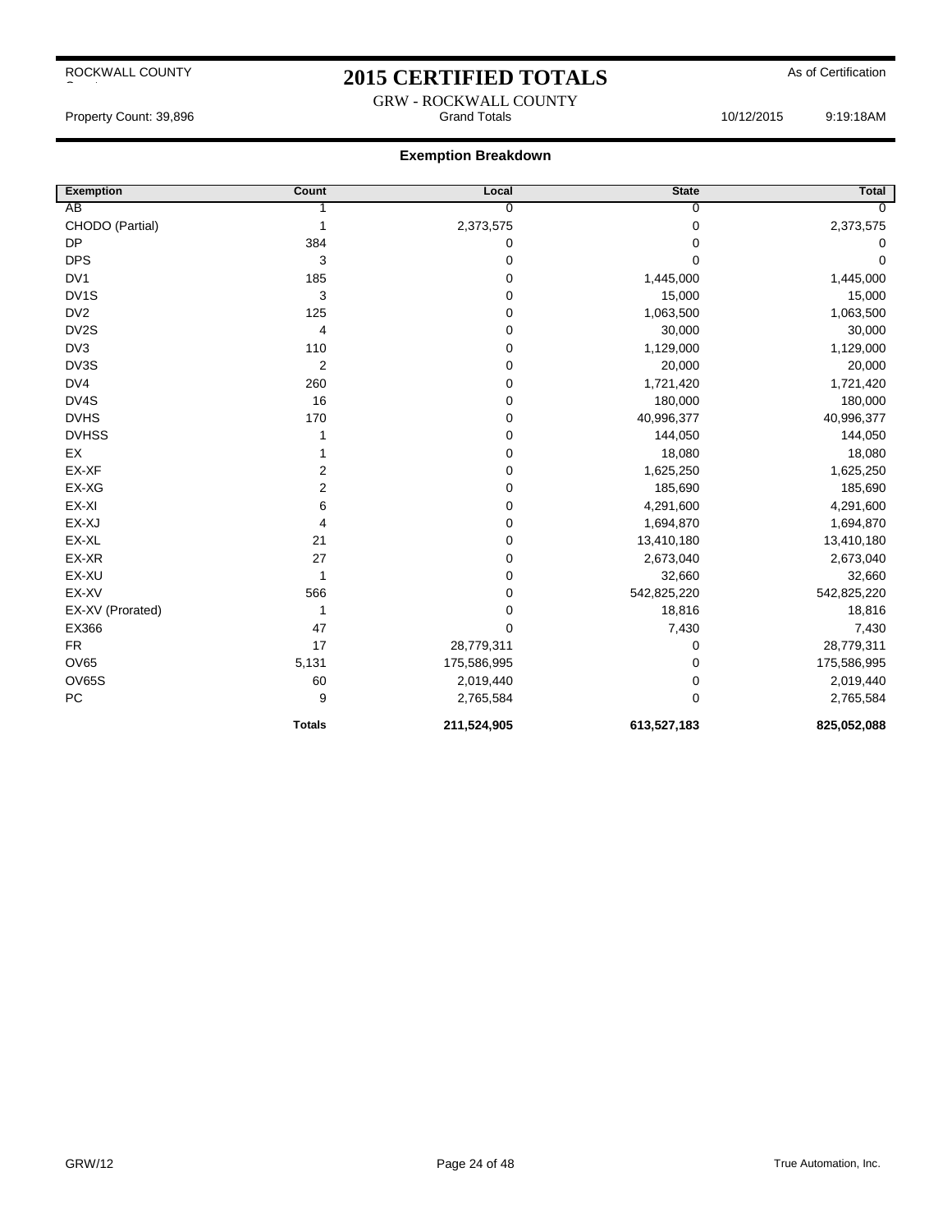ROCKWALL COUNTY

# 2015 CERTIFIED TOTALS

As of Certification

GRW - ROCKWALL COUNTY
Grand Totals

Property Count: 39,896 10/12/2015 9:19:18AM

## Exemption Breakdown

| Exemption | Count | Local | State | Total |
|---|---|---|---|---|
| AB | 1 | 0 | 0 | 0 |
| CHODO (Partial) | 1 | 2,373,575 | 0 | 2,373,575 |
| DP | 384 | 0 | 0 | 0 |
| DPS | 3 | 0 | 0 | 0 |
| DV1 | 185 | 0 | 1,445,000 | 1,445,000 |
| DV1S | 3 | 0 | 15,000 | 15,000 |
| DV2 | 125 | 0 | 1,063,500 | 1,063,500 |
| DV2S | 4 | 0 | 30,000 | 30,000 |
| DV3 | 110 | 0 | 1,129,000 | 1,129,000 |
| DV3S | 2 | 0 | 20,000 | 20,000 |
| DV4 | 260 | 0 | 1,721,420 | 1,721,420 |
| DV4S | 16 | 0 | 180,000 | 180,000 |
| DVHS | 170 | 0 | 40,996,377 | 40,996,377 |
| DVHSS | 1 | 0 | 144,050 | 144,050 |
| EX | 1 | 0 | 18,080 | 18,080 |
| EX-XF | 2 | 0 | 1,625,250 | 1,625,250 |
| EX-XG | 2 | 0 | 185,690 | 185,690 |
| EX-XI | 6 | 0 | 4,291,600 | 4,291,600 |
| EX-XJ | 4 | 0 | 1,694,870 | 1,694,870 |
| EX-XL | 21 | 0 | 13,410,180 | 13,410,180 |
| EX-XR | 27 | 0 | 2,673,040 | 2,673,040 |
| EX-XU | 1 | 0 | 32,660 | 32,660 |
| EX-XV | 566 | 0 | 542,825,220 | 542,825,220 |
| EX-XV (Prorated) | 1 | 0 | 18,816 | 18,816 |
| EX366 | 47 | 0 | 7,430 | 7,430 |
| FR | 17 | 28,779,311 | 0 | 28,779,311 |
| OV65 | 5,131 | 175,586,995 | 0 | 175,586,995 |
| OV65S | 60 | 2,019,440 | 0 | 2,019,440 |
| PC | 9 | 2,765,584 | 0 | 2,765,584 |
| | **Totals** | **211,524,905** | **613,527,183** | **825,052,088** |

GRW/12 True Automation, Inc.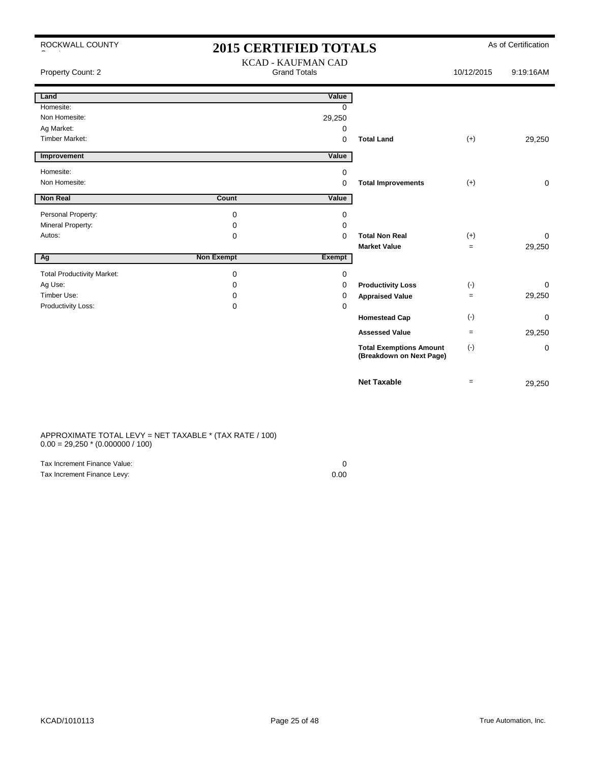ROCKWALL COUNTY

# 2015 CERTIFIED TOTALS

As of Certification

KCAD - KAUFMAN CAD

Property Count: 2 — Grand Totals — 10/12/2015 9:19:16AM

| Land | | Value | | | |
|---|---|---|---|---|---|
| Homesite: | | 0 | | | |
| Non Homesite: | | 29,250 | | | |
| Ag Market: | | 0 | | | |
| Timber Market: | | 0 | **Total Land** | (+) | 29,250 |

| Improvement | | Value | | | |
|---|---|---|---|---|---|
| Homesite: | | 0 | | | |
| Non Homesite: | | 0 | **Total Improvements** | (+) | 0 |

| Non Real | Count | Value | | | |
|---|---|---|---|---|---|
| Personal Property: | 0 | 0 | | | |
| Mineral Property: | 0 | 0 | | | |
| Autos: | 0 | 0 | **Total Non Real** | (+) | 0 |
| | | | **Market Value** | = | 29,250 |

| Ag | Non Exempt | Exempt | | | |
|---|---|---|---|---|---|
| Total Productivity Market: | 0 | 0 | | | |
| Ag Use: | 0 | 0 | **Productivity Loss** | (-) | 0 |
| Timber Use: | 0 | 0 | **Appraised Value** | = | 29,250 |
| Productivity Loss: | 0 | 0 | | | |
| | | | **Homestead Cap** | (-) | 0 |
| | | | **Assessed Value** | = | 29,250 |
| | | | **Total Exemptions Amount (Breakdown on Next Page)** | (-) | 0 |
| | | | **Net Taxable** | = | 29,250 |

APPROXIMATE TOTAL LEVY = NET TAXABLE * (TAX RATE / 100)
0.00 = 29,250 * (0.000000 / 100)

| | |
|---|---|
| Tax Increment Finance Value: | 0 |
| Tax Increment Finance Levy: | 0.00 |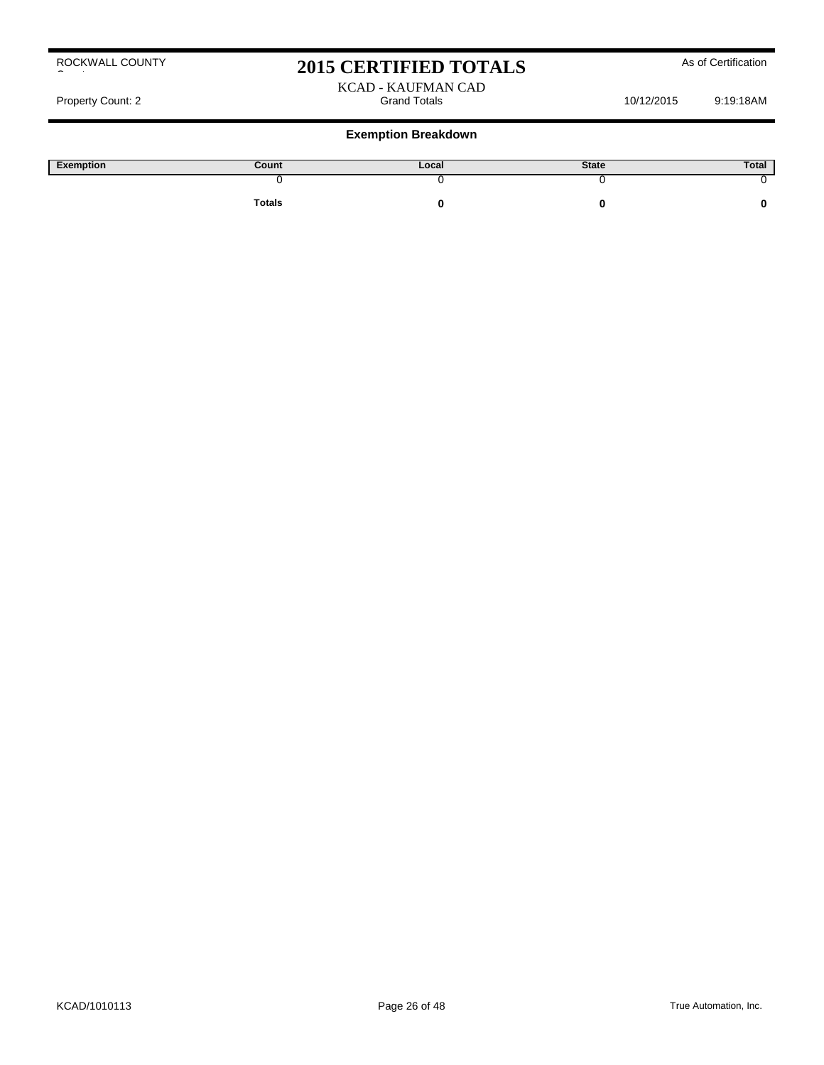ROCKWALL COUNTY

# 2015 CERTIFIED TOTALS

As of Certification

KCAD - KAUFMAN CAD

Property Count: 2 | Grand Totals | 10/12/2015 9:19:18AM

## Exemption Breakdown

| Exemption | Count | Local | State | Total |
|---|---|---|---|---|
| | 0 | 0 | 0 | 0 |
| | **Totals** | **0** | **0** | **0** |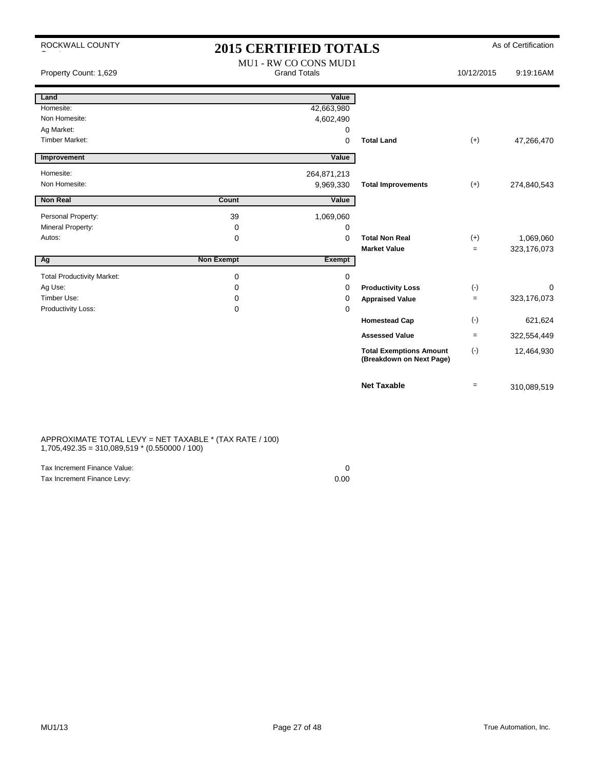ROCKWALL COUNTY

# 2015 CERTIFIED TOTALS

As of Certification

Property Count: 1,629

MU1 - RW CO CONS MUD1
Grand Totals

10/12/2015 9:19:16AM

| Land | | Value | | | |
|---|---|---|---|---|---|
| Homesite: | | 42,663,980 | | | |
| Non Homesite: | | 4,602,490 | | | |
| Ag Market: | | 0 | | | |
| Timber Market: | | 0 | **Total Land** | (+) | 47,266,470 |

| Improvement | | Value | | | |
|---|---|---|---|---|---|
| Homesite: | | 264,871,213 | | | |
| Non Homesite: | | 9,969,330 | **Total Improvements** | (+) | 274,840,543 |

| Non Real | Count | Value | | | |
|---|---|---|---|---|---|
| Personal Property: | 39 | 1,069,060 | | | |
| Mineral Property: | 0 | 0 | | | |
| Autos: | 0 | 0 | **Total Non Real** | (+) | 1,069,060 |
| | | | **Market Value** | = | 323,176,073 |

| Ag | Non Exempt | Exempt | | | |
|---|---|---|---|---|---|
| Total Productivity Market: | 0 | 0 | | | |
| Ag Use: | 0 | 0 | **Productivity Loss** | (-) | 0 |
| Timber Use: | 0 | 0 | **Appraised Value** | = | 323,176,073 |
| Productivity Loss: | 0 | 0 | | | |
| | | | **Homestead Cap** | (-) | 621,624 |
| | | | **Assessed Value** | = | 322,554,449 |
| | | | **Total Exemptions Amount (Breakdown on Next Page)** | (-) | 12,464,930 |
| | | | **Net Taxable** | = | 310,089,519 |

APPROXIMATE TOTAL LEVY = NET TAXABLE * (TAX RATE / 100)
1,705,492.35 = 310,089,519 * (0.550000 / 100)

| | |
|---|---|
| Tax Increment Finance Value: | 0 |
| Tax Increment Finance Levy: | 0.00 |

MU1/13

True Automation, Inc.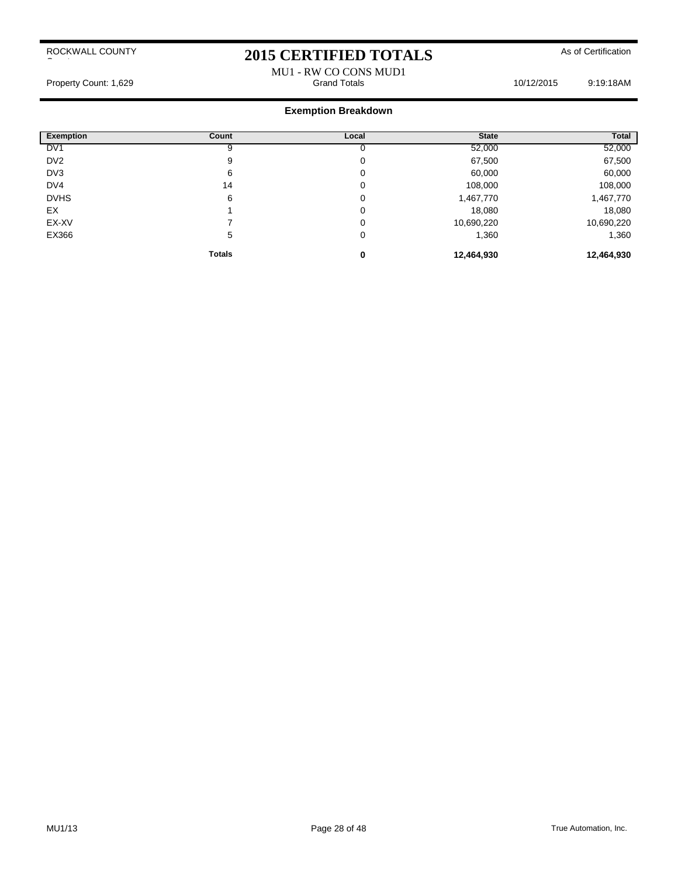# 2015 CERTIFIED TOTALS

ROCKWALL COUNTY

As of Certification

MU1 - RW CO CONS MUD1

Property Count: 1,629 | Grand Totals | 10/12/2015 9:19:18AM

## Exemption Breakdown

| Exemption | Count | Local | State | Total |
|---|---|---|---|---|
| DV1 | 9 | 0 | 52,000 | 52,000 |
| DV2 | 9 | 0 | 67,500 | 67,500 |
| DV3 | 6 | 0 | 60,000 | 60,000 |
| DV4 | 14 | 0 | 108,000 | 108,000 |
| DVHS | 6 | 0 | 1,467,770 | 1,467,770 |
| EX | 1 | 0 | 18,080 | 18,080 |
| EX-XV | 7 | 0 | 10,690,220 | 10,690,220 |
| EX366 | 5 | 0 | 1,360 | 1,360 |
| | **Totals** | **0** | **12,464,930** | **12,464,930** |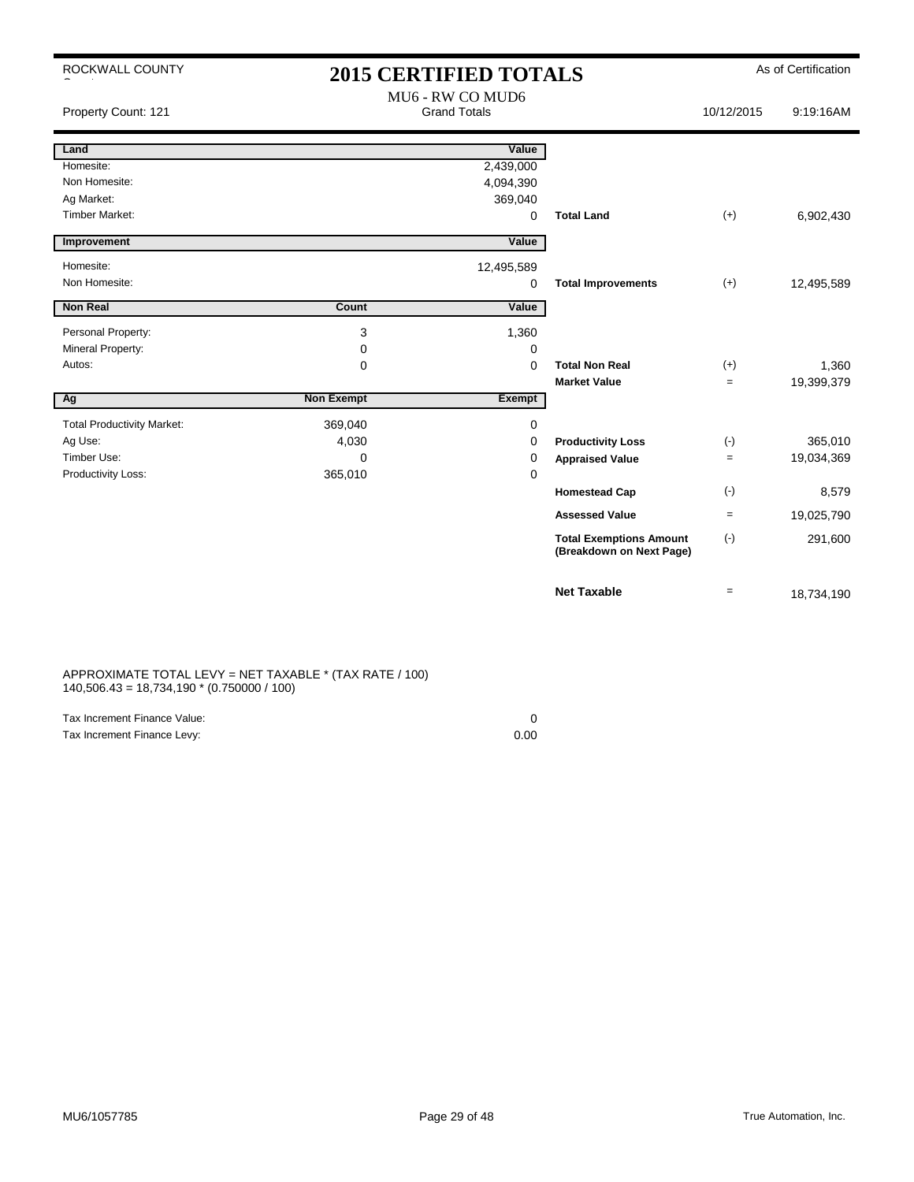ROCKWALL COUNTY

# 2015 CERTIFIED TOTALS

As of Certification

Property Count: 121

MU6 - RW CO MUD6
Grand Totals

10/12/2015 9:19:16AM

| Land | | Value | | | |
|---|---|---|---|---|---|
| Homesite: | | 2,439,000 | | | |
| Non Homesite: | | 4,094,390 | | | |
| Ag Market: | | 369,040 | | | |
| Timber Market: | | 0 | **Total Land** | (+) | 6,902,430 |

| Improvement | | Value | | | |
|---|---|---|---|---|---|
| Homesite: | | 12,495,589 | | | |
| Non Homesite: | | 0 | **Total Improvements** | (+) | 12,495,589 |

| Non Real | Count | Value | | | |
|---|---|---|---|---|---|
| Personal Property: | 3 | 1,360 | | | |
| Mineral Property: | 0 | 0 | | | |
| Autos: | 0 | 0 | **Total Non Real** | (+) | 1,360 |
| | | | **Market Value** | = | 19,399,379 |

| Ag | Non Exempt | Exempt | | | |
|---|---|---|---|---|---|
| Total Productivity Market: | 369,040 | 0 | | | |
| Ag Use: | 4,030 | 0 | **Productivity Loss** | (-) | 365,010 |
| Timber Use: | 0 | 0 | **Appraised Value** | = | 19,034,369 |
| Productivity Loss: | 365,010 | 0 | | | |
| | | | **Homestead Cap** | (-) | 8,579 |
| | | | **Assessed Value** | = | 19,025,790 |
| | | | **Total Exemptions Amount (Breakdown on Next Page)** | (-) | 291,600 |
| | | | **Net Taxable** | = | 18,734,190 |

APPROXIMATE TOTAL LEVY = NET TAXABLE * (TAX RATE / 100)
140,506.43 = 18,734,190 * (0.750000 / 100)

| | |
|---|---|
| Tax Increment Finance Value: | 0 |
| Tax Increment Finance Levy: | 0.00 |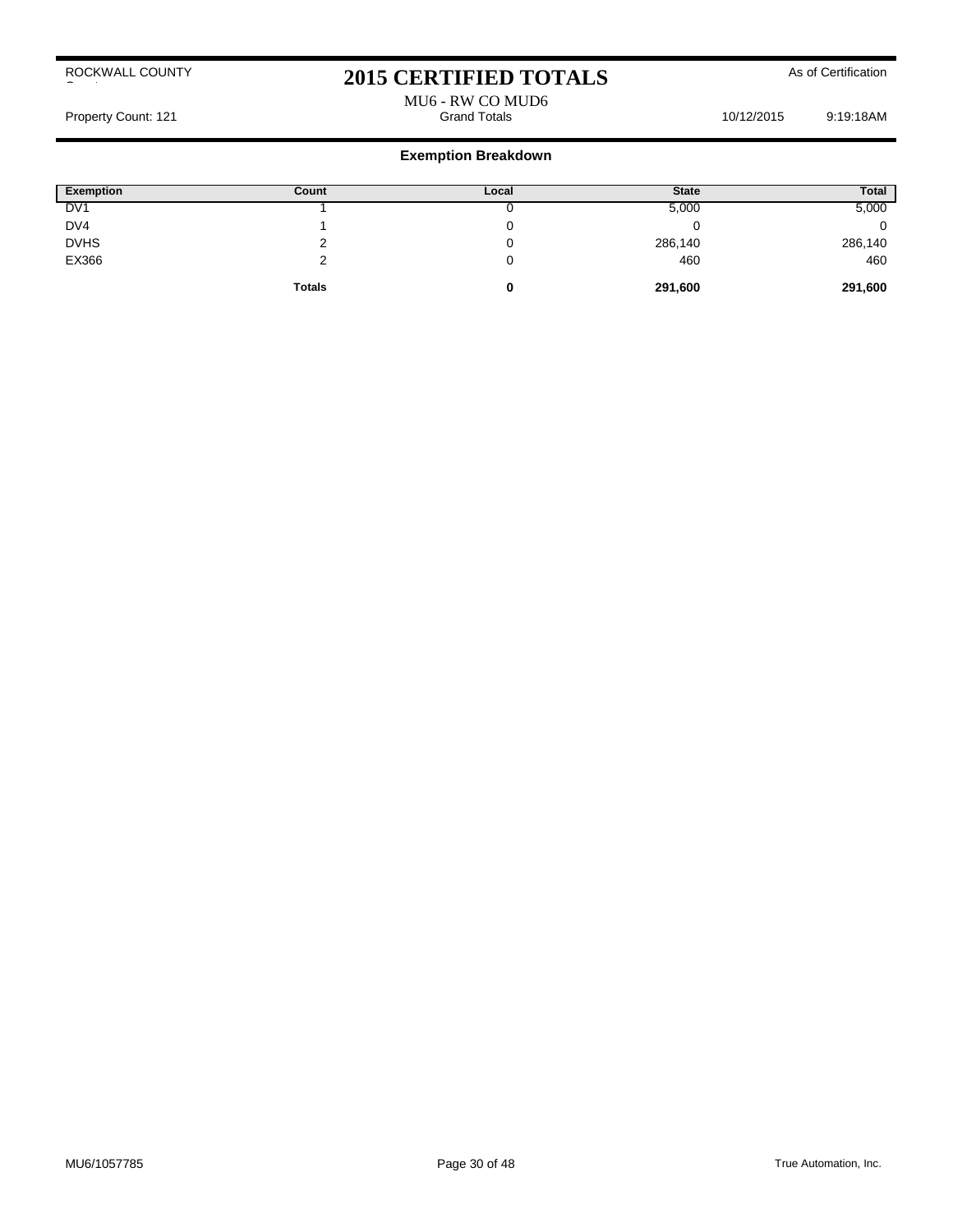# 2015 CERTIFIED TOTALS

ROCKWALL COUNTY

As of Certification

MU6 - RW CO MUD6

Grand Totals

Property Count: 121

10/12/2015 9:19:18AM

## Exemption Breakdown

| Exemption | Count | Local | State | Total |
|---|---|---|---|---|
| DV1 | 1 | 0 | 5,000 | 5,000 |
| DV4 | 1 | 0 | 0 | 0 |
| DVHS | 2 | 0 | 286,140 | 286,140 |
| EX366 | 2 | 0 | 460 | 460 |
| | **Totals** | **0** | **291,600** | **291,600** |

MU6/1057785

True Automation, Inc.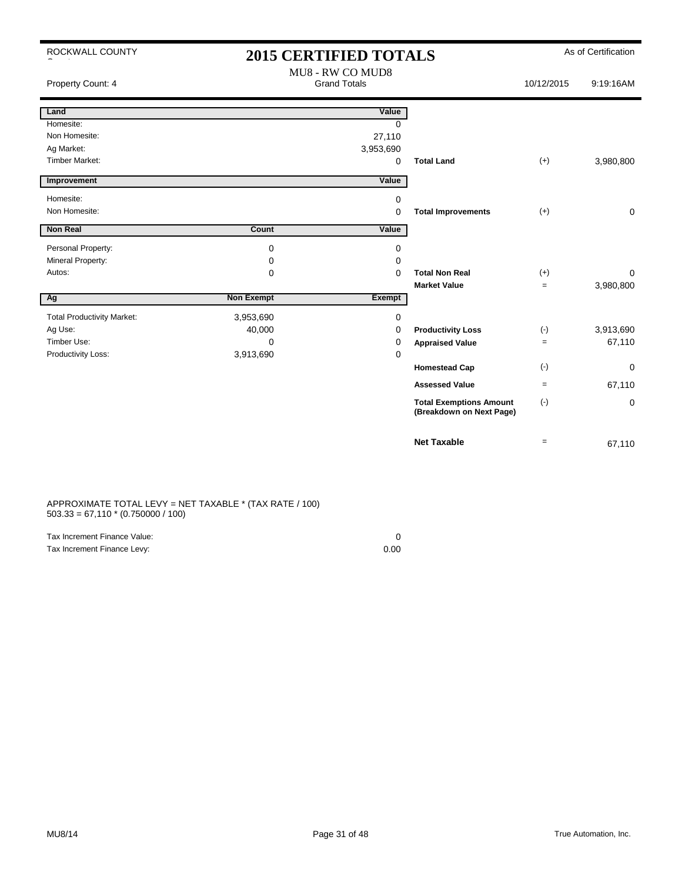ROCKWALL COUNTY

# 2015 CERTIFIED TOTALS

As of Certification

Property Count: 4

MU8 - RW CO MUD8
Grand Totals

10/12/2015 9:19:16AM

| Land | | Value | | | |
|---|---|---|---|---|---|
| Homesite: | | 0 | | | |
| Non Homesite: | | 27,110 | | | |
| Ag Market: | | 3,953,690 | | | |
| Timber Market: | | 0 | **Total Land** | (+) | 3,980,800 |
| **Improvement** | | **Value** | | | |
| Homesite: | | 0 | | | |
| Non Homesite: | | 0 | **Total Improvements** | (+) | 0 |
| **Non Real** | **Count** | **Value** | | | |
| Personal Property: | 0 | 0 | | | |
| Mineral Property: | 0 | 0 | | | |
| Autos: | 0 | 0 | **Total Non Real** | (+) | 0 |
| | | | **Market Value** | = | 3,980,800 |
| **Ag** | **Non Exempt** | **Exempt** | | | |
| Total Productivity Market: | 3,953,690 | 0 | | | |
| Ag Use: | 40,000 | 0 | **Productivity Loss** | (-) | 3,913,690 |
| Timber Use: | 0 | 0 | **Appraised Value** | = | 67,110 |
| Productivity Loss: | 3,913,690 | 0 | | | |
| | | | **Homestead Cap** | (-) | 0 |
| | | | **Assessed Value** | = | 67,110 |
| | | | **Total Exemptions Amount (Breakdown on Next Page)** | (-) | 0 |
| | | | **Net Taxable** | = | 67,110 |

APPROXIMATE TOTAL LEVY = NET TAXABLE * (TAX RATE / 100)
503.33 = 67,110 * (0.750000 / 100)

| | |
|---|---|
| Tax Increment Finance Value: | 0 |
| Tax Increment Finance Levy: | 0.00 |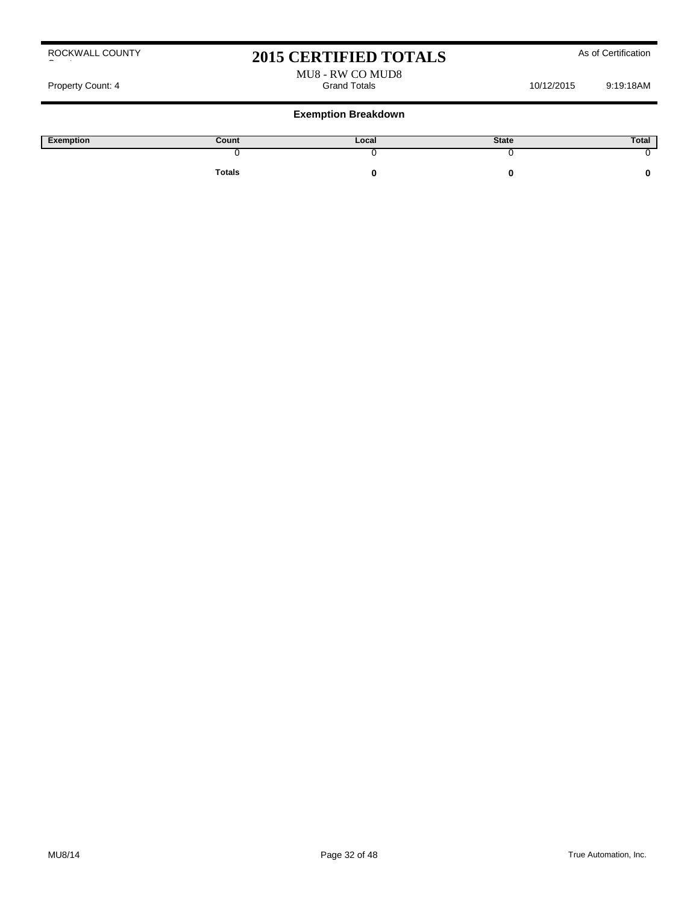ROCKWALL COUNTY

# 2015 CERTIFIED TOTALS

As of Certification

MU8 - RW CO MUD8

Property Count: 4 | Grand Totals | 10/12/2015 9:19:18AM

## Exemption Breakdown

| Exemption | Count | Local | State | Total |
|---|---|---|---|---|
| | 0 | 0 | 0 | 0 |
| | **Totals** | **0** | **0** | **0** |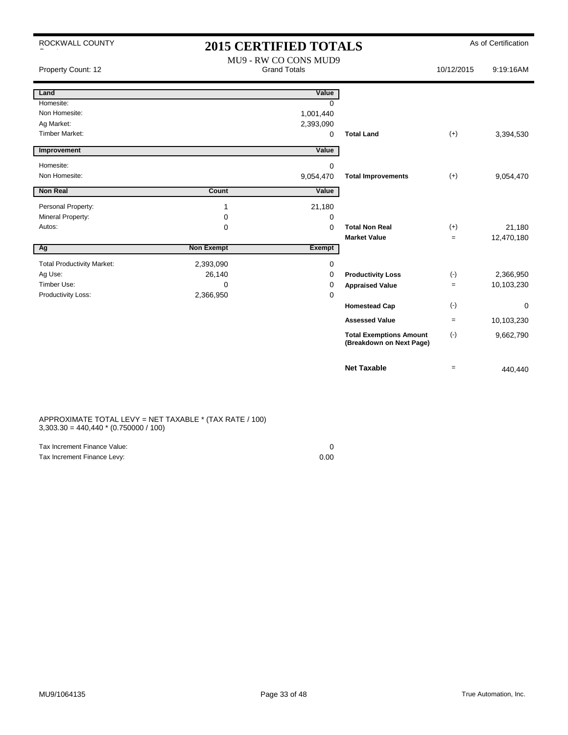ROCKWALL COUNTY

# 2015 CERTIFIED TOTALS

As of Certification

MU9 - RW CO CONS MUD9

Property Count: 12 | Grand Totals | 10/12/2015 9:19:16AM

| Land | | Value | | | |
|---|---|---|---|---|---|
| Homesite: | | 0 | | | |
| Non Homesite: | | 1,001,440 | | | |
| Ag Market: | | 2,393,090 | | | |
| Timber Market: | | 0 | **Total Land** | (+) | 3,394,530 |

| Improvement | | Value | | | |
|---|---|---|---|---|---|
| Homesite: | | 0 | | | |
| Non Homesite: | | 9,054,470 | **Total Improvements** | (+) | 9,054,470 |

| Non Real | Count | Value | | | |
|---|---|---|---|---|---|
| Personal Property: | 1 | 21,180 | | | |
| Mineral Property: | 0 | 0 | | | |
| Autos: | 0 | 0 | **Total Non Real** | (+) | 21,180 |
| | | | **Market Value** | = | 12,470,180 |

| Ag | Non Exempt | Exempt | | | |
|---|---|---|---|---|---|
| Total Productivity Market: | 2,393,090 | 0 | | | |
| Ag Use: | 26,140 | 0 | **Productivity Loss** | (-) | 2,366,950 |
| Timber Use: | 0 | 0 | **Appraised Value** | = | 10,103,230 |
| Productivity Loss: | 2,366,950 | 0 | | | |
| | | | **Homestead Cap** | (-) | 0 |
| | | | **Assessed Value** | = | 10,103,230 |
| | | | **Total Exemptions Amount (Breakdown on Next Page)** | (-) | 9,662,790 |
| | | | **Net Taxable** | = | 440,440 |

APPROXIMATE TOTAL LEVY = NET TAXABLE * (TAX RATE / 100)
3,303.30 = 440,440 * (0.750000 / 100)

| | |
|---|---|
| Tax Increment Finance Value: | 0 |
| Tax Increment Finance Levy: | 0.00 |

MU9/1064135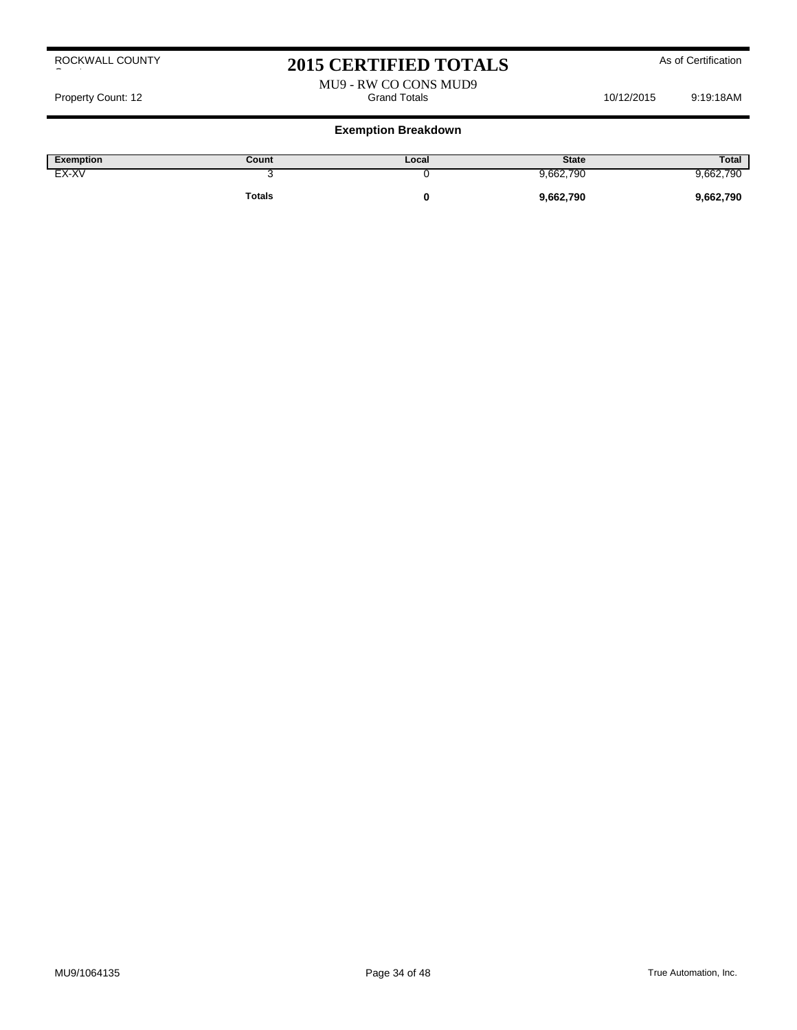ROCKWALL COUNTY

# 2015 CERTIFIED TOTALS

As of Certification

MU9 - RW CO CONS MUD9

Property Count: 12 — Grand Totals — 10/12/2015 9:19:18AM

## Exemption Breakdown

| Exemption | Count | Local | State | Total |
|---|---|---|---|---|
| EX-XV | 3 | 0 | 9,662,790 | 9,662,790 |
| | **Totals** | **0** | **9,662,790** | **9,662,790** |

MU9/1064135

True Automation, Inc.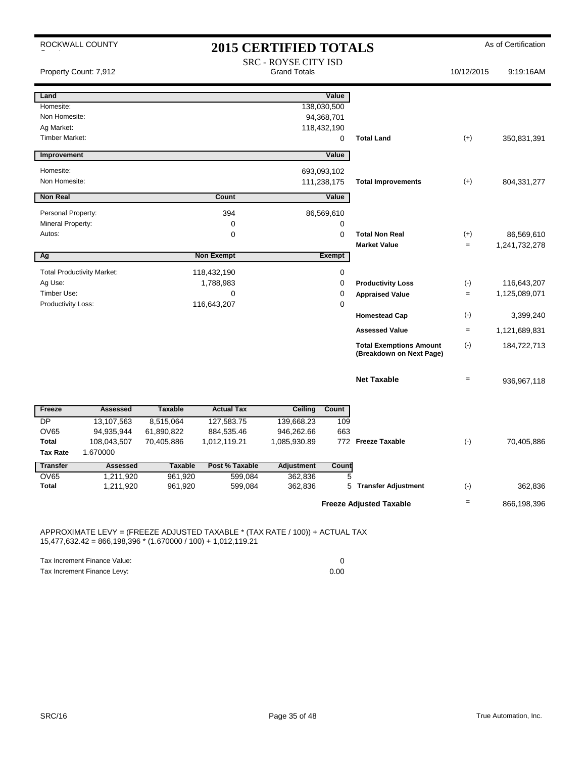ROCKWALL COUNTY

# 2015 CERTIFIED TOTALS

As of Certification

Property Count: 7,912

SRC - ROYSE CITY ISD
Grand Totals

10/12/2015 9:19:16AM

| Land | | Value | | | |
|---|---|---|---|---|---|
| Homesite: | | 138,030,500 | | | |
| Non Homesite: | | 94,368,701 | | | |
| Ag Market: | | 118,432,190 | | | |
| Timber Market: | | 0 | **Total Land** | (+) | 350,831,391 |

| Improvement | | Value | | | |
|---|---|---|---|---|---|
| Homesite: | | 693,093,102 | | | |
| Non Homesite: | | 111,238,175 | **Total Improvements** | (+) | 804,331,277 |

| Non Real | Count | Value | | | |
|---|---|---|---|---|---|
| Personal Property: | 394 | 86,569,610 | | | |
| Mineral Property: | 0 | 0 | | | |
| Autos: | 0 | 0 | **Total Non Real** | (+) | 86,569,610 |
| | | | **Market Value** | = | 1,241,732,278 |

| Ag | Non Exempt | Exempt | | | |
|---|---|---|---|---|---|
| Total Productivity Market: | 118,432,190 | 0 | | | |
| Ag Use: | 1,788,983 | 0 | **Productivity Loss** | (-) | 116,643,207 |
| Timber Use: | 0 | 0 | **Appraised Value** | = | 1,125,089,071 |
| Productivity Loss: | 116,643,207 | 0 | | | |
| | | | **Homestead Cap** | (-) | 3,399,240 |
| | | | **Assessed Value** | = | 1,121,689,831 |
| | | | **Total Exemptions Amount (Breakdown on Next Page)** | (-) | 184,722,713 |
| | | | **Net Taxable** | = | 936,967,118 |

| Freeze | Assessed | Taxable | Actual Tax | Ceiling | Count | | | |
|---|---|---|---|---|---|---|---|---|
| DP | 13,107,563 | 8,515,064 | 127,583.75 | 139,668.23 | 109 | | | |
| OV65 | 94,935,944 | 61,890,822 | 884,535.46 | 946,262.66 | 663 | | | |
| **Total** | 108,043,507 | 70,405,886 | 1,012,119.21 | 1,085,930.89 | 772 | **Freeze Taxable** | (-) | 70,405,886 |
| **Tax Rate** | 1.670000 | | | | | | | |

| Transfer | Assessed | Taxable | Post % Taxable | Adjustment | Count | | | |
|---|---|---|---|---|---|---|---|---|
| OV65 | 1,211,920 | 961,920 | 599,084 | 362,836 | 5 | | | |
| **Total** | 1,211,920 | 961,920 | 599,084 | 362,836 | 5 | **Transfer Adjustment** | (-) | 362,836 |
| | | | | | | **Freeze Adjusted Taxable** | = | 866,198,396 |

APPROXIMATE LEVY = (FREEZE ADJUSTED TAXABLE * (TAX RATE / 100)) + ACTUAL TAX
15,477,632.42 = 866,198,396 * (1.670000 / 100) + 1,012,119.21

| | |
|---|---|
| Tax Increment Finance Value: | 0 |
| Tax Increment Finance Levy: | 0.00 |

SRC/16 True Automation, Inc.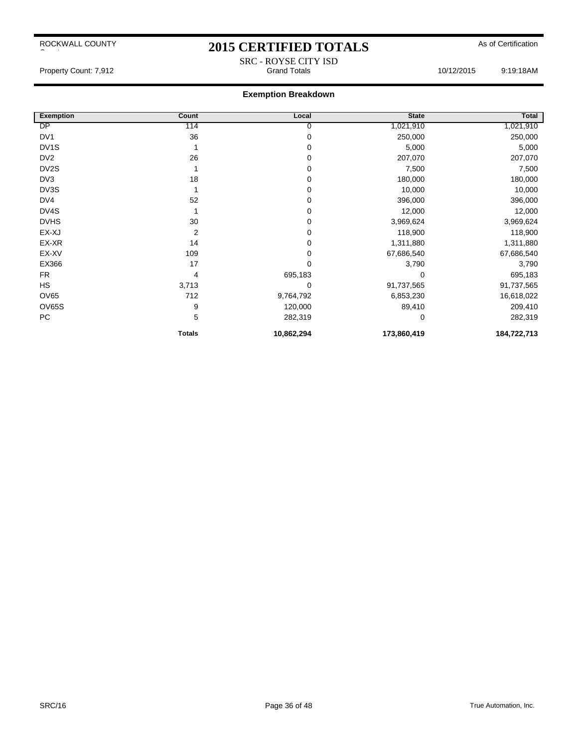ROCKWALL COUNTY

# 2015 CERTIFIED TOTALS

As of Certification

SRC - ROYSE CITY ISD
Grand Totals

Property Count: 7,912

10/12/2015 9:19:18AM

## Exemption Breakdown

| Exemption | Count | Local | State | Total |
|---|---|---|---|---|
| DP | 114 | 0 | 1,021,910 | 1,021,910 |
| DV1 | 36 | 0 | 250,000 | 250,000 |
| DV1S | 1 | 0 | 5,000 | 5,000 |
| DV2 | 26 | 0 | 207,070 | 207,070 |
| DV2S | 1 | 0 | 7,500 | 7,500 |
| DV3 | 18 | 0 | 180,000 | 180,000 |
| DV3S | 1 | 0 | 10,000 | 10,000 |
| DV4 | 52 | 0 | 396,000 | 396,000 |
| DV4S | 1 | 0 | 12,000 | 12,000 |
| DVHS | 30 | 0 | 3,969,624 | 3,969,624 |
| EX-XJ | 2 | 0 | 118,900 | 118,900 |
| EX-XR | 14 | 0 | 1,311,880 | 1,311,880 |
| EX-XV | 109 | 0 | 67,686,540 | 67,686,540 |
| EX366 | 17 | 0 | 3,790 | 3,790 |
| FR | 4 | 695,183 | 0 | 695,183 |
| HS | 3,713 | 0 | 91,737,565 | 91,737,565 |
| OV65 | 712 | 9,764,792 | 6,853,230 | 16,618,022 |
| OV65S | 9 | 120,000 | 89,410 | 209,410 |
| PC | 5 | 282,319 | 0 | 282,319 |
| | **Totals** | **10,862,294** | **173,860,419** | **184,722,713** |

SRC/16

True Automation, Inc.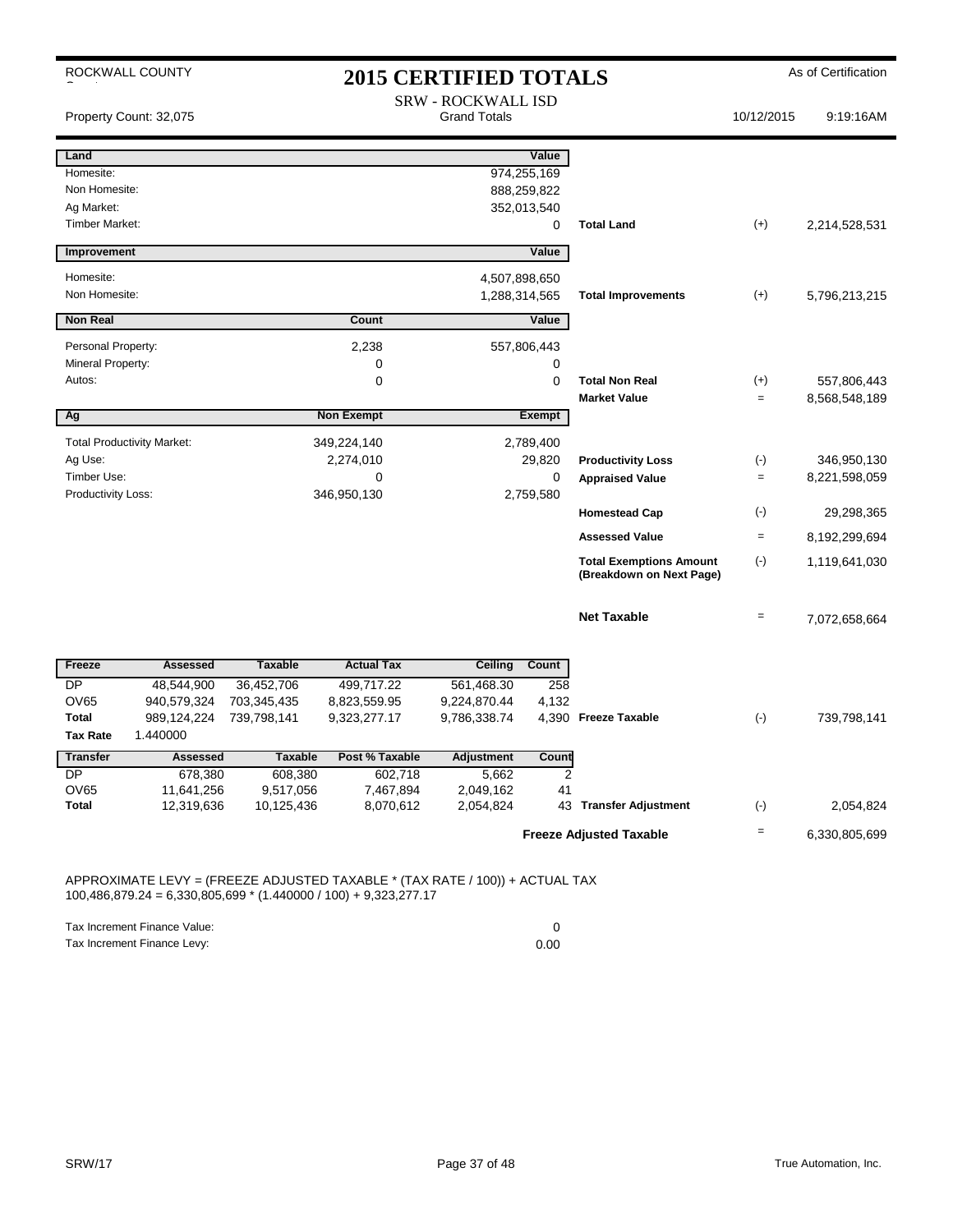ROCKWALL COUNTY

# 2015 CERTIFIED TOTALS

As of Certification

SRW - ROCKWALL ISD
Grand Totals

Property Count: 32,075 | 10/12/2015 | 9:19:16AM

| Land | | Value | | | |
|---|---|---|---|---|---|
| Homesite: | | 974,255,169 | | | |
| Non Homesite: | | 888,259,822 | | | |
| Ag Market: | | 352,013,540 | | | |
| Timber Market: | | 0 | Total Land | (+) | 2,214,528,531 |

| Improvement | | Value | | | |
|---|---|---|---|---|---|
| Homesite: | | 4,507,898,650 | | | |
| Non Homesite: | | 1,288,314,565 | Total Improvements | (+) | 5,796,213,215 |

| Non Real | Count | Value | | | |
|---|---|---|---|---|---|
| Personal Property: | 2,238 | 557,806,443 | | | |
| Mineral Property: | 0 | 0 | | | |
| Autos: | 0 | 0 | Total Non Real | (+) | 557,806,443 |
| | | | Market Value | = | 8,568,548,189 |

| Ag | Non Exempt | Exempt | | | |
|---|---|---|---|---|---|
| Total Productivity Market: | 349,224,140 | 2,789,400 | | | |
| Ag Use: | 2,274,010 | 29,820 | Productivity Loss | (-) | 346,950,130 |
| Timber Use: | 0 | 0 | Appraised Value | = | 8,221,598,059 |
| Productivity Loss: | 346,950,130 | 2,759,580 | | | |
| | | | Homestead Cap | (-) | 29,298,365 |
| | | | Assessed Value | = | 8,192,299,694 |
| | | | Total Exemptions Amount (Breakdown on Next Page) | (-) | 1,119,641,030 |
| | | | Net Taxable | = | 7,072,658,664 |

| Freeze | Assessed | Taxable | Actual Tax | Ceiling | Count | | | |
|---|---|---|---|---|---|---|---|---|
| DP | 48,544,900 | 36,452,706 | 499,717.22 | 561,468.30 | 258 | | | |
| OV65 | 940,579,324 | 703,345,435 | 8,823,559.95 | 9,224,870.44 | 4,132 | | | |
| Total | 989,124,224 | 739,798,141 | 9,323,277.17 | 9,786,338.74 | 4,390 | Freeze Taxable | (-) | 739,798,141 |
| Tax Rate | 1.440000 | | | | | | | |

| Transfer | Assessed | Taxable | Post % Taxable | Adjustment | Count | | | |
|---|---|---|---|---|---|---|---|---|
| DP | 678,380 | 608,380 | 602,718 | 5,662 | 2 | | | |
| OV65 | 11,641,256 | 9,517,056 | 7,467,894 | 2,049,162 | 41 | | | |
| Total | 12,319,636 | 10,125,436 | 8,070,612 | 2,054,824 | 43 | Transfer Adjustment | (-) | 2,054,824 |
| | | | | | | Freeze Adjusted Taxable | = | 6,330,805,699 |

APPROXIMATE LEVY = (FREEZE ADJUSTED TAXABLE * (TAX RATE / 100)) + ACTUAL TAX
100,486,879.24 = 6,330,805,699 * (1.440000 / 100) + 9,323,277.17

| | |
|---|---|
| Tax Increment Finance Value: | 0 |
| Tax Increment Finance Levy: | 0.00 |

SRW/17 | True Automation, Inc.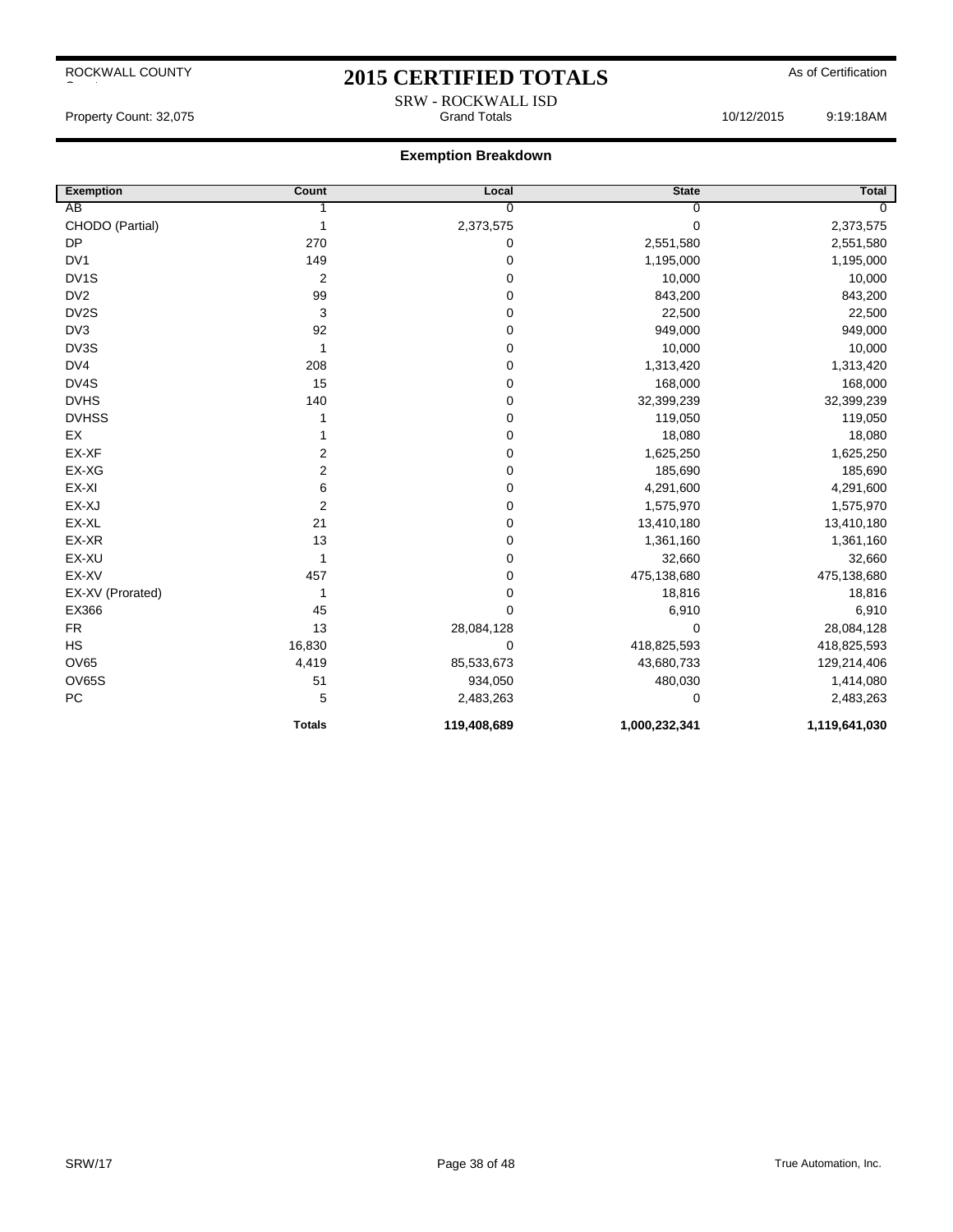ROCKWALL COUNTY

# 2015 CERTIFIED TOTALS

As of Certification

SRW - ROCKWALL ISD

Property Count: 32,075 — Grand Totals — 10/12/2015 9:19:18AM

## Exemption Breakdown

| Exemption | Count | Local | State | Total |
|---|---|---|---|---|
| AB | 1 | 0 | 0 | 0 |
| CHODO (Partial) | 1 | 2,373,575 | 0 | 2,373,575 |
| DP | 270 | 0 | 2,551,580 | 2,551,580 |
| DV1 | 149 | 0 | 1,195,000 | 1,195,000 |
| DV1S | 2 | 0 | 10,000 | 10,000 |
| DV2 | 99 | 0 | 843,200 | 843,200 |
| DV2S | 3 | 0 | 22,500 | 22,500 |
| DV3 | 92 | 0 | 949,000 | 949,000 |
| DV3S | 1 | 0 | 10,000 | 10,000 |
| DV4 | 208 | 0 | 1,313,420 | 1,313,420 |
| DV4S | 15 | 0 | 168,000 | 168,000 |
| DVHS | 140 | 0 | 32,399,239 | 32,399,239 |
| DVHSS | 1 | 0 | 119,050 | 119,050 |
| EX | 1 | 0 | 18,080 | 18,080 |
| EX-XF | 2 | 0 | 1,625,250 | 1,625,250 |
| EX-XG | 2 | 0 | 185,690 | 185,690 |
| EX-XI | 6 | 0 | 4,291,600 | 4,291,600 |
| EX-XJ | 2 | 0 | 1,575,970 | 1,575,970 |
| EX-XL | 21 | 0 | 13,410,180 | 13,410,180 |
| EX-XR | 13 | 0 | 1,361,160 | 1,361,160 |
| EX-XU | 1 | 0 | 32,660 | 32,660 |
| EX-XV | 457 | 0 | 475,138,680 | 475,138,680 |
| EX-XV (Prorated) | 1 | 0 | 18,816 | 18,816 |
| EX366 | 45 | 0 | 6,910 | 6,910 |
| FR | 13 | 28,084,128 | 0 | 28,084,128 |
| HS | 16,830 | 0 | 418,825,593 | 418,825,593 |
| OV65 | 4,419 | 85,533,673 | 43,680,733 | 129,214,406 |
| OV65S | 51 | 934,050 | 480,030 | 1,414,080 |
| PC | 5 | 2,483,263 | 0 | 2,483,263 |
| | **Totals** | **119,408,689** | **1,000,232,341** | **1,119,641,030** |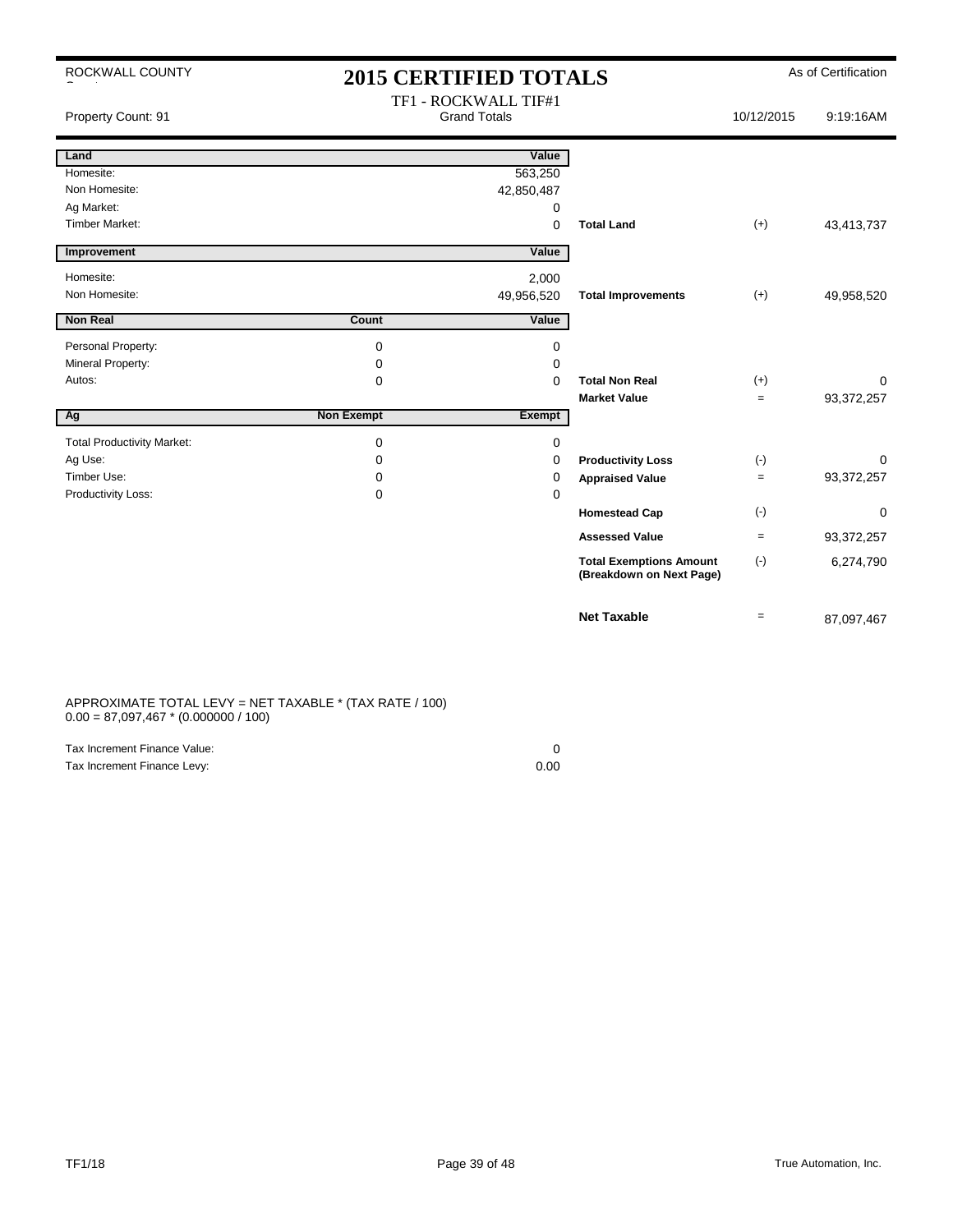ROCKWALL COUNTY

# 2015 CERTIFIED TOTALS

As of Certification

Property Count: 91

TF1 - ROCKWALL TIF#1
Grand Totals

10/12/2015 9:19:16AM

| Land | | Value | | | |
|---|---|---|---|---|---|
| Homesite: | | 563,250 | | | |
| Non Homesite: | | 42,850,487 | | | |
| Ag Market: | | 0 | | | |
| Timber Market: | | 0 | **Total Land** | (+) | 43,413,737 |

| Improvement | | Value | | | |
|---|---|---|---|---|---|
| Homesite: | | 2,000 | | | |
| Non Homesite: | | 49,956,520 | **Total Improvements** | (+) | 49,958,520 |

| Non Real | Count | Value | | | |
|---|---|---|---|---|---|
| Personal Property: | 0 | 0 | | | |
| Mineral Property: | 0 | 0 | | | |
| Autos: | 0 | 0 | **Total Non Real** | (+) | 0 |
| | | | **Market Value** | = | 93,372,257 |

| Ag | Non Exempt | Exempt | | | |
|---|---|---|---|---|---|
| Total Productivity Market: | 0 | 0 | | | |
| Ag Use: | 0 | 0 | **Productivity Loss** | (-) | 0 |
| Timber Use: | 0 | 0 | **Appraised Value** | = | 93,372,257 |
| Productivity Loss: | 0 | 0 | | | |
| | | | **Homestead Cap** | (-) | 0 |
| | | | **Assessed Value** | = | 93,372,257 |
| | | | **Total Exemptions Amount (Breakdown on Next Page)** | (-) | 6,274,790 |
| | | | **Net Taxable** | = | 87,097,467 |

APPROXIMATE TOTAL LEVY = NET TAXABLE * (TAX RATE / 100)
0.00 = 87,097,467 * (0.000000 / 100)

| | |
|---|---|
| Tax Increment Finance Value: | 0 |
| Tax Increment Finance Levy: | 0.00 |

TF1/18

True Automation, Inc.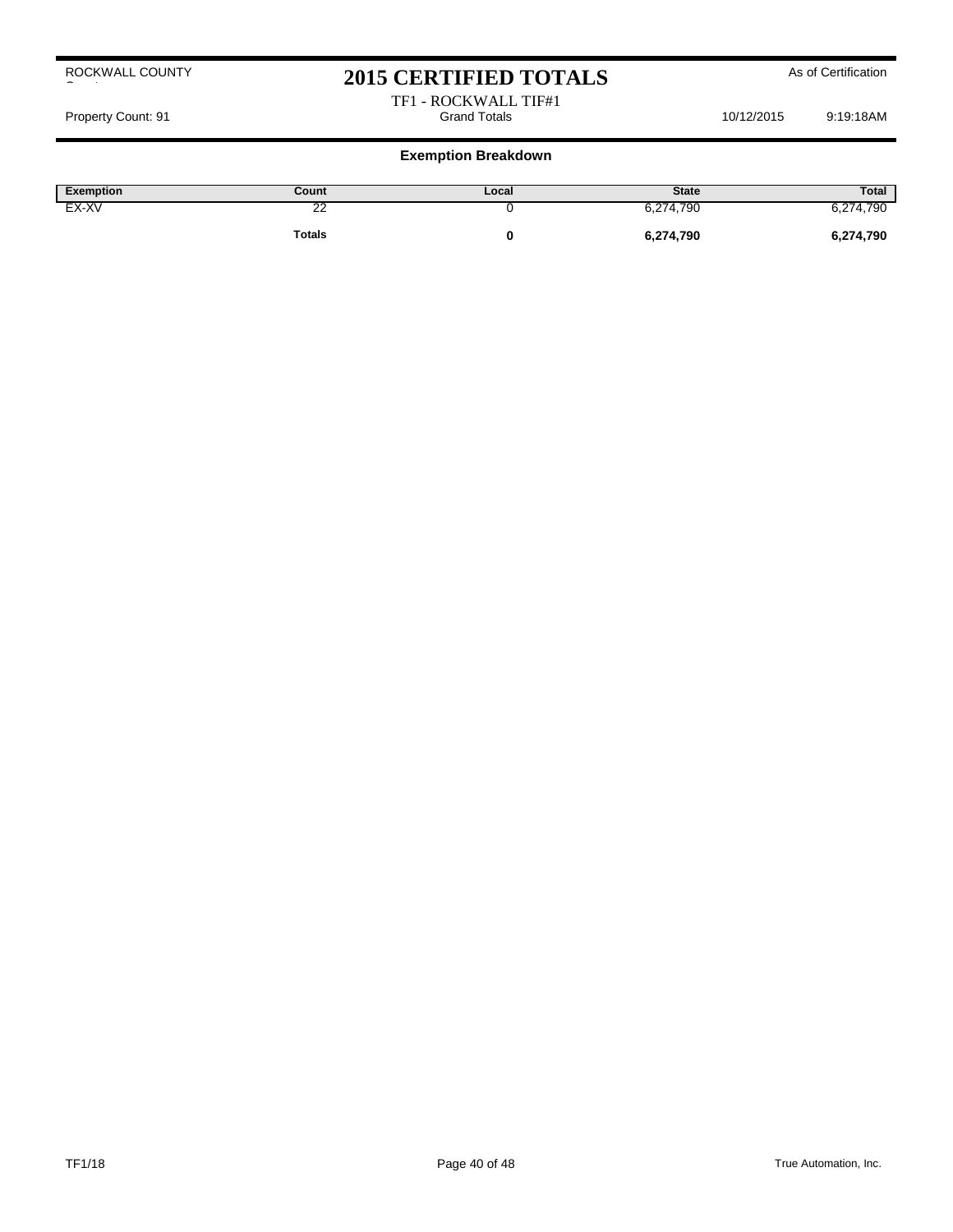ROCKWALL COUNTY

# 2015 CERTIFIED TOTALS

As of Certification

TF1 - ROCKWALL TIF#1

Property Count: 91 | Grand Totals | 10/12/2015 9:19:18AM

## Exemption Breakdown

| Exemption | Count | Local | State | Total |
|---|---|---|---|---|
| EX-XV | 22 | 0 | 6,274,790 | 6,274,790 |
| | **Totals** | **0** | **6,274,790** | **6,274,790** |

TF1/18

True Automation, Inc.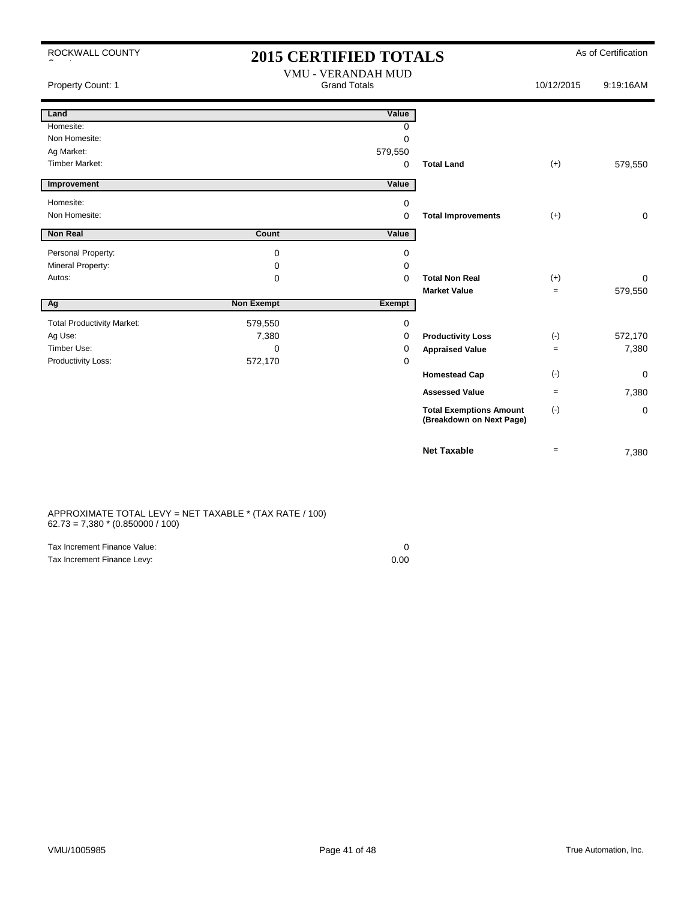ROCKWALL COUNTY

# 2015 CERTIFIED TOTALS

As of Certification

Property Count: 1

VMU - VERANDAH MUD
Grand Totals

10/12/2015 9:19:16AM

| Land | | Value | | | |
|---|---|---|---|---|---|
| Homesite: | | 0 | | | |
| Non Homesite: | | 0 | | | |
| Ag Market: | | 579,550 | | | |
| Timber Market: | | 0 | **Total Land** | (+) | 579,550 |

| Improvement | | Value | | | |
|---|---|---|---|---|---|
| Homesite: | | 0 | | | |
| Non Homesite: | | 0 | **Total Improvements** | (+) | 0 |

| Non Real | Count | Value | | | |
|---|---|---|---|---|---|
| Personal Property: | 0 | 0 | | | |
| Mineral Property: | 0 | 0 | | | |
| Autos: | 0 | 0 | **Total Non Real** | (+) | 0 |
| | | | **Market Value** | = | 579,550 |

| Ag | Non Exempt | Exempt | | | |
|---|---|---|---|---|---|
| Total Productivity Market: | 579,550 | 0 | | | |
| Ag Use: | 7,380 | 0 | **Productivity Loss** | (-) | 572,170 |
| Timber Use: | 0 | 0 | **Appraised Value** | = | 7,380 |
| Productivity Loss: | 572,170 | 0 | | | |
| | | | **Homestead Cap** | (-) | 0 |
| | | | **Assessed Value** | = | 7,380 |
| | | | **Total Exemptions Amount (Breakdown on Next Page)** | (-) | 0 |
| | | | **Net Taxable** | = | 7,380 |

APPROXIMATE TOTAL LEVY = NET TAXABLE * (TAX RATE / 100)
62.73 = 7,380 * (0.850000 / 100)

| | |
|---|---|
| Tax Increment Finance Value: | 0 |
| Tax Increment Finance Levy: | 0.00 |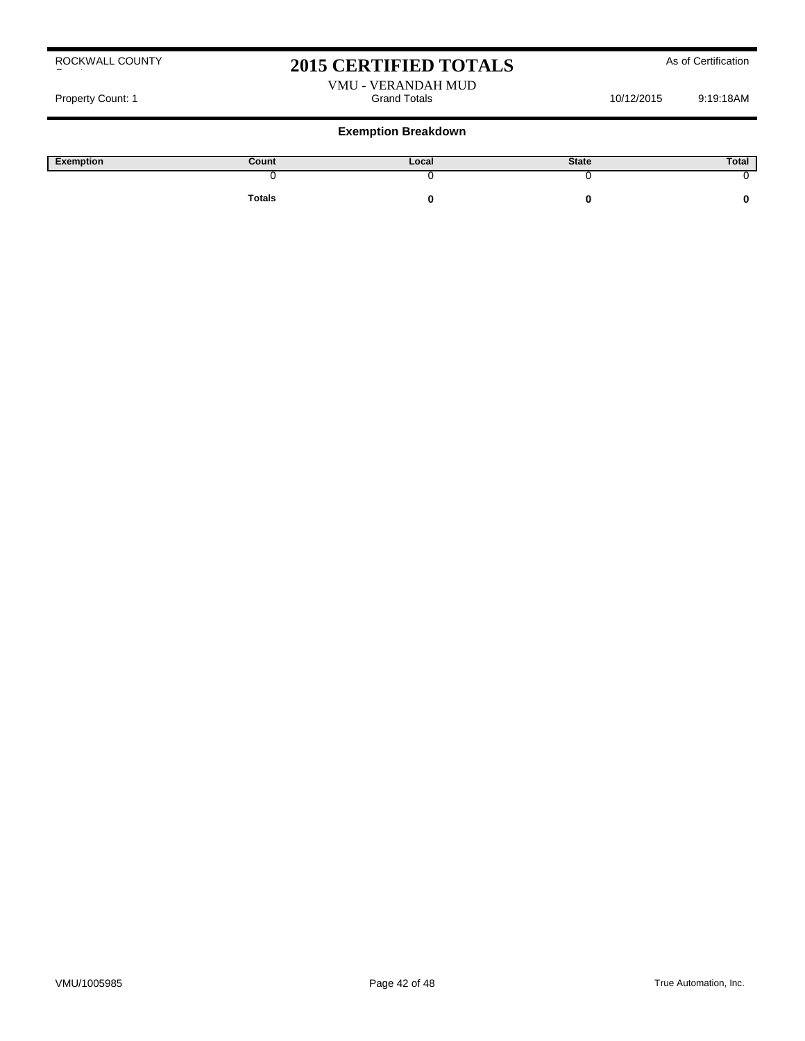ROCKWALL COUNTY

# 2015 CERTIFIED TOTALS

As of Certification

VMU - VERANDAH MUD

Property Count: 1 | Grand Totals | 10/12/2015 9:19:18AM

## Exemption Breakdown

| Exemption | Count | Local | State | Total |
|---|---|---|---|---|
| | 0 | 0 | 0 | 0 |
| | **Totals** | **0** | **0** | **0** |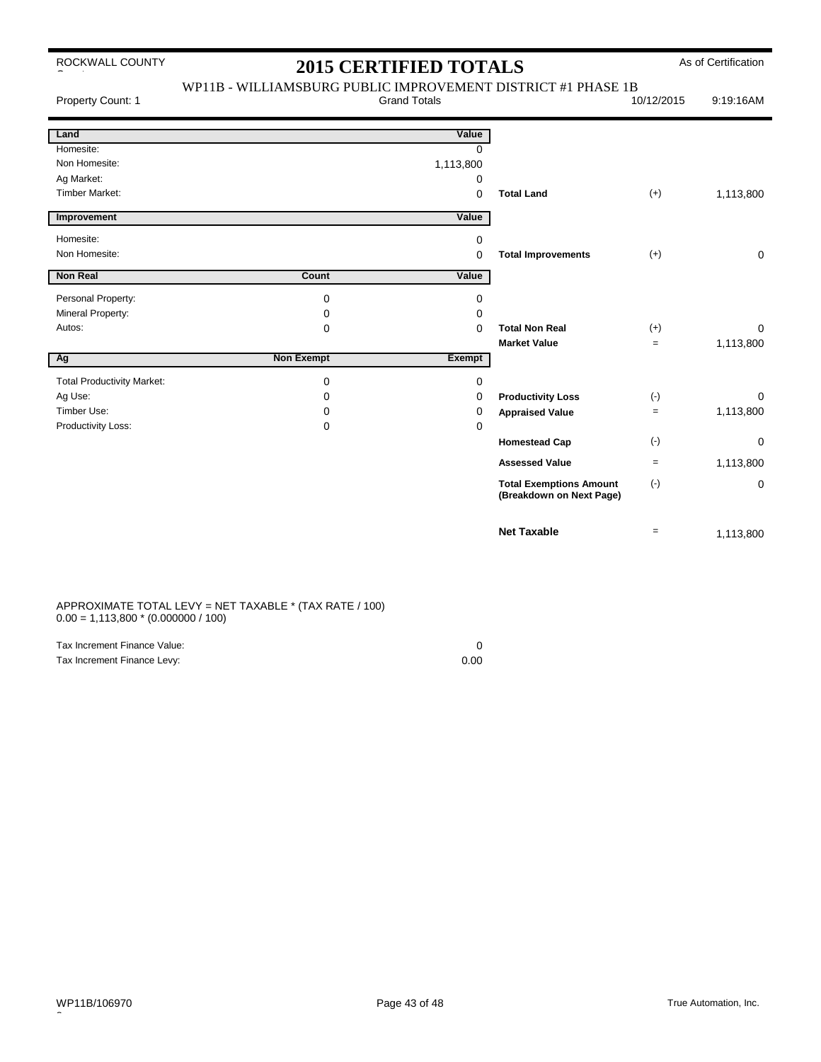ROCKWALL COUNTY

# 2015 CERTIFIED TOTALS

As of Certification

## WP11B - WILLIAMSBURG PUBLIC IMPROVEMENT DISTRICT #1 PHASE 1B

Property Count: 1 | Grand Totals | 10/12/2015 | 9:19:16AM

| Land | | Value | | | |
|---|---|---|---|---|---|
| Homesite: | | 0 | | | |
| Non Homesite: | | 1,113,800 | | | |
| Ag Market: | | 0 | | | |
| Timber Market: | | 0 | **Total Land** | (+) | 1,113,800 |

| Improvement | | Value | | | |
|---|---|---|---|---|---|
| Homesite: | | 0 | | | |
| Non Homesite: | | 0 | **Total Improvements** | (+) | 0 |

| Non Real | Count | Value | | | |
|---|---|---|---|---|---|
| Personal Property: | 0 | 0 | | | |
| Mineral Property: | 0 | 0 | | | |
| Autos: | 0 | 0 | **Total Non Real** | (+) | 0 |
| | | | **Market Value** | = | 1,113,800 |

| Ag | Non Exempt | Exempt | | | |
|---|---|---|---|---|---|
| Total Productivity Market: | 0 | 0 | | | |
| Ag Use: | 0 | 0 | **Productivity Loss** | (-) | 0 |
| Timber Use: | 0 | 0 | **Appraised Value** | = | 1,113,800 |
| Productivity Loss: | 0 | 0 | | | |
| | | | **Homestead Cap** | (-) | 0 |
| | | | **Assessed Value** | = | 1,113,800 |
| | | | **Total Exemptions Amount (Breakdown on Next Page)** | (-) | 0 |
| | | | **Net Taxable** | = | 1,113,800 |

APPROXIMATE TOTAL LEVY = NET TAXABLE * (TAX RATE / 100)
0.00 = 1,113,800 * (0.000000 / 100)

| | |
|---|---|
| Tax Increment Finance Value: | 0 |
| Tax Increment Finance Levy: | 0.00 |

WP11B/106970 | True Automation, Inc.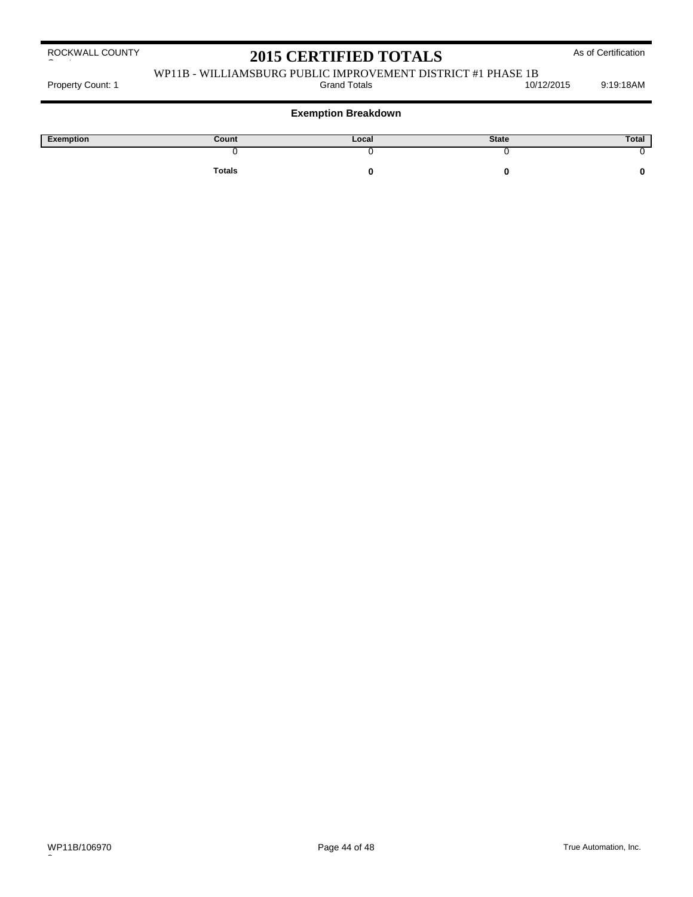ROCKWALL COUNTY

# 2015 CERTIFIED TOTALS

As of Certification

WP11B - WILLIAMSBURG PUBLIC IMPROVEMENT DISTRICT #1 PHASE 1B

Property Count: 1 | Grand Totals | 10/12/2015 9:19:18AM

## Exemption Breakdown

| Exemption | Count | Local | State | Total |
|---|---|---|---|---|
| | 0 | 0 | 0 | 0 |
| | **Totals** | **0** | **0** | **0** |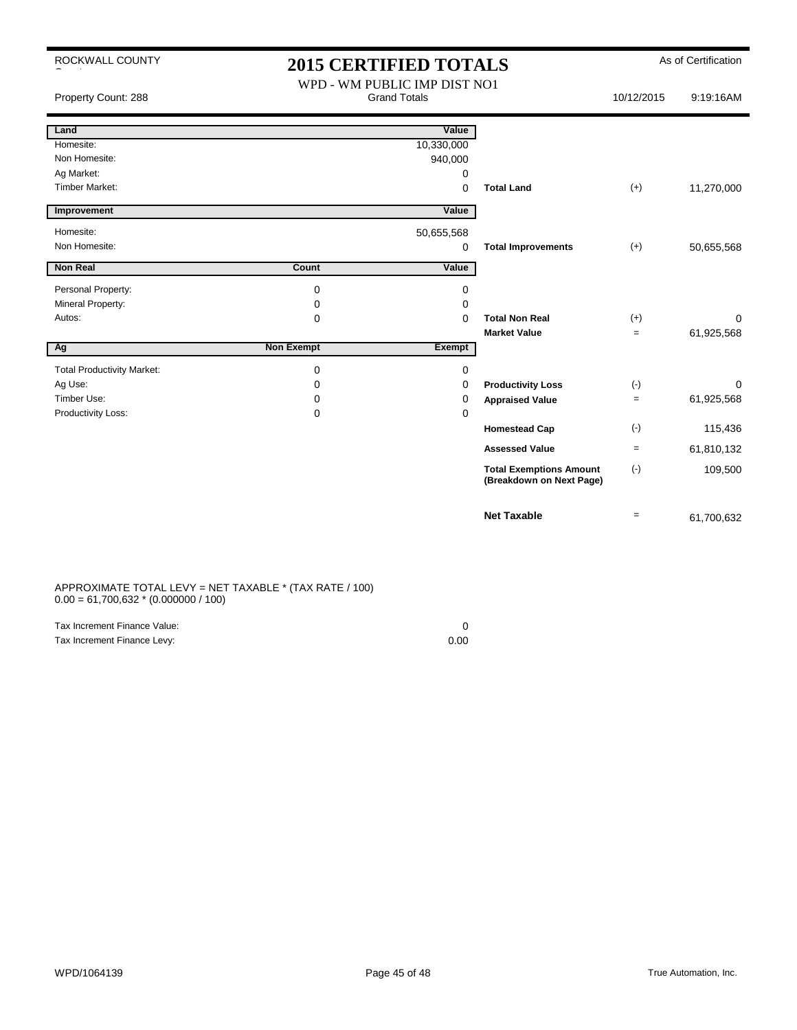ROCKWALL COUNTY

# 2015 CERTIFIED TOTALS

As of Certification

Property Count: 288

WPD - WM PUBLIC IMP DIST NO1
Grand Totals

10/12/2015 9:19:16AM

| Land | | Value | | | |
|---|---|---|---|---|---|
| Homesite: | | 10,330,000 | | | |
| Non Homesite: | | 940,000 | | | |
| Ag Market: | | 0 | | | |
| Timber Market: | | 0 | **Total Land** | (+) | 11,270,000 |

| Improvement | | Value | | | |
|---|---|---|---|---|---|
| Homesite: | | 50,655,568 | | | |
| Non Homesite: | | 0 | **Total Improvements** | (+) | 50,655,568 |

| Non Real | Count | Value | | | |
|---|---|---|---|---|---|
| Personal Property: | 0 | 0 | | | |
| Mineral Property: | 0 | 0 | | | |
| Autos: | 0 | 0 | **Total Non Real** | (+) | 0 |
| | | | **Market Value** | = | 61,925,568 |

| Ag | Non Exempt | Exempt | | | |
|---|---|---|---|---|---|
| Total Productivity Market: | 0 | 0 | | | |
| Ag Use: | 0 | 0 | **Productivity Loss** | (-) | 0 |
| Timber Use: | 0 | 0 | **Appraised Value** | = | 61,925,568 |
| Productivity Loss: | 0 | 0 | | | |
| | | | **Homestead Cap** | (-) | 115,436 |
| | | | **Assessed Value** | = | 61,810,132 |
| | | | **Total Exemptions Amount (Breakdown on Next Page)** | (-) | 109,500 |
| | | | **Net Taxable** | = | 61,700,632 |

APPROXIMATE TOTAL LEVY = NET TAXABLE * (TAX RATE / 100)
0.00 = 61,700,632 * (0.000000 / 100)

| | |
|---|---|
| Tax Increment Finance Value: | 0 |
| Tax Increment Finance Levy: | 0.00 |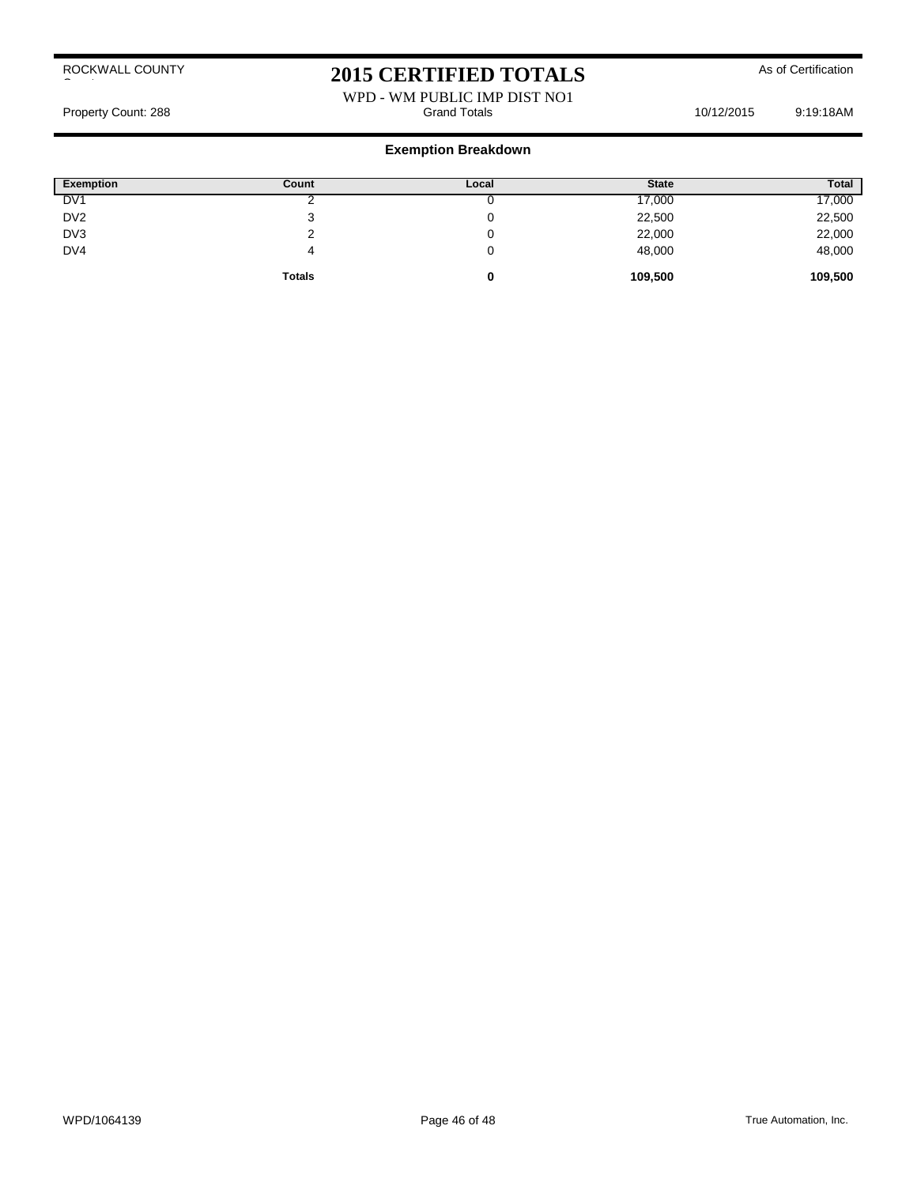ROCKWALL COUNTY

# 2015 CERTIFIED TOTALS

As of Certification

WPD - WM PUBLIC IMP DIST NO1

Property Count: 288 — Grand Totals — 10/12/2015 9:19:18AM

## Exemption Breakdown

| Exemption | Count | Local | State | Total |
|---|---|---|---|---|
| DV1 | 2 | 0 | 17,000 | 17,000 |
| DV2 | 3 | 0 | 22,500 | 22,500 |
| DV3 | 2 | 0 | 22,000 | 22,000 |
| DV4 | 4 | 0 | 48,000 | 48,000 |
| | **Totals** | **0** | **109,500** | **109,500** |

WPD/1064139

True Automation, Inc.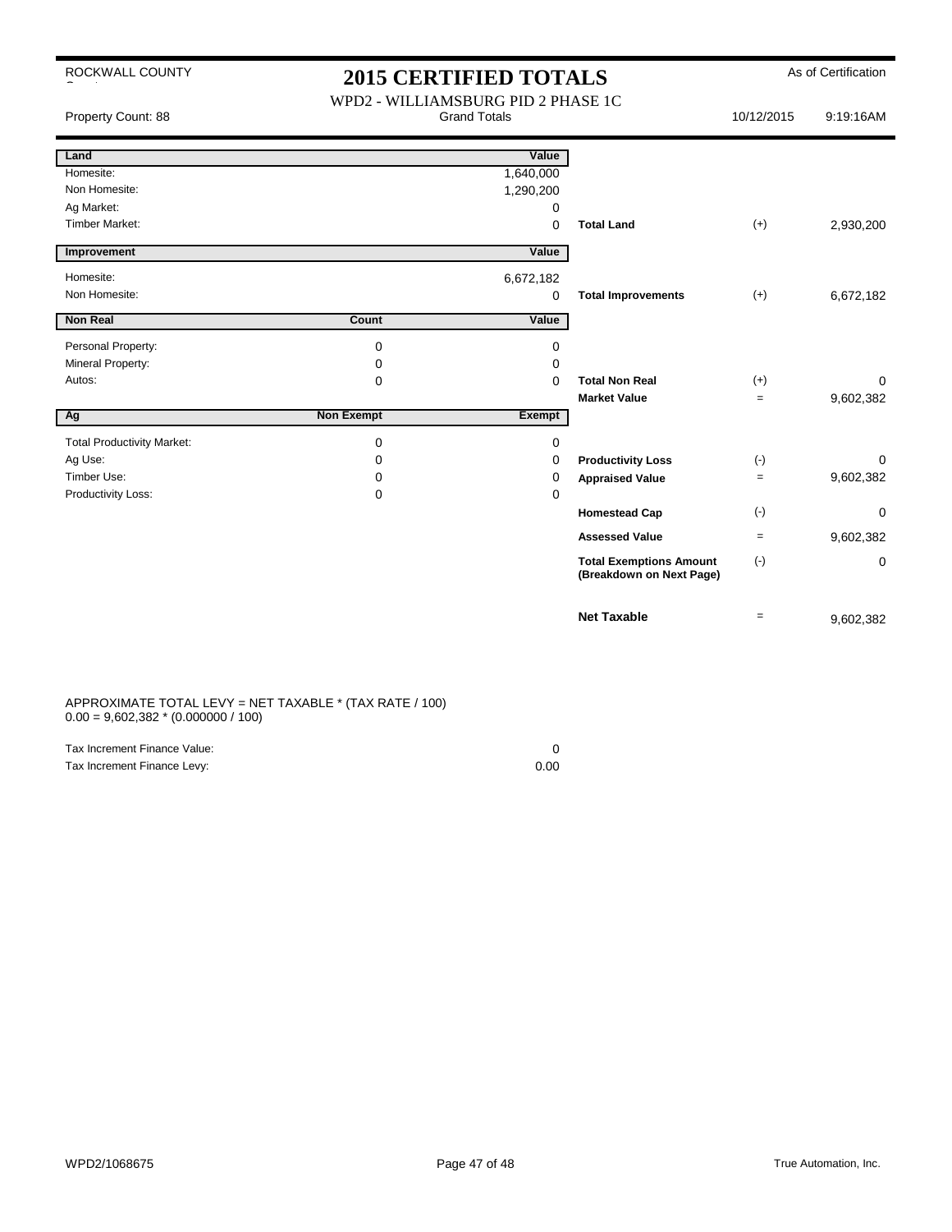ROCKWALL COUNTY

# 2015 CERTIFIED TOTALS

As of Certification

WPD2 - WILLIAMSBURG PID 2 PHASE 1C

Property Count: 88 | Grand Totals | 10/12/2015 9:19:16AM

| Land | | Value | | | |
|---|---|---|---|---|---|
| Homesite: | | 1,640,000 | | | |
| Non Homesite: | | 1,290,200 | | | |
| Ag Market: | | 0 | | | |
| Timber Market: | | 0 | **Total Land** | (+) | 2,930,200 |
| **Improvement** | | **Value** | | | |
| Homesite: | | 6,672,182 | | | |
| Non Homesite: | | 0 | **Total Improvements** | (+) | 6,672,182 |
| **Non Real** | **Count** | **Value** | | | |
| Personal Property: | 0 | 0 | | | |
| Mineral Property: | 0 | 0 | | | |
| Autos: | 0 | 0 | **Total Non Real** | (+) | 0 |
| | | | **Market Value** | = | 9,602,382 |
| **Ag** | **Non Exempt** | **Exempt** | | | |
| Total Productivity Market: | 0 | 0 | | | |
| Ag Use: | 0 | 0 | **Productivity Loss** | (-) | 0 |
| Timber Use: | 0 | 0 | **Appraised Value** | = | 9,602,382 |
| Productivity Loss: | 0 | 0 | | | |
| | | | **Homestead Cap** | (-) | 0 |
| | | | **Assessed Value** | = | 9,602,382 |
| | | | **Total Exemptions Amount (Breakdown on Next Page)** | (-) | 0 |
| | | | **Net Taxable** | = | 9,602,382 |

APPROXIMATE TOTAL LEVY = NET TAXABLE * (TAX RATE / 100)
0.00 = 9,602,382 * (0.000000 / 100)

| | |
|---|---|
| Tax Increment Finance Value: | 0 |
| Tax Increment Finance Levy: | 0.00 |

WPD2/1068675 | True Automation, Inc.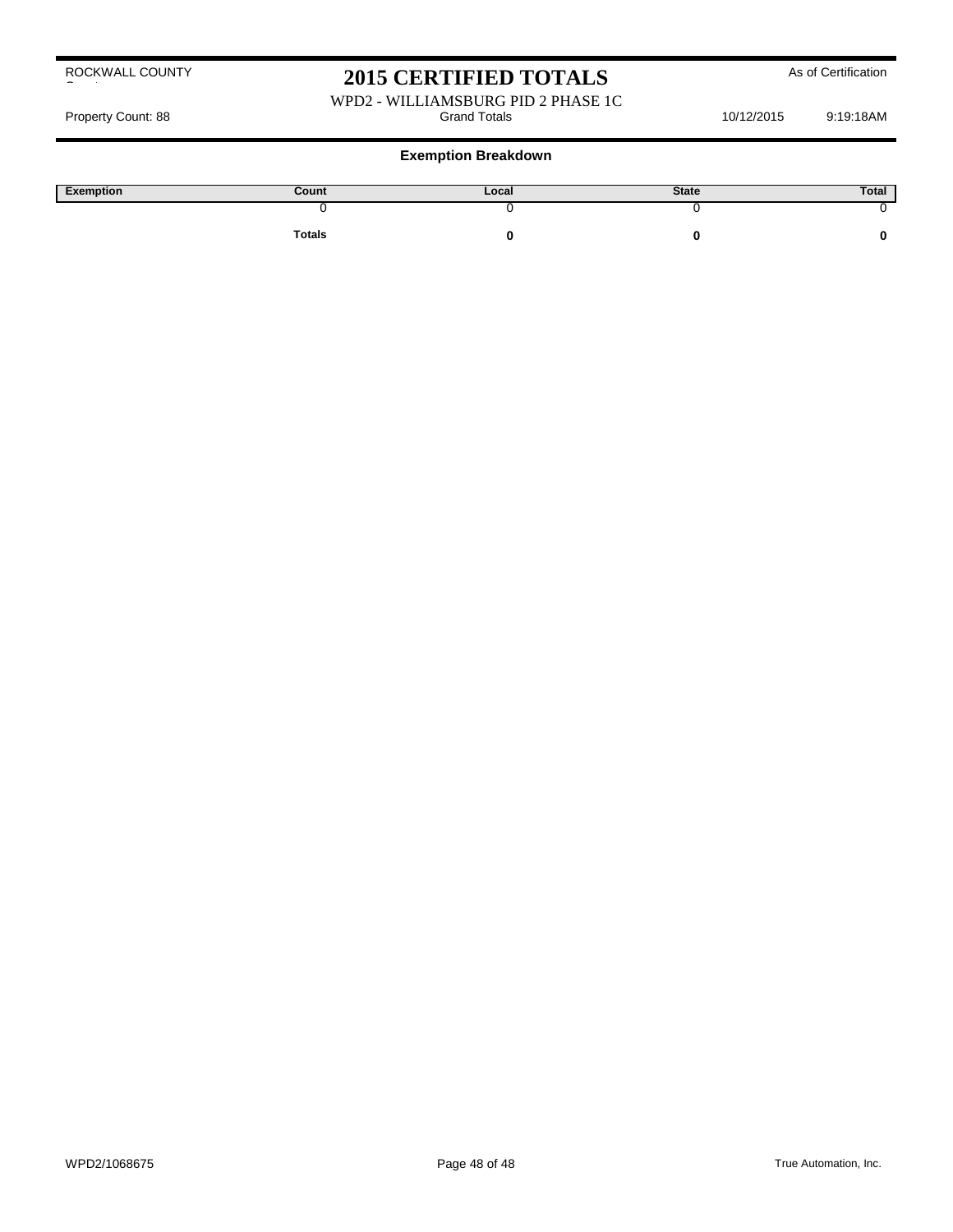ROCKWALL COUNTY

# 2015 CERTIFIED TOTALS

As of Certification

WPD2 - WILLIAMSBURG PID 2 PHASE 1C

Property Count: 88 | Grand Totals | 10/12/2015 | 9:19:18AM

## Exemption Breakdown

| Exemption | Count | Local | State | Total |
|---|---|---|---|---|
| | 0 | 0 | 0 | 0 |
| | **Totals** | **0** | **0** | **0** |